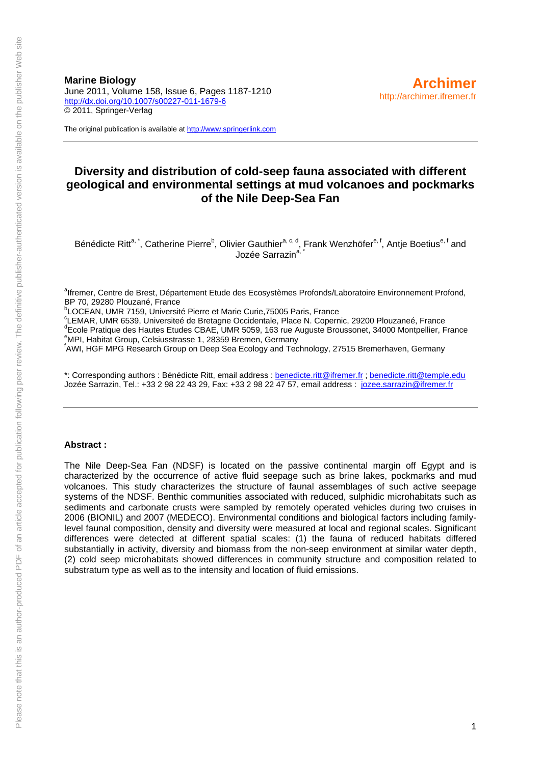**Marine Biology**
June 2011, Volume 158, Issue 6, Pages 1187-1210
http://dx.doi.org/10.1007/s00227-011-1679-6
© 2011, Springer-Verlag

**Archimer**
http://archimer.ifremer.fr

The original publication is available at http://www.springerlink.com

# Diversity and distribution of cold-seep fauna associated with different geological and environmental settings at mud volcanoes and pockmarks of the Nile Deep-Sea Fan

Bénédicte Ritt[a, *], Catherine Pierre[b], Olivier Gauthier[a, c, d], Frank Wenzhöfer[e, f], Antje Boetius[e, f] and Jozée Sarrazin[a, *]

[a]Ifremer, Centre de Brest, Département Etude des Ecosystèmes Profonds/Laboratoire Environnement Profond, BP 70, 29280 Plouzané, France
[b]LOCEAN, UMR 7159, Université Pierre et Marie Curie,75005 Paris, France
[c]LEMAR, UMR 6539, Universiteé de Bretagne Occidentale, Place N. Copernic, 29200 Plouzaneé, France
[d]Ecole Pratique des Hautes Etudes CBAE, UMR 5059, 163 rue Auguste Broussonet, 34000 Montpellier, France
[e]MPI, Habitat Group, Celsiusstrasse 1, 28359 Bremen, Germany
[f]AWI, HGF MPG Research Group on Deep Sea Ecology and Technology, 27515 Bremerhaven, Germany

*: Corresponding authors : Bénédicte Ritt, email address : benedicte.ritt@ifremer.fr ; benedicte.ritt@temple.edu
Jozée Sarrazin, Tel.: +33 2 98 22 43 29, Fax: +33 2 98 22 47 57, email address : jozee.sarrazin@ifremer.fr

**Abstract :**

The Nile Deep-Sea Fan (NDSF) is located on the passive continental margin off Egypt and is characterized by the occurrence of active fluid seepage such as brine lakes, pockmarks and mud volcanoes. This study characterizes the structure of faunal assemblages of such active seepage systems of the NDSF. Benthic communities associated with reduced, sulphidic microhabitats such as sediments and carbonate crusts were sampled by remotely operated vehicles during two cruises in 2006 (BIONIL) and 2007 (MEDECO). Environmental conditions and biological factors including family-level faunal composition, density and diversity were measured at local and regional scales. Significant differences were detected at different spatial scales: (1) the fauna of reduced habitats differed substantially in activity, diversity and biomass from the non-seep environment at similar water depth, (2) cold seep microhabitats showed differences in community structure and composition related to substratum type as well as to the intensity and location of fluid emissions.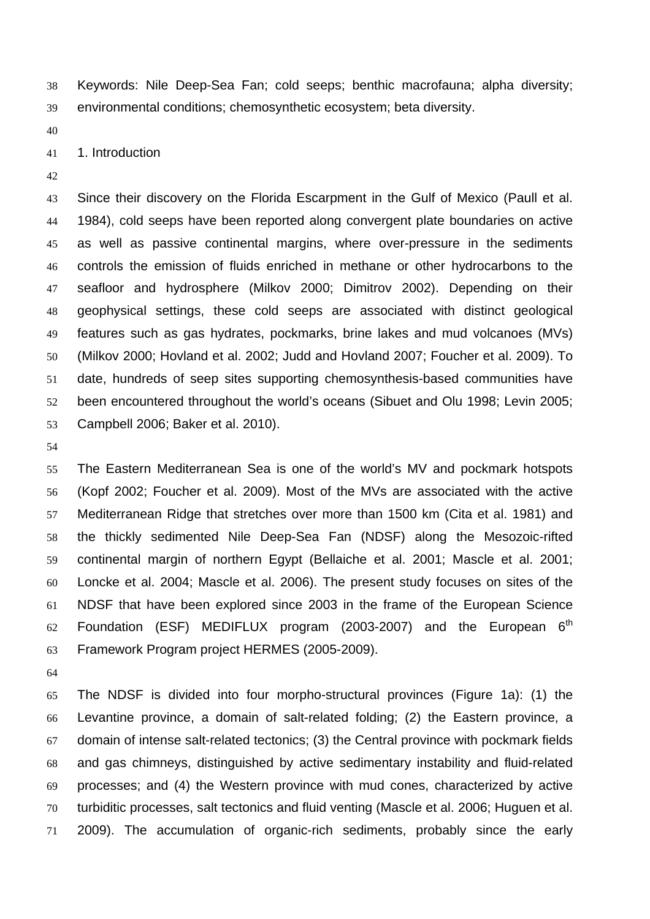Keywords: Nile Deep-Sea Fan; cold seeps; benthic macrofauna; alpha diversity; environmental conditions; chemosynthetic ecosystem; beta diversity.

## 1. Introduction

Since their discovery on the Florida Escarpment in the Gulf of Mexico (Paull et al. 1984), cold seeps have been reported along convergent plate boundaries on active as well as passive continental margins, where over-pressure in the sediments controls the emission of fluids enriched in methane or other hydrocarbons to the seafloor and hydrosphere (Milkov 2000; Dimitrov 2002). Depending on their geophysical settings, these cold seeps are associated with distinct geological features such as gas hydrates, pockmarks, brine lakes and mud volcanoes (MVs) (Milkov 2000; Hovland et al. 2002; Judd and Hovland 2007; Foucher et al. 2009). To date, hundreds of seep sites supporting chemosynthesis-based communities have been encountered throughout the world's oceans (Sibuet and Olu 1998; Levin 2005; Campbell 2006; Baker et al. 2010).

The Eastern Mediterranean Sea is one of the world's MV and pockmark hotspots (Kopf 2002; Foucher et al. 2009). Most of the MVs are associated with the active Mediterranean Ridge that stretches over more than 1500 km (Cita et al. 1981) and the thickly sedimented Nile Deep-Sea Fan (NDSF) along the Mesozoic-rifted continental margin of northern Egypt (Bellaiche et al. 2001; Mascle et al. 2001; Loncke et al. 2004; Mascle et al. 2006). The present study focuses on sites of the NDSF that have been explored since 2003 in the frame of the European Science Foundation (ESF) MEDIFLUX program (2003-2007) and the European 6th Framework Program project HERMES (2005-2009).

The NDSF is divided into four morpho-structural provinces (Figure 1a): (1) the Levantine province, a domain of salt-related folding; (2) the Eastern province, a domain of intense salt-related tectonics; (3) the Central province with pockmark fields and gas chimneys, distinguished by active sedimentary instability and fluid-related processes; and (4) the Western province with mud cones, characterized by active turbiditic processes, salt tectonics and fluid venting (Mascle et al. 2006; Huguen et al. 2009). The accumulation of organic-rich sediments, probably since the early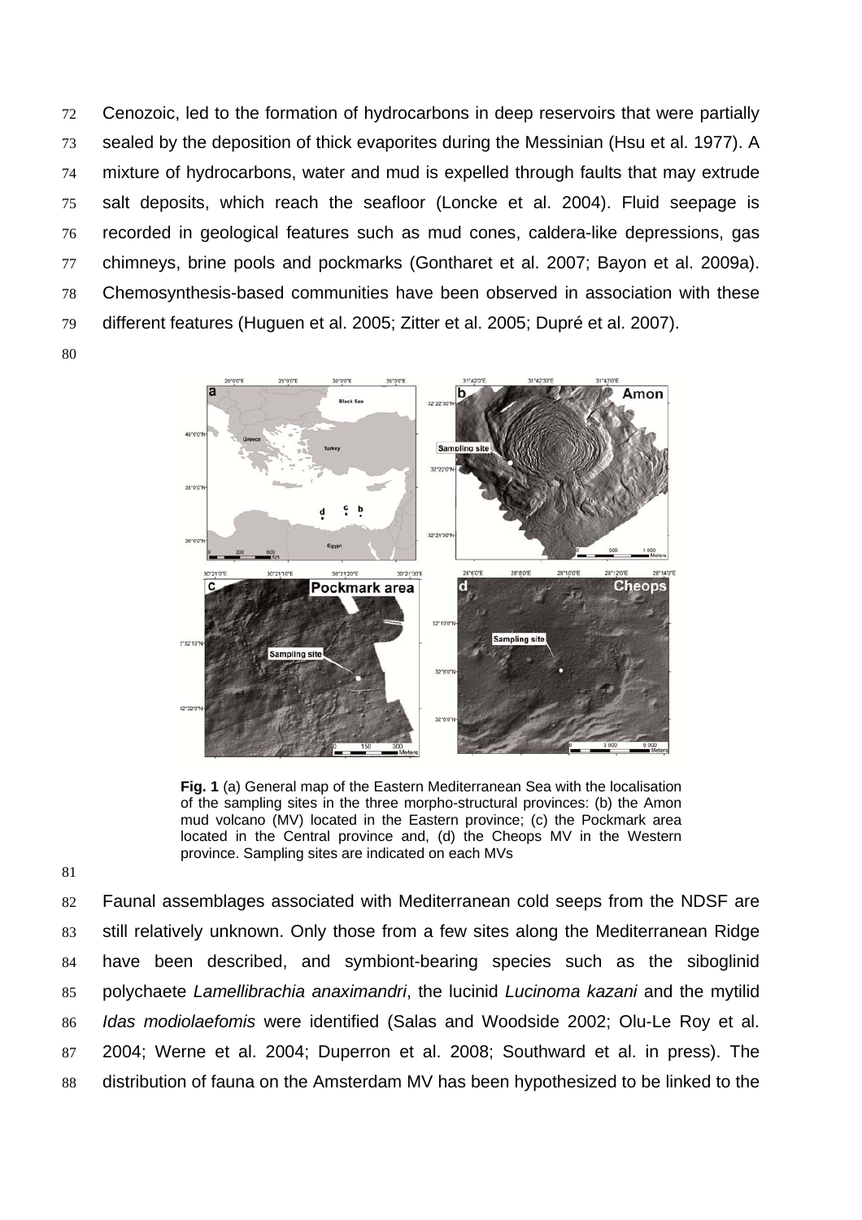Cenozoic, led to the formation of hydrocarbons in deep reservoirs that were partially sealed by the deposition of thick evaporites during the Messinian (Hsu et al. 1977). A mixture of hydrocarbons, water and mud is expelled through faults that may extrude salt deposits, which reach the seafloor (Loncke et al. 2004). Fluid seepage is recorded in geological features such as mud cones, caldera-like depressions, gas chimneys, brine pools and pockmarks (Gontharet et al. 2007; Bayon et al. 2009a). Chemosynthesis-based communities have been observed in association with these different features (Huguen et al. 2005; Zitter et al. 2005; Dupré et al. 2007).

**Fig. 1** (a) General map of the Eastern Mediterranean Sea with the localisation of the sampling sites in the three morpho-structural provinces: (b) the Amon mud volcano (MV) located in the Eastern province; (c) the Pockmark area located in the Central province and, (d) the Cheops MV in the Western province. Sampling sites are indicated on each MVs

Faunal assemblages associated with Mediterranean cold seeps from the NDSF are still relatively unknown. Only those from a few sites along the Mediterranean Ridge have been described, and symbiont-bearing species such as the siboglinid polychaete *Lamellibrachia anaximandri*, the lucinid *Lucinoma kazani* and the mytilid *Idas modiolaefomis* were identified (Salas and Woodside 2002; Olu-Le Roy et al. 2004; Werne et al. 2004; Duperron et al. 2008; Southward et al. in press). The distribution of fauna on the Amsterdam MV has been hypothesized to be linked to the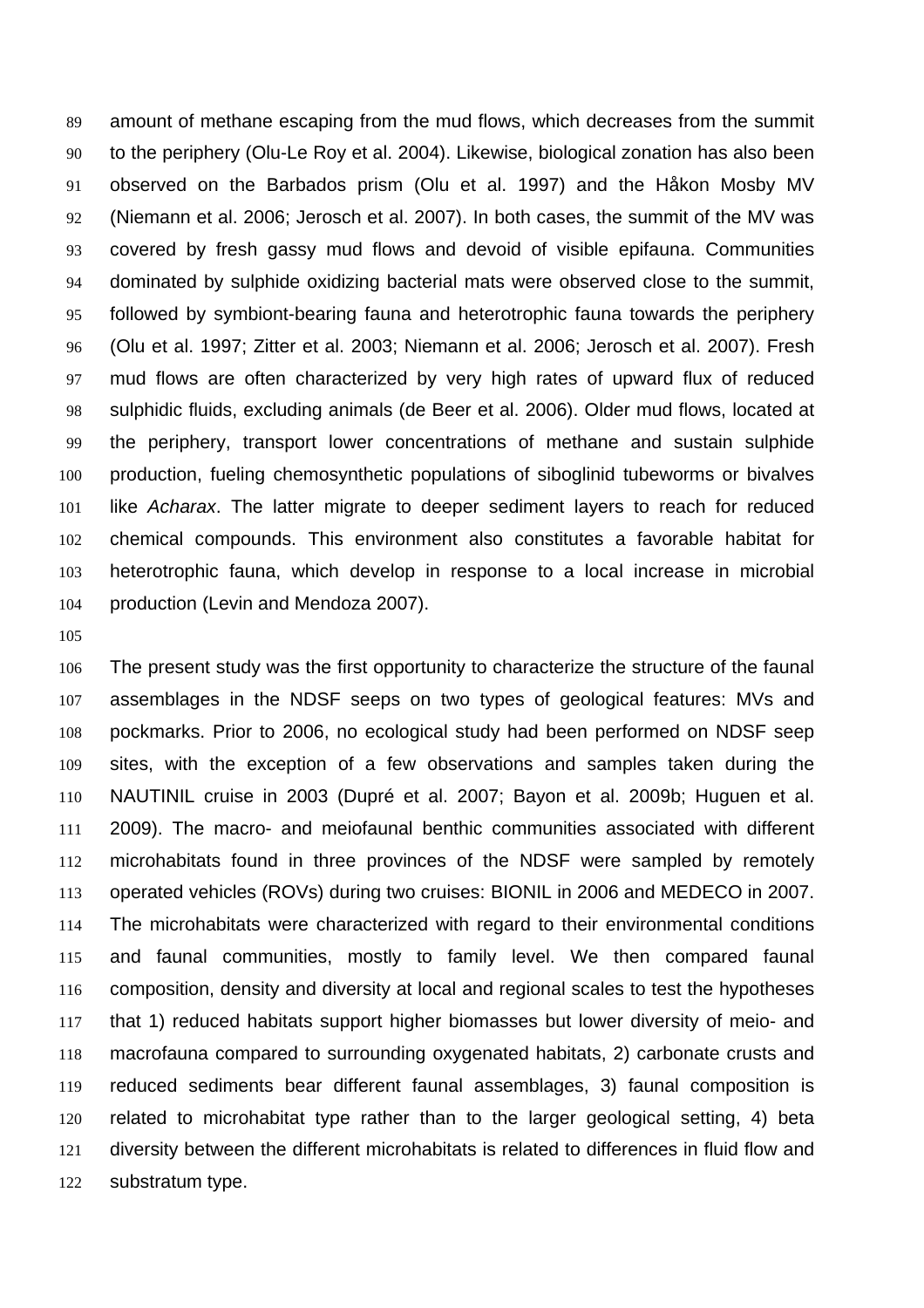amount of methane escaping from the mud flows, which decreases from the summit to the periphery (Olu-Le Roy et al. 2004). Likewise, biological zonation has also been observed on the Barbados prism (Olu et al. 1997) and the Håkon Mosby MV (Niemann et al. 2006; Jerosch et al. 2007). In both cases, the summit of the MV was covered by fresh gassy mud flows and devoid of visible epifauna. Communities dominated by sulphide oxidizing bacterial mats were observed close to the summit, followed by symbiont-bearing fauna and heterotrophic fauna towards the periphery (Olu et al. 1997; Zitter et al. 2003; Niemann et al. 2006; Jerosch et al. 2007). Fresh mud flows are often characterized by very high rates of upward flux of reduced sulphidic fluids, excluding animals (de Beer et al. 2006). Older mud flows, located at the periphery, transport lower concentrations of methane and sustain sulphide production, fueling chemosynthetic populations of siboglinid tubeworms or bivalves like *Acharax*. The latter migrate to deeper sediment layers to reach for reduced chemical compounds. This environment also constitutes a favorable habitat for heterotrophic fauna, which develop in response to a local increase in microbial production (Levin and Mendoza 2007).

The present study was the first opportunity to characterize the structure of the faunal assemblages in the NDSF seeps on two types of geological features: MVs and pockmarks. Prior to 2006, no ecological study had been performed on NDSF seep sites, with the exception of a few observations and samples taken during the NAUTINIL cruise in 2003 (Dupré et al. 2007; Bayon et al. 2009b; Huguen et al. 2009). The macro- and meiofaunal benthic communities associated with different microhabitats found in three provinces of the NDSF were sampled by remotely operated vehicles (ROVs) during two cruises: BIONIL in 2006 and MEDECO in 2007. The microhabitats were characterized with regard to their environmental conditions and faunal communities, mostly to family level. We then compared faunal composition, density and diversity at local and regional scales to test the hypotheses that 1) reduced habitats support higher biomasses but lower diversity of meio- and macrofauna compared to surrounding oxygenated habitats, 2) carbonate crusts and reduced sediments bear different faunal assemblages, 3) faunal composition is related to microhabitat type rather than to the larger geological setting, 4) beta diversity between the different microhabitats is related to differences in fluid flow and substratum type.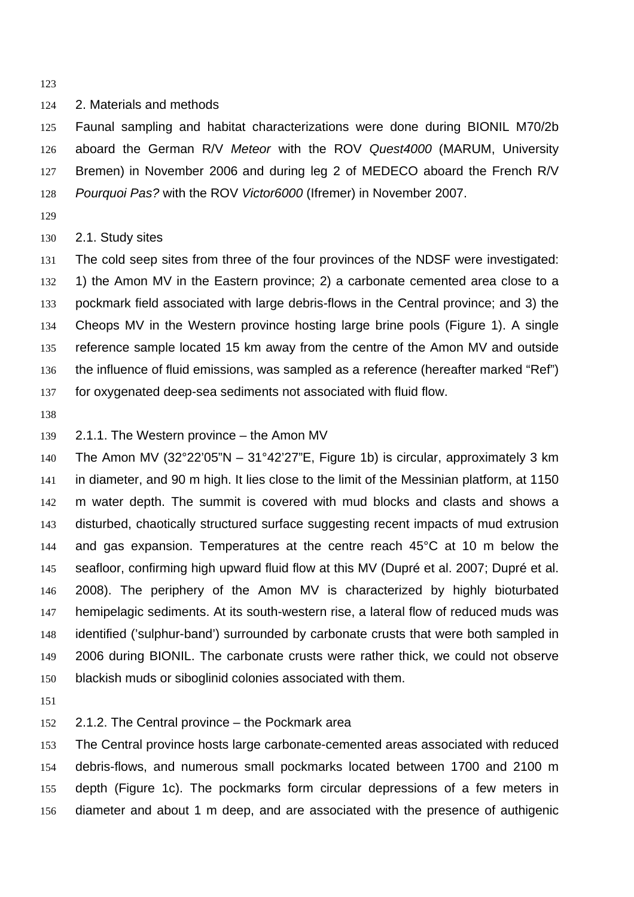## 2. Materials and methods

Faunal sampling and habitat characterizations were done during BIONIL M70/2b aboard the German R/V *Meteor* with the ROV *Quest4000* (MARUM, University Bremen) in November 2006 and during leg 2 of MEDECO aboard the French R/V *Pourquoi Pas?* with the ROV *Victor6000* (Ifremer) in November 2007.

### 2.1. Study sites

The cold seep sites from three of the four provinces of the NDSF were investigated: 1) the Amon MV in the Eastern province; 2) a carbonate cemented area close to a pockmark field associated with large debris-flows in the Central province; and 3) the Cheops MV in the Western province hosting large brine pools (Figure 1). A single reference sample located 15 km away from the centre of the Amon MV and outside the influence of fluid emissions, was sampled as a reference (hereafter marked "Ref") for oxygenated deep-sea sediments not associated with fluid flow.

#### 2.1.1. The Western province – the Amon MV

The Amon MV (32°22'05"N – 31°42'27"E, Figure 1b) is circular, approximately 3 km in diameter, and 90 m high. It lies close to the limit of the Messinian platform, at 1150 m water depth. The summit is covered with mud blocks and clasts and shows a disturbed, chaotically structured surface suggesting recent impacts of mud extrusion and gas expansion. Temperatures at the centre reach 45°C at 10 m below the seafloor, confirming high upward fluid flow at this MV (Dupré et al. 2007; Dupré et al. 2008). The periphery of the Amon MV is characterized by highly bioturbated hemipelagic sediments. At its south-western rise, a lateral flow of reduced muds was identified ('sulphur-band') surrounded by carbonate crusts that were both sampled in 2006 during BIONIL. The carbonate crusts were rather thick, we could not observe blackish muds or siboglinid colonies associated with them.

#### 2.1.2. The Central province – the Pockmark area

The Central province hosts large carbonate-cemented areas associated with reduced debris-flows, and numerous small pockmarks located between 1700 and 2100 m depth (Figure 1c). The pockmarks form circular depressions of a few meters in diameter and about 1 m deep, and are associated with the presence of authigenic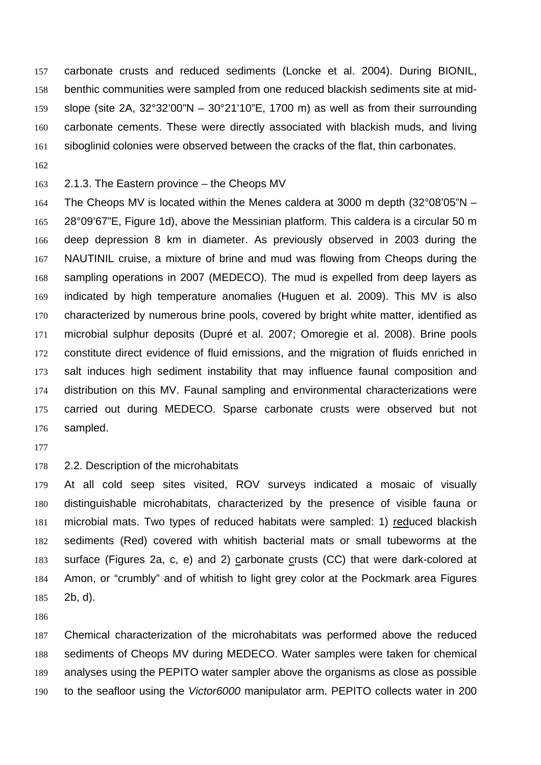carbonate crusts and reduced sediments (Loncke et al. 2004). During BIONIL, benthic communities were sampled from one reduced blackish sediments site at mid-slope (site 2A, 32°32'00"N – 30°21'10"E, 1700 m) as well as from their surrounding carbonate cements. These were directly associated with blackish muds, and living siboglinid colonies were observed between the cracks of the flat, thin carbonates.

### 2.1.3. The Eastern province – the Cheops MV

The Cheops MV is located within the Menes caldera at 3000 m depth (32°08'05"N – 28°09'67"E, Figure 1d), above the Messinian platform. This caldera is a circular 50 m deep depression 8 km in diameter. As previously observed in 2003 during the NAUTINIL cruise, a mixture of brine and mud was flowing from Cheops during the sampling operations in 2007 (MEDECO). The mud is expelled from deep layers as indicated by high temperature anomalies (Huguen et al. 2009). This MV is also characterized by numerous brine pools, covered by bright white matter, identified as microbial sulphur deposits (Dupré et al. 2007; Omoregie et al. 2008). Brine pools constitute direct evidence of fluid emissions, and the migration of fluids enriched in salt induces high sediment instability that may influence faunal composition and distribution on this MV. Faunal sampling and environmental characterizations were carried out during MEDECO. Sparse carbonate crusts were observed but not sampled.

## 2.2. Description of the microhabitats

At all cold seep sites visited, ROV surveys indicated a mosaic of visually distinguishable microhabitats, characterized by the presence of visible fauna or microbial mats. Two types of reduced habitats were sampled: 1) reduced blackish sediments (Red) covered with whitish bacterial mats or small tubeworms at the surface (Figures 2a, c, e) and 2) carbonate crusts (CC) that were dark-colored at Amon, or "crumbly" and of whitish to light grey color at the Pockmark area Figures 2b, d).

Chemical characterization of the microhabitats was performed above the reduced sediments of Cheops MV during MEDECO. Water samples were taken for chemical analyses using the PEPITO water sampler above the organisms as close as possible to the seafloor using the *Victor6000* manipulator arm. PEPITO collects water in 200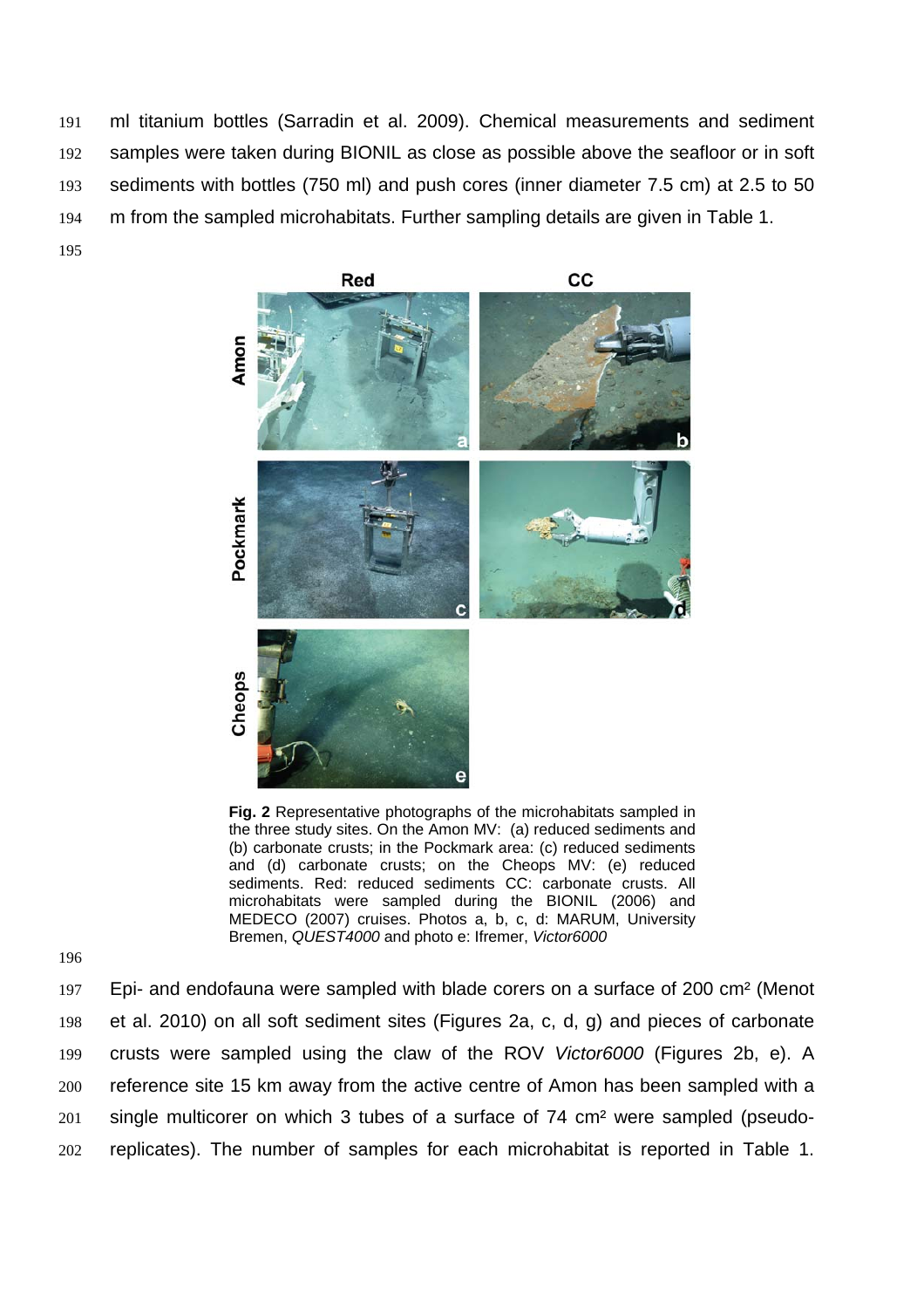ml titanium bottles (Sarradin et al. 2009). Chemical measurements and sediment samples were taken during BIONIL as close as possible above the seafloor or in soft sediments with bottles (750 ml) and push cores (inner diameter 7.5 cm) at 2.5 to 50 m from the sampled microhabitats. Further sampling details are given in Table 1.

**Fig. 2** Representative photographs of the microhabitats sampled in the three study sites. On the Amon MV: (a) reduced sediments and (b) carbonate crusts; in the Pockmark area: (c) reduced sediments and (d) carbonate crusts; on the Cheops MV: (e) reduced sediments. Red: reduced sediments CC: carbonate crusts. All microhabitats were sampled during the BIONIL (2006) and MEDECO (2007) cruises. Photos a, b, c, d: MARUM, University Bremen, *QUEST4000* and photo e: Ifremer, *Victor6000*

Epi- and endofauna were sampled with blade corers on a surface of 200 cm² (Menot et al. 2010) on all soft sediment sites (Figures 2a, c, d, g) and pieces of carbonate crusts were sampled using the claw of the ROV *Victor6000* (Figures 2b, e). A reference site 15 km away from the active centre of Amon has been sampled with a single multicorer on which 3 tubes of a surface of 74 cm² were sampled (pseudo-replicates). The number of samples for each microhabitat is reported in Table 1.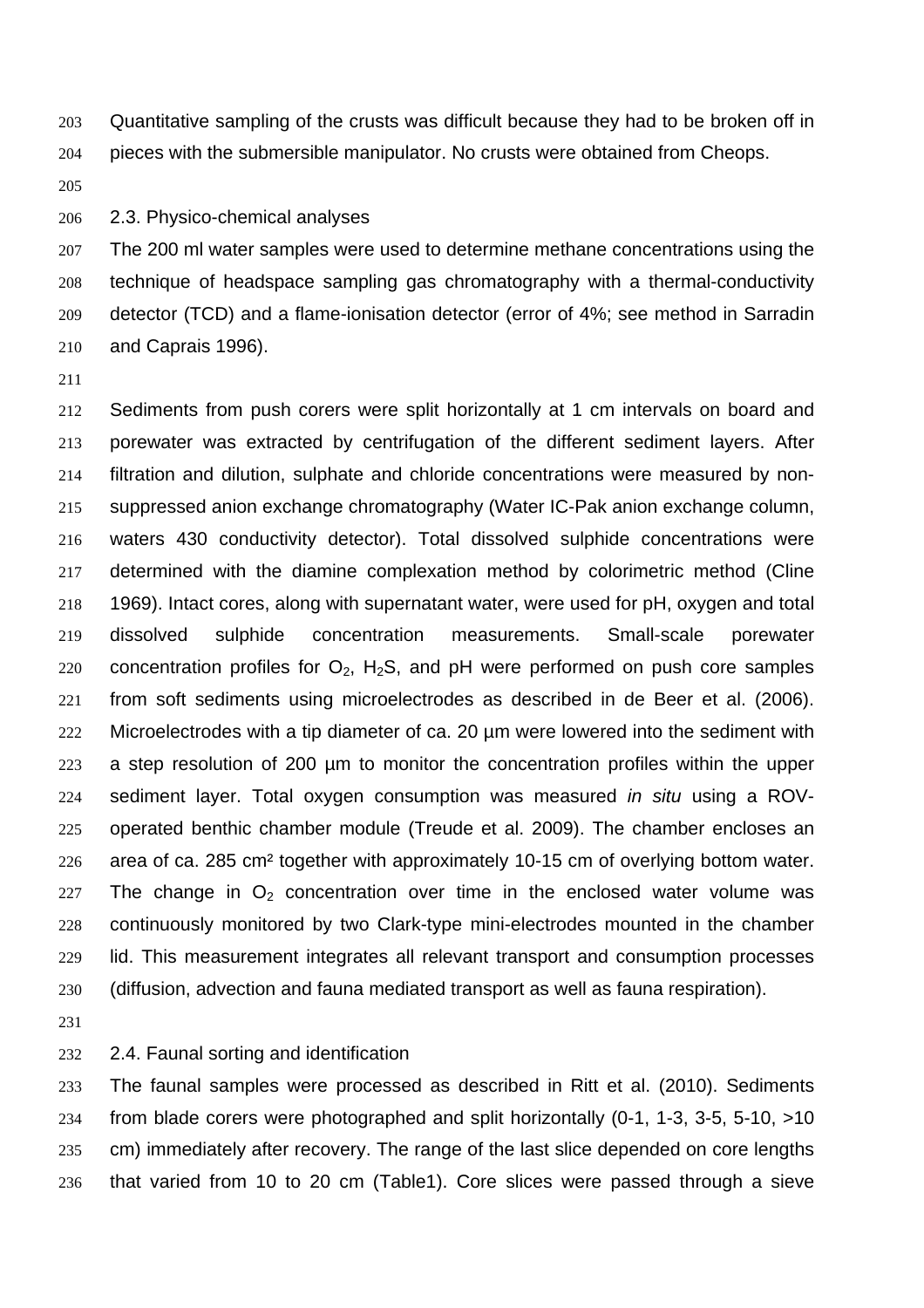Quantitative sampling of the crusts was difficult because they had to be broken off in pieces with the submersible manipulator. No crusts were obtained from Cheops.

### 2.3. Physico-chemical analyses

The 200 ml water samples were used to determine methane concentrations using the technique of headspace sampling gas chromatography with a thermal-conductivity detector (TCD) and a flame-ionisation detector (error of 4%; see method in Sarradin and Caprais 1996).

Sediments from push corers were split horizontally at 1 cm intervals on board and porewater was extracted by centrifugation of the different sediment layers. After filtration and dilution, sulphate and chloride concentrations were measured by non-suppressed anion exchange chromatography (Water IC-Pak anion exchange column, waters 430 conductivity detector). Total dissolved sulphide concentrations were determined with the diamine complexation method by colorimetric method (Cline 1969). Intact cores, along with supernatant water, were used for pH, oxygen and total dissolved sulphide concentration measurements. Small-scale porewater concentration profiles for $O_2$, $H_2S$, and pH were performed on push core samples from soft sediments using microelectrodes as described in de Beer et al. (2006). Microelectrodes with a tip diameter of ca. 20 µm were lowered into the sediment with a step resolution of 200 µm to monitor the concentration profiles within the upper sediment layer. Total oxygen consumption was measured *in situ* using a ROV-operated benthic chamber module (Treude et al. 2009). The chamber encloses an area of ca. 285 cm² together with approximately 10-15 cm of overlying bottom water. The change in $O_2$ concentration over time in the enclosed water volume was continuously monitored by two Clark-type mini-electrodes mounted in the chamber lid. This measurement integrates all relevant transport and consumption processes (diffusion, advection and fauna mediated transport as well as fauna respiration).

### 2.4. Faunal sorting and identification

The faunal samples were processed as described in Ritt et al. (2010). Sediments from blade corers were photographed and split horizontally (0-1, 1-3, 3-5, 5-10, >10 cm) immediately after recovery. The range of the last slice depended on core lengths that varied from 10 to 20 cm (Table1). Core slices were passed through a sieve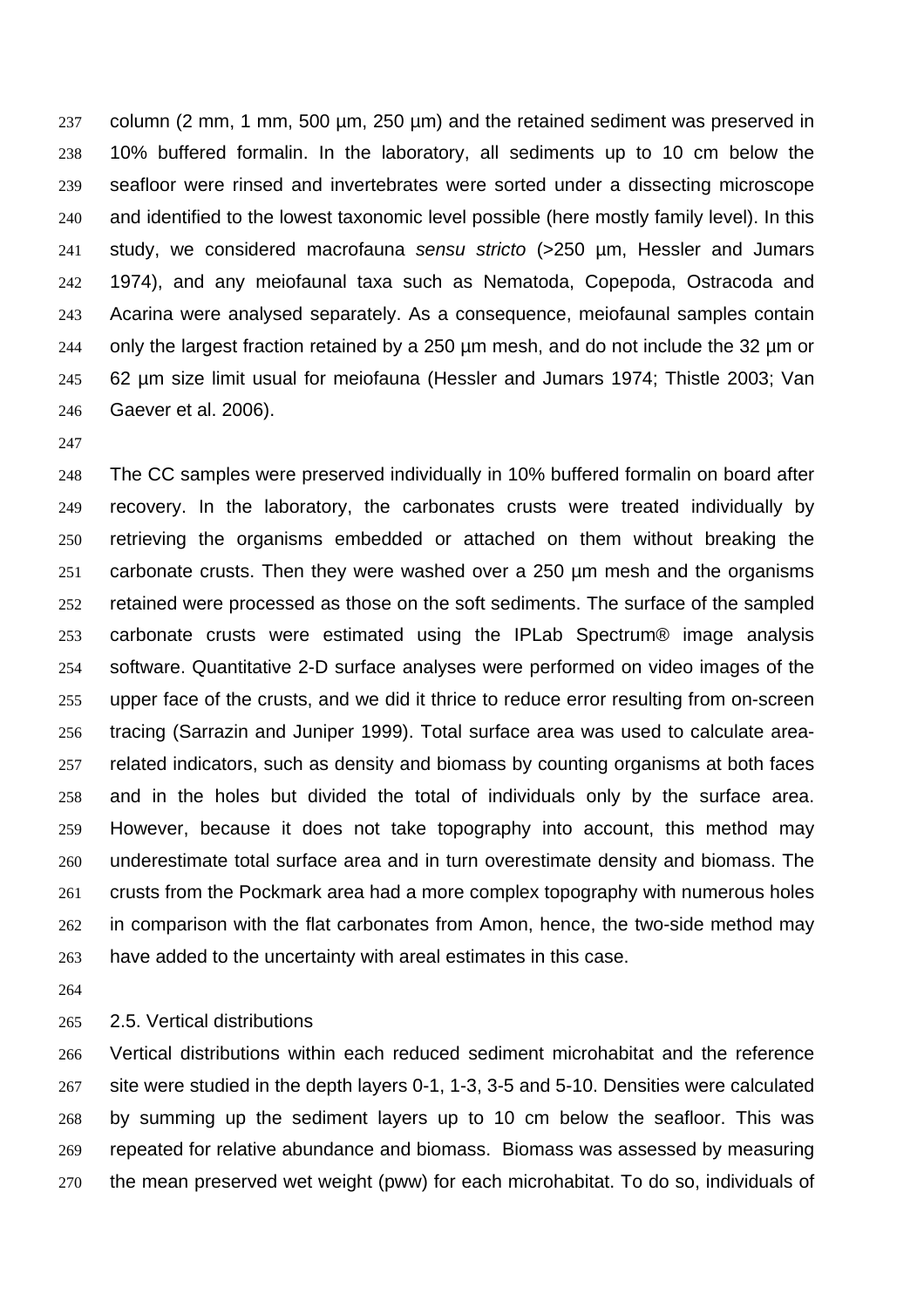column (2 mm, 1 mm, 500 µm, 250 µm) and the retained sediment was preserved in 10% buffered formalin. In the laboratory, all sediments up to 10 cm below the seafloor were rinsed and invertebrates were sorted under a dissecting microscope and identified to the lowest taxonomic level possible (here mostly family level). In this study, we considered macrofauna *sensu stricto* (>250 µm, Hessler and Jumars 1974), and any meiofaunal taxa such as Nematoda, Copepoda, Ostracoda and Acarina were analysed separately. As a consequence, meiofaunal samples contain only the largest fraction retained by a 250 µm mesh, and do not include the 32 µm or 62 µm size limit usual for meiofauna (Hessler and Jumars 1974; Thistle 2003; Van Gaever et al. 2006).

The CC samples were preserved individually in 10% buffered formalin on board after recovery. In the laboratory, the carbonates crusts were treated individually by retrieving the organisms embedded or attached on them without breaking the carbonate crusts. Then they were washed over a 250 µm mesh and the organisms retained were processed as those on the soft sediments. The surface of the sampled carbonate crusts were estimated using the IPLab Spectrum® image analysis software. Quantitative 2-D surface analyses were performed on video images of the upper face of the crusts, and we did it thrice to reduce error resulting from on-screen tracing (Sarrazin and Juniper 1999). Total surface area was used to calculate area-related indicators, such as density and biomass by counting organisms at both faces and in the holes but divided the total of individuals only by the surface area. However, because it does not take topography into account, this method may underestimate total surface area and in turn overestimate density and biomass. The crusts from the Pockmark area had a more complex topography with numerous holes in comparison with the flat carbonates from Amon, hence, the two-side method may have added to the uncertainty with areal estimates in this case.

## 2.5. Vertical distributions

Vertical distributions within each reduced sediment microhabitat and the reference site were studied in the depth layers 0-1, 1-3, 3-5 and 5-10. Densities were calculated by summing up the sediment layers up to 10 cm below the seafloor. This was repeated for relative abundance and biomass. Biomass was assessed by measuring the mean preserved wet weight (pww) for each microhabitat. To do so, individuals of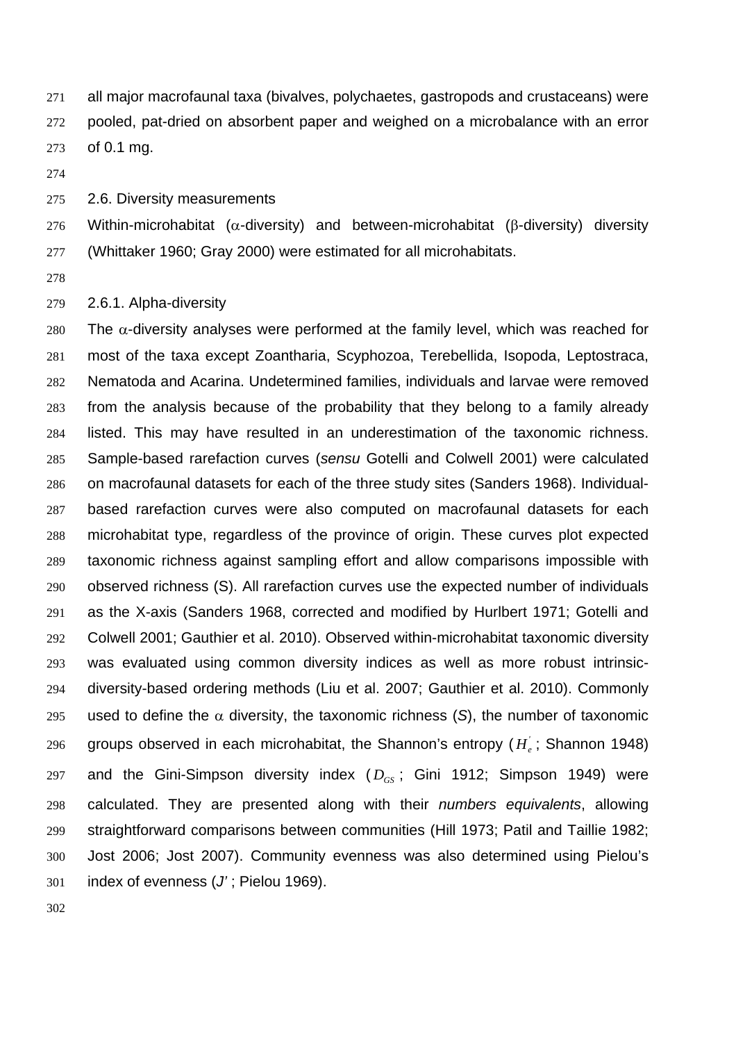all major macrofaunal taxa (bivalves, polychaetes, gastropods and crustaceans) were pooled, pat-dried on absorbent paper and weighed on a microbalance with an error of 0.1 mg.

### 2.6. Diversity measurements

Within-microhabitat ($\alpha$-diversity) and between-microhabitat ($\beta$-diversity) diversity (Whittaker 1960; Gray 2000) were estimated for all microhabitats.

#### 2.6.1. Alpha-diversity

The $\alpha$-diversity analyses were performed at the family level, which was reached for most of the taxa except Zoantharia, Scyphozoa, Terebellida, Isopoda, Leptostraca, Nematoda and Acarina. Undetermined families, individuals and larvae were removed from the analysis because of the probability that they belong to a family already listed. This may have resulted in an underestimation of the taxonomic richness. Sample-based rarefaction curves (*sensu* Gotelli and Colwell 2001) were calculated on macrofaunal datasets for each of the three study sites (Sanders 1968). Individual-based rarefaction curves were also computed on macrofaunal datasets for each microhabitat type, regardless of the province of origin. These curves plot expected taxonomic richness against sampling effort and allow comparisons impossible with observed richness (S). All rarefaction curves use the expected number of individuals as the X-axis (Sanders 1968, corrected and modified by Hurlbert 1971; Gotelli and Colwell 2001; Gauthier et al. 2010). Observed within-microhabitat taxonomic diversity was evaluated using common diversity indices as well as more robust intrinsic-diversity-based ordering methods (Liu et al. 2007; Gauthier et al. 2010). Commonly used to define the $\alpha$ diversity, the taxonomic richness (*S*), the number of taxonomic groups observed in each microhabitat, the Shannon's entropy ($H_e^{'}$; Shannon 1948) and the Gini-Simpson diversity index ($D_{GS}$; Gini 1912; Simpson 1949) were calculated. They are presented along with their *numbers equivalents*, allowing straightforward comparisons between communities (Hill 1973; Patil and Taillie 1982; Jost 2006; Jost 2007). Community evenness was also determined using Pielou's index of evenness (*J'* ; Pielou 1969).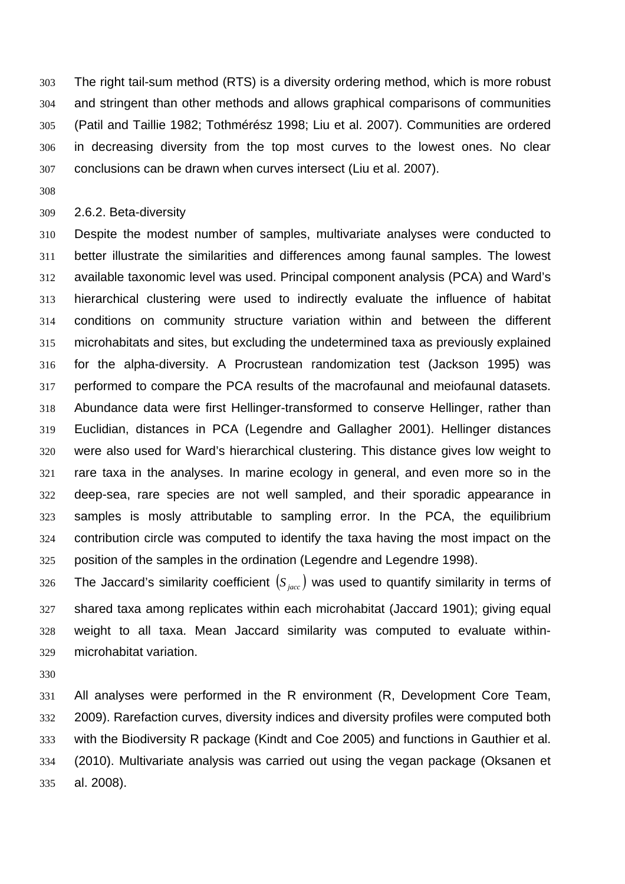The right tail-sum method (RTS) is a diversity ordering method, which is more robust and stringent than other methods and allows graphical comparisons of communities (Patil and Taillie 1982; Tothmérész 1998; Liu et al. 2007). Communities are ordered in decreasing diversity from the top most curves to the lowest ones. No clear conclusions can be drawn when curves intersect (Liu et al. 2007).

### 2.6.2. Beta-diversity

Despite the modest number of samples, multivariate analyses were conducted to better illustrate the similarities and differences among faunal samples. The lowest available taxonomic level was used. Principal component analysis (PCA) and Ward's hierarchical clustering were used to indirectly evaluate the influence of habitat conditions on community structure variation within and between the different microhabitats and sites, but excluding the undetermined taxa as previously explained for the alpha-diversity. A Procrustean randomization test (Jackson 1995) was performed to compare the PCA results of the macrofaunal and meiofaunal datasets. Abundance data were first Hellinger-transformed to conserve Hellinger, rather than Euclidian, distances in PCA (Legendre and Gallagher 2001). Hellinger distances were also used for Ward's hierarchical clustering. This distance gives low weight to rare taxa in the analyses. In marine ecology in general, and even more so in the deep-sea, rare species are not well sampled, and their sporadic appearance in samples is mosly attributable to sampling error. In the PCA, the equilibrium contribution circle was computed to identify the taxa having the most impact on the position of the samples in the ordination (Legendre and Legendre 1998).

The Jaccard's similarity coefficient $(S_{jacc})$ was used to quantify similarity in terms of shared taxa among replicates within each microhabitat (Jaccard 1901); giving equal weight to all taxa. Mean Jaccard similarity was computed to evaluate within-microhabitat variation.

All analyses were performed in the R environment (R, Development Core Team, 2009). Rarefaction curves, diversity indices and diversity profiles were computed both with the Biodiversity R package (Kindt and Coe 2005) and functions in Gauthier et al. (2010). Multivariate analysis was carried out using the vegan package (Oksanen et al. 2008).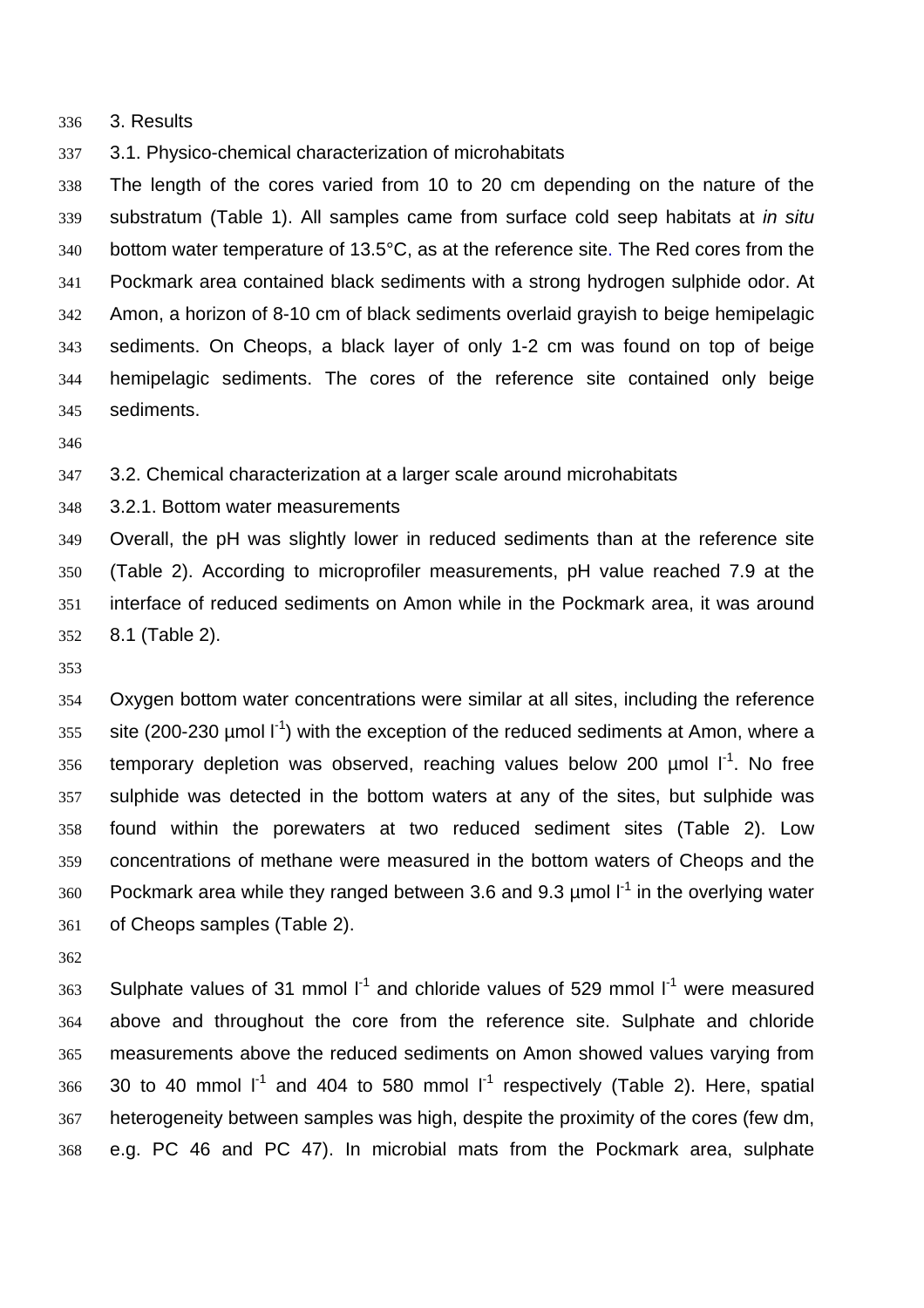## 3. Results

### 3.1. Physico-chemical characterization of microhabitats

The length of the cores varied from 10 to 20 cm depending on the nature of the substratum (Table 1). All samples came from surface cold seep habitats at *in situ* bottom water temperature of 13.5°C, as at the reference site. The Red cores from the Pockmark area contained black sediments with a strong hydrogen sulphide odor. At Amon, a horizon of 8-10 cm of black sediments overlaid grayish to beige hemipelagic sediments. On Cheops, a black layer of only 1-2 cm was found on top of beige hemipelagic sediments. The cores of the reference site contained only beige sediments.

### 3.2. Chemical characterization at a larger scale around microhabitats

#### 3.2.1. Bottom water measurements

Overall, the pH was slightly lower in reduced sediments than at the reference site (Table 2). According to microprofiler measurements, pH value reached 7.9 at the interface of reduced sediments on Amon while in the Pockmark area, it was around 8.1 (Table 2).

Oxygen bottom water concentrations were similar at all sites, including the reference site (200-230 µmol $l^{-1}$) with the exception of the reduced sediments at Amon, where a temporary depletion was observed, reaching values below 200 µmol $l^{-1}$. No free sulphide was detected in the bottom waters at any of the sites, but sulphide was found within the porewaters at two reduced sediment sites (Table 2). Low concentrations of methane were measured in the bottom waters of Cheops and the Pockmark area while they ranged between 3.6 and 9.3 µmol $l^{-1}$ in the overlying water of Cheops samples (Table 2).

Sulphate values of 31 mmol $l^{-1}$ and chloride values of 529 mmol $l^{-1}$ were measured above and throughout the core from the reference site. Sulphate and chloride measurements above the reduced sediments on Amon showed values varying from 30 to 40 mmol $l^{-1}$ and 404 to 580 mmol $l^{-1}$ respectively (Table 2). Here, spatial heterogeneity between samples was high, despite the proximity of the cores (few dm, e.g. PC 46 and PC 47). In microbial mats from the Pockmark area, sulphate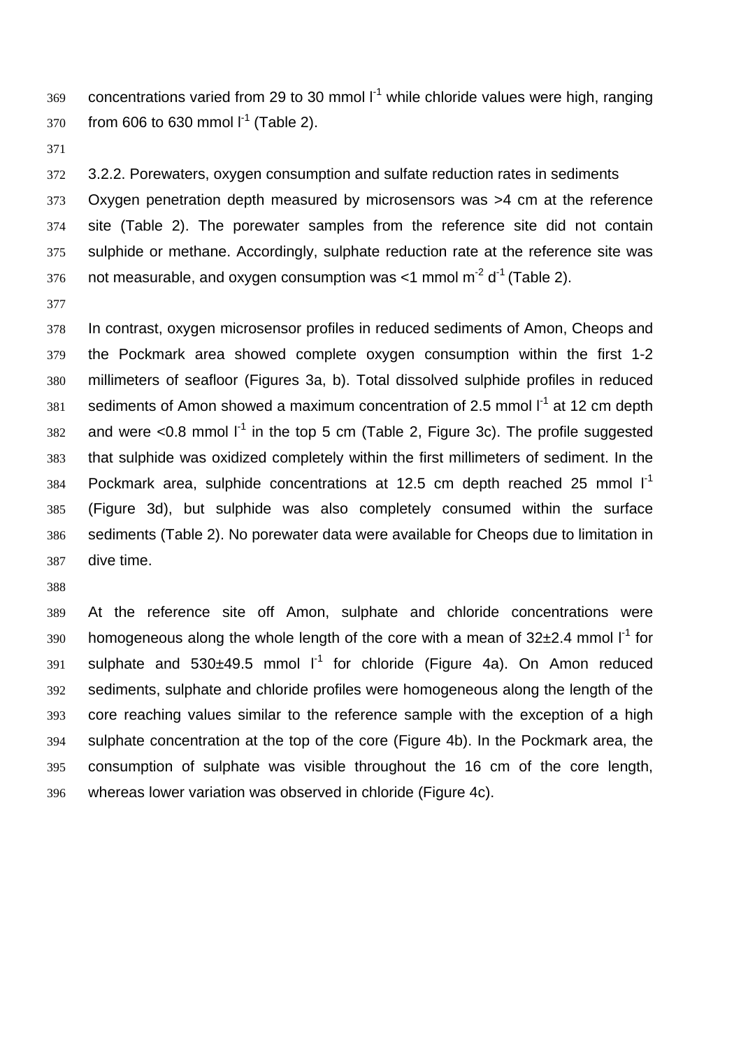concentrations varied from 29 to 30 mmol $l^{-1}$ while chloride values were high, ranging from 606 to 630 mmol $l^{-1}$ (Table 2).

3.2.2. Porewaters, oxygen consumption and sulfate reduction rates in sediments

Oxygen penetration depth measured by microsensors was >4 cm at the reference site (Table 2). The porewater samples from the reference site did not contain sulphide or methane. Accordingly, sulphate reduction rate at the reference site was not measurable, and oxygen consumption was <1 mmol $m^{-2}$ $d^{-1}$ (Table 2).

In contrast, oxygen microsensor profiles in reduced sediments of Amon, Cheops and the Pockmark area showed complete oxygen consumption within the first 1-2 millimeters of seafloor (Figures 3a, b). Total dissolved sulphide profiles in reduced sediments of Amon showed a maximum concentration of 2.5 mmol $l^{-1}$ at 12 cm depth and were <0.8 mmol $l^{-1}$ in the top 5 cm (Table 2, Figure 3c). The profile suggested that sulphide was oxidized completely within the first millimeters of sediment. In the Pockmark area, sulphide concentrations at 12.5 cm depth reached 25 mmol $l^{-1}$ (Figure 3d), but sulphide was also completely consumed within the surface sediments (Table 2). No porewater data were available for Cheops due to limitation in dive time.

At the reference site off Amon, sulphate and chloride concentrations were homogeneous along the whole length of the core with a mean of 32±2.4 mmol $l^{-1}$ for sulphate and 530±49.5 mmol $l^{-1}$ for chloride (Figure 4a). On Amon reduced sediments, sulphate and chloride profiles were homogeneous along the length of the core reaching values similar to the reference sample with the exception of a high sulphate concentration at the top of the core (Figure 4b). In the Pockmark area, the consumption of sulphate was visible throughout the 16 cm of the core length, whereas lower variation was observed in chloride (Figure 4c).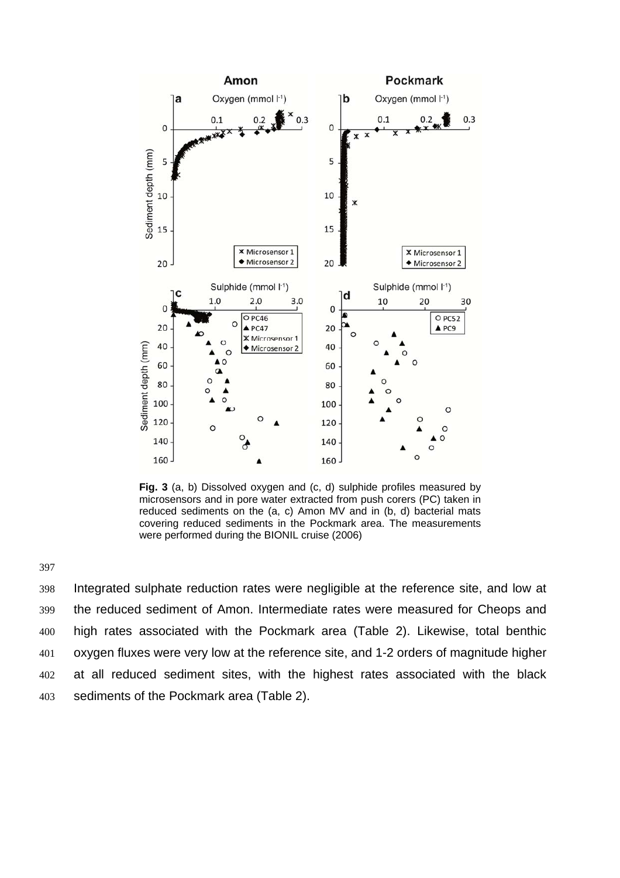**Fig. 3** (a, b) Dissolved oxygen and (c, d) sulphide profiles measured by microsensors and in pore water extracted from push corers (PC) taken in reduced sediments on the (a, c) Amon MV and in (b, d) bacterial mats covering reduced sediments in the Pockmark area. The measurements were performed during the BIONIL cruise (2006)

Integrated sulphate reduction rates were negligible at the reference site, and low at the reduced sediment of Amon. Intermediate rates were measured for Cheops and high rates associated with the Pockmark area (Table 2). Likewise, total benthic oxygen fluxes were very low at the reference site, and 1-2 orders of magnitude higher at all reduced sediment sites, with the highest rates associated with the black sediments of the Pockmark area (Table 2).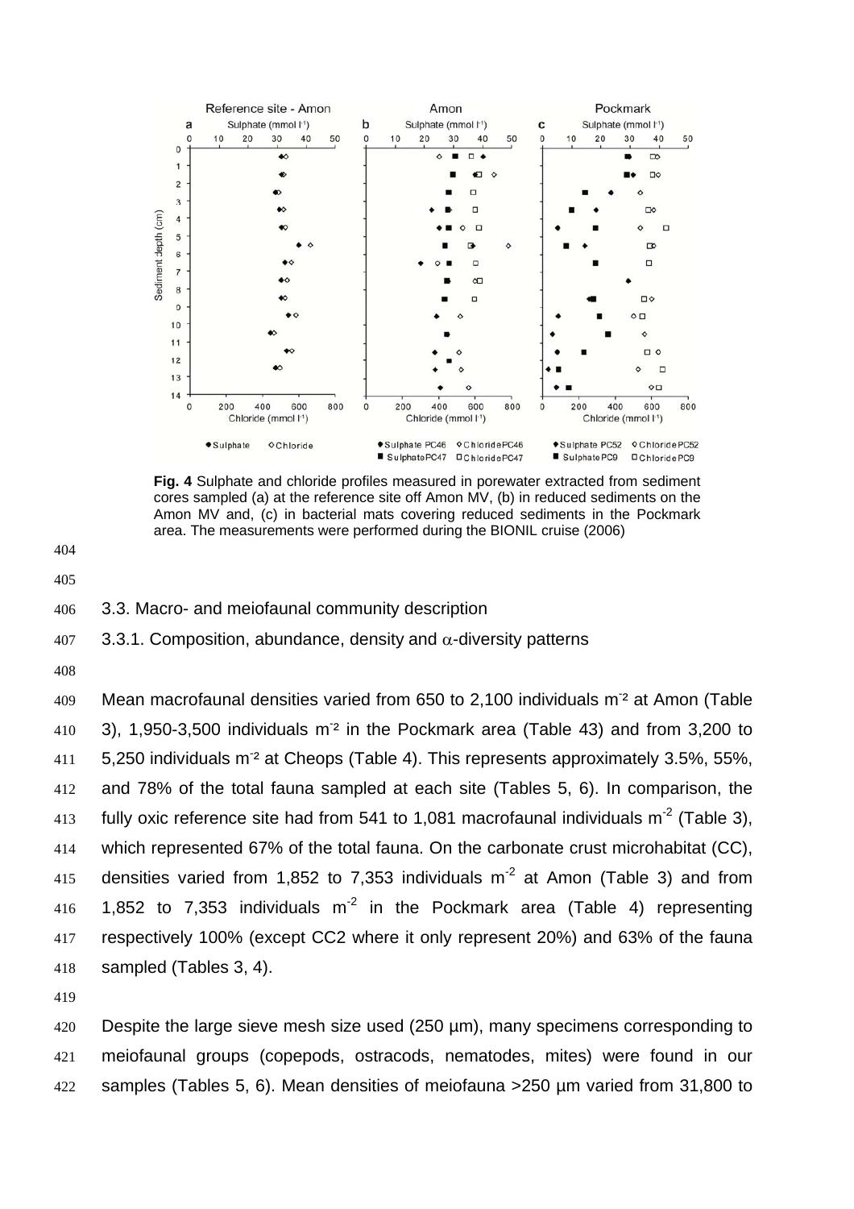**Fig. 4** Sulphate and chloride profiles measured in porewater extracted from sediment cores sampled (a) at the reference site off Amon MV, (b) in reduced sediments on the Amon MV and, (c) in bacterial mats covering reduced sediments in the Pockmark area. The measurements were performed during the BIONIL cruise (2006)

### 3.3. Macro- and meiofaunal community description

#### 3.3.1. Composition, abundance, density and α-diversity patterns

Mean macrofaunal densities varied from 650 to 2,100 individuals $m^{-2}$ at Amon (Table 3), 1,950-3,500 individuals $m^{-2}$ in the Pockmark area (Table 43) and from 3,200 to 5,250 individuals $m^{-2}$ at Cheops (Table 4). This represents approximately 3.5%, 55%, and 78% of the total fauna sampled at each site (Tables 5, 6). In comparison, the fully oxic reference site had from 541 to 1,081 macrofaunal individuals $m^{-2}$ (Table 3), which represented 67% of the total fauna. On the carbonate crust microhabitat (CC), densities varied from 1,852 to 7,353 individuals $m^{-2}$ at Amon (Table 3) and from 1,852 to 7,353 individuals $m^{-2}$ in the Pockmark area (Table 4) representing respectively 100% (except CC2 where it only represent 20%) and 63% of the fauna sampled (Tables 3, 4).

Despite the large sieve mesh size used (250 µm), many specimens corresponding to meiofaunal groups (copepods, ostracods, nematodes, mites) were found in our samples (Tables 5, 6). Mean densities of meiofauna >250 µm varied from 31,800 to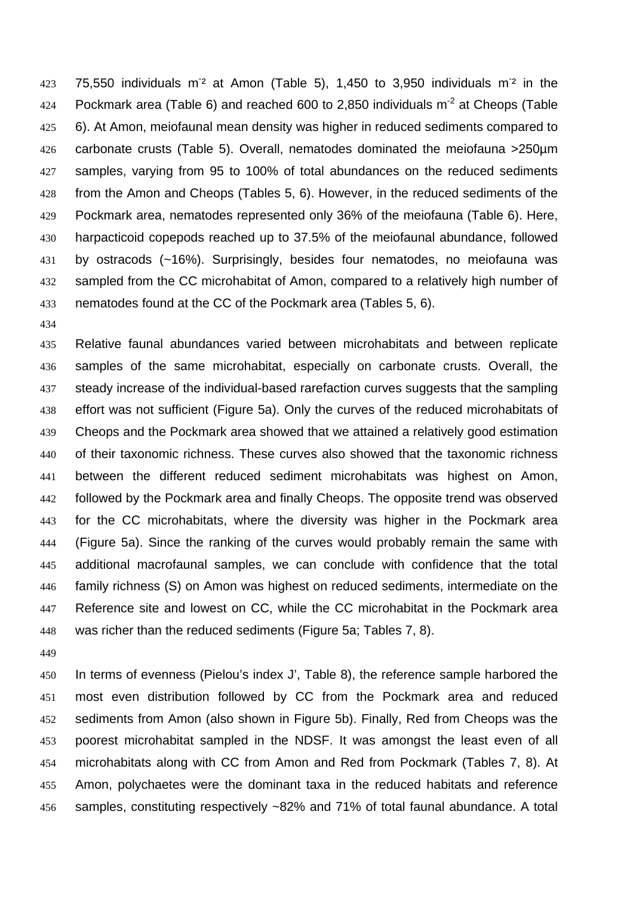75,550 individuals $m^{-2}$ at Amon (Table 5), 1,450 to 3,950 individuals $m^{-2}$ in the Pockmark area (Table 6) and reached 600 to 2,850 individuals $m^{-2}$ at Cheops (Table 6). At Amon, meiofaunal mean density was higher in reduced sediments compared to carbonate crusts (Table 5). Overall, nematodes dominated the meiofauna >250µm samples, varying from 95 to 100% of total abundances on the reduced sediments from the Amon and Cheops (Tables 5, 6). However, in the reduced sediments of the Pockmark area, nematodes represented only 36% of the meiofauna (Table 6). Here, harpacticoid copepods reached up to 37.5% of the meiofaunal abundance, followed by ostracods (~16%). Surprisingly, besides four nematodes, no meiofauna was sampled from the CC microhabitat of Amon, compared to a relatively high number of nematodes found at the CC of the Pockmark area (Tables 5, 6).

Relative faunal abundances varied between microhabitats and between replicate samples of the same microhabitat, especially on carbonate crusts. Overall, the steady increase of the individual-based rarefaction curves suggests that the sampling effort was not sufficient (Figure 5a). Only the curves of the reduced microhabitats of Cheops and the Pockmark area showed that we attained a relatively good estimation of their taxonomic richness. These curves also showed that the taxonomic richness between the different reduced sediment microhabitats was highest on Amon, followed by the Pockmark area and finally Cheops. The opposite trend was observed for the CC microhabitats, where the diversity was higher in the Pockmark area (Figure 5a). Since the ranking of the curves would probably remain the same with additional macrofaunal samples, we can conclude with confidence that the total family richness (S) on Amon was highest on reduced sediments, intermediate on the Reference site and lowest on CC, while the CC microhabitat in the Pockmark area was richer than the reduced sediments (Figure 5a; Tables 7, 8).

In terms of evenness (Pielou's index J', Table 8), the reference sample harbored the most even distribution followed by CC from the Pockmark area and reduced sediments from Amon (also shown in Figure 5b). Finally, Red from Cheops was the poorest microhabitat sampled in the NDSF. It was amongst the least even of all microhabitats along with CC from Amon and Red from Pockmark (Tables 7, 8). At Amon, polychaetes were the dominant taxa in the reduced habitats and reference samples, constituting respectively ~82% and 71% of total faunal abundance. A total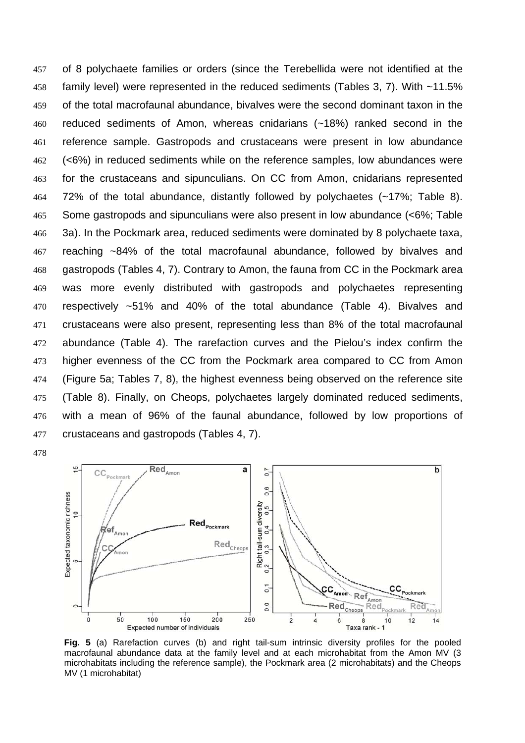of 8 polychaete families or orders (since the Terebellida were not identified at the family level) were represented in the reduced sediments (Tables 3, 7). With ~11.5% of the total macrofaunal abundance, bivalves were the second dominant taxon in the reduced sediments of Amon, whereas cnidarians (~18%) ranked second in the reference sample. Gastropods and crustaceans were present in low abundance (<6%) in reduced sediments while on the reference samples, low abundances were for the crustaceans and sipunculians. On CC from Amon, cnidarians represented 72% of the total abundance, distantly followed by polychaetes (~17%; Table 8). Some gastropods and sipunculians were also present in low abundance (<6%; Table 3a). In the Pockmark area, reduced sediments were dominated by 8 polychaete taxa, reaching ~84% of the total macrofaunal abundance, followed by bivalves and gastropods (Tables 4, 7). Contrary to Amon, the fauna from CC in the Pockmark area was more evenly distributed with gastropods and polychaetes representing respectively ~51% and 40% of the total abundance (Table 4). Bivalves and crustaceans were also present, representing less than 8% of the total macrofaunal abundance (Table 4). The rarefaction curves and the Pielou's index confirm the higher evenness of the CC from the Pockmark area compared to CC from Amon (Figure 5a; Tables 7, 8), the highest evenness being observed on the reference site (Table 8). Finally, on Cheops, polychaetes largely dominated reduced sediments, with a mean of 96% of the faunal abundance, followed by low proportions of crustaceans and gastropods (Tables 4, 7).

**Fig. 5** (a) Rarefaction curves (b) and right tail-sum intrinsic diversity profiles for the pooled macrofaunal abundance data at the family level and at each microhabitat from the Amon MV (3 microhabitats including the reference sample), the Pockmark area (2 microhabitats) and the Cheops MV (1 microhabitat)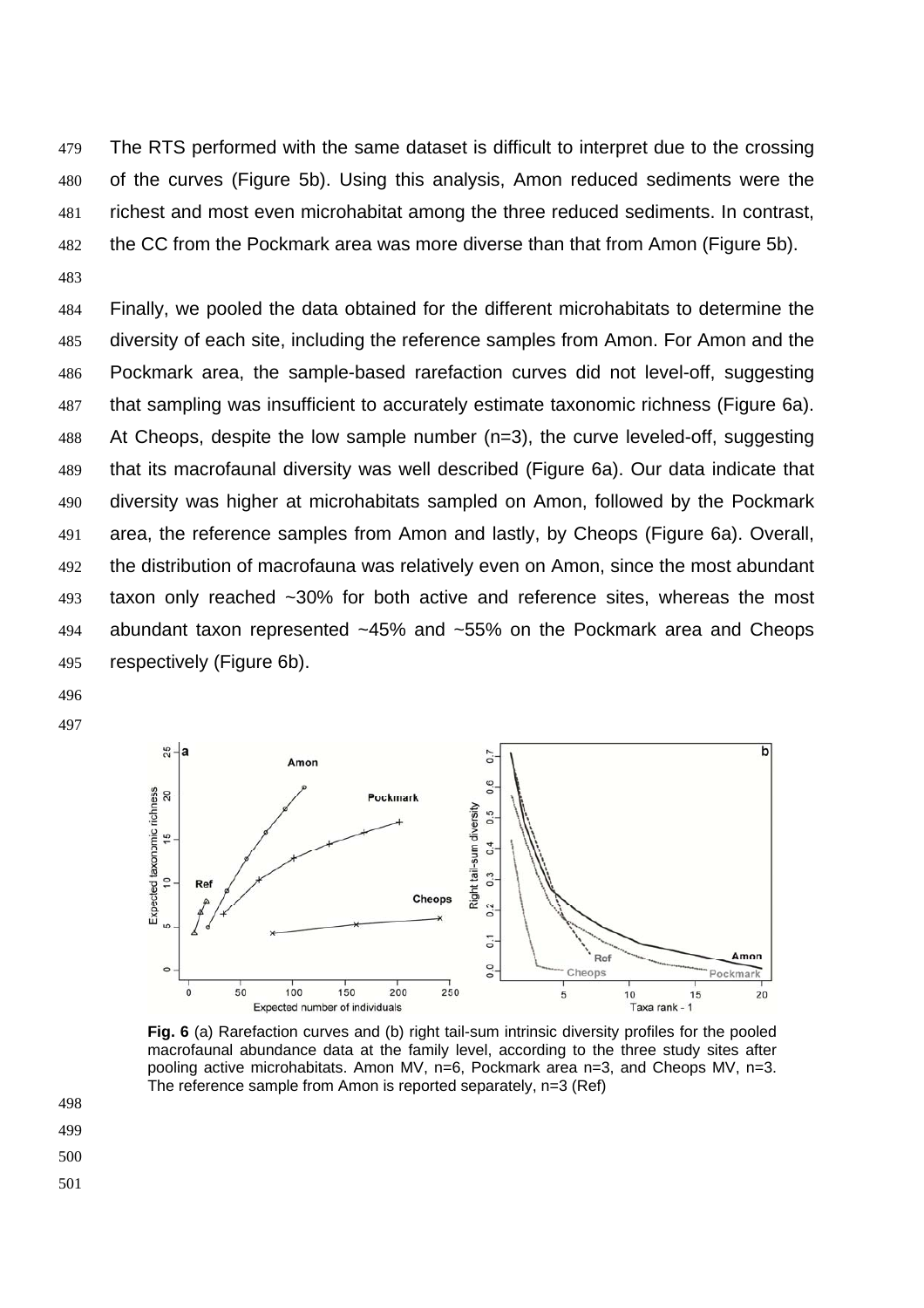The RTS performed with the same dataset is difficult to interpret due to the crossing of the curves (Figure 5b). Using this analysis, Amon reduced sediments were the richest and most even microhabitat among the three reduced sediments. In contrast, the CC from the Pockmark area was more diverse than that from Amon (Figure 5b).

Finally, we pooled the data obtained for the different microhabitats to determine the diversity of each site, including the reference samples from Amon. For Amon and the Pockmark area, the sample-based rarefaction curves did not level-off, suggesting that sampling was insufficient to accurately estimate taxonomic richness (Figure 6a). At Cheops, despite the low sample number (n=3), the curve leveled-off, suggesting that its macrofaunal diversity was well described (Figure 6a). Our data indicate that diversity was higher at microhabitats sampled on Amon, followed by the Pockmark area, the reference samples from Amon and lastly, by Cheops (Figure 6a). Overall, the distribution of macrofauna was relatively even on Amon, since the most abundant taxon only reached ~30% for both active and reference sites, whereas the most abundant taxon represented ~45% and ~55% on the Pockmark area and Cheops respectively (Figure 6b).

**Fig. 6** (a) Rarefaction curves and (b) right tail-sum intrinsic diversity profiles for the pooled macrofaunal abundance data at the family level, according to the three study sites after pooling active microhabitats. Amon MV, n=6, Pockmark area n=3, and Cheops MV, n=3. The reference sample from Amon is reported separately, n=3 (Ref)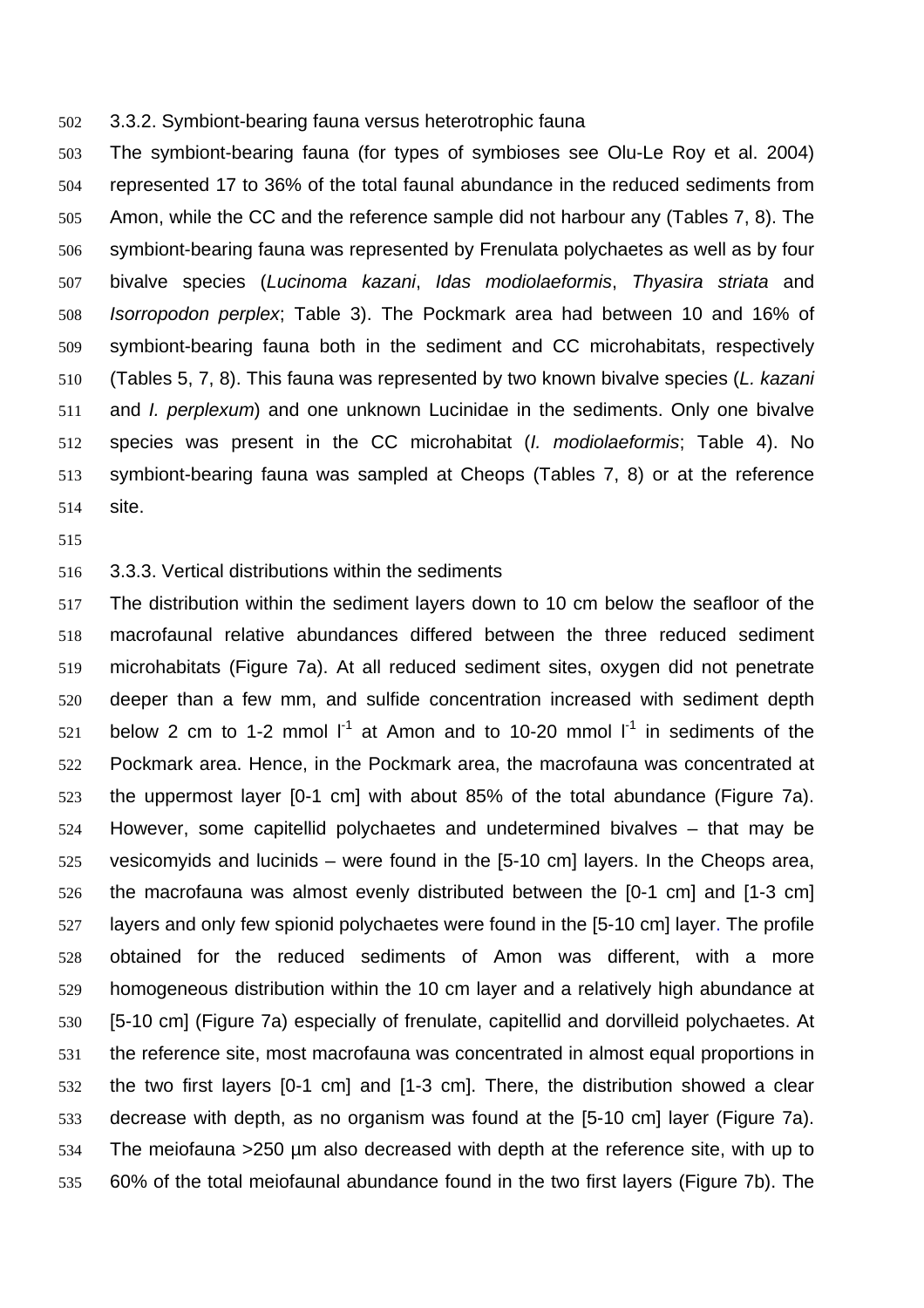### 3.3.2. Symbiont-bearing fauna versus heterotrophic fauna

The symbiont-bearing fauna (for types of symbioses see Olu-Le Roy et al. 2004) represented 17 to 36% of the total faunal abundance in the reduced sediments from Amon, while the CC and the reference sample did not harbour any (Tables 7, 8). The symbiont-bearing fauna was represented by Frenulata polychaetes as well as by four bivalve species (*Lucinoma kazani*, *Idas modiolaeformis*, *Thyasira striata* and *Isorropodon perplex*; Table 3). The Pockmark area had between 10 and 16% of symbiont-bearing fauna both in the sediment and CC microhabitats, respectively (Tables 5, 7, 8). This fauna was represented by two known bivalve species (*L. kazani* and *I. perplexum*) and one unknown Lucinidae in the sediments. Only one bivalve species was present in the CC microhabitat (*I. modiolaeformis*; Table 4). No symbiont-bearing fauna was sampled at Cheops (Tables 7, 8) or at the reference site.

### 3.3.3. Vertical distributions within the sediments

The distribution within the sediment layers down to 10 cm below the seafloor of the macrofaunal relative abundances differed between the three reduced sediment microhabitats (Figure 7a). At all reduced sediment sites, oxygen did not penetrate deeper than a few mm, and sulfide concentration increased with sediment depth below 2 cm to 1-2 mmol $l^{-1}$ at Amon and to 10-20 mmol $l^{-1}$ in sediments of the Pockmark area. Hence, in the Pockmark area, the macrofauna was concentrated at the uppermost layer [0-1 cm] with about 85% of the total abundance (Figure 7a). However, some capitellid polychaetes and undetermined bivalves – that may be vesicomyids and lucinids – were found in the [5-10 cm] layers. In the Cheops area, the macrofauna was almost evenly distributed between the [0-1 cm] and [1-3 cm] layers and only few spionid polychaetes were found in the [5-10 cm] layer. The profile obtained for the reduced sediments of Amon was different, with a more homogeneous distribution within the 10 cm layer and a relatively high abundance at [5-10 cm] (Figure 7a) especially of frenulate, capitellid and dorvilleid polychaetes. At the reference site, most macrofauna was concentrated in almost equal proportions in the two first layers [0-1 cm] and [1-3 cm]. There, the distribution showed a clear decrease with depth, as no organism was found at the [5-10 cm] layer (Figure 7a). The meiofauna >250 µm also decreased with depth at the reference site, with up to 60% of the total meiofaunal abundance found in the two first layers (Figure 7b). The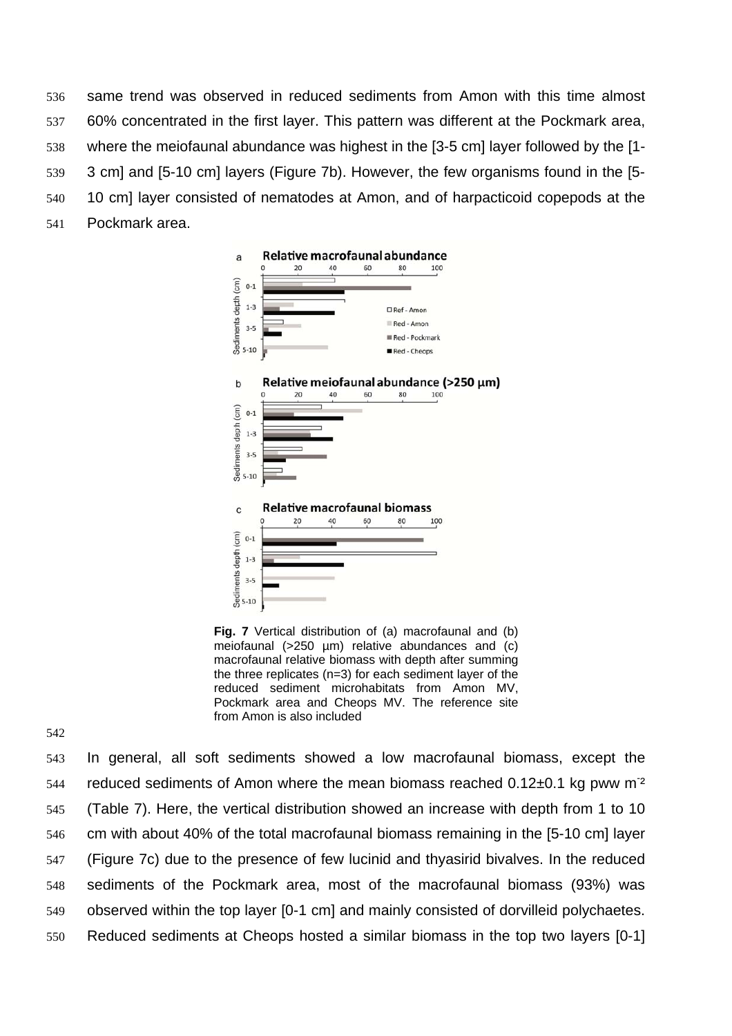same trend was observed in reduced sediments from Amon with this time almost 60% concentrated in the first layer. This pattern was different at the Pockmark area, where the meiofaunal abundance was highest in the [3-5 cm] layer followed by the [1-3 cm] and [5-10 cm] layers (Figure 7b). However, the few organisms found in the [5-10 cm] layer consisted of nematodes at Amon, and of harpacticoid copepods at the Pockmark area.

**Fig. 7** Vertical distribution of (a) macrofaunal and (b) meiofaunal (>250 µm) relative abundances and (c) macrofaunal relative biomass with depth after summing the three replicates (n=3) for each sediment layer of the reduced sediment microhabitats from Amon MV, Pockmark area and Cheops MV. The reference site from Amon is also included

In general, all soft sediments showed a low macrofaunal biomass, except the reduced sediments of Amon where the mean biomass reached 0.12±0.1 kg pww $m^{-2}$ (Table 7). Here, the vertical distribution showed an increase with depth from 1 to 10 cm with about 40% of the total macrofaunal biomass remaining in the [5-10 cm] layer (Figure 7c) due to the presence of few lucinid and thyasirid bivalves. In the reduced sediments of the Pockmark area, most of the macrofaunal biomass (93%) was observed within the top layer [0-1 cm] and mainly consisted of dorvilleid polychaetes. Reduced sediments at Cheops hosted a similar biomass in the top two layers [0-1]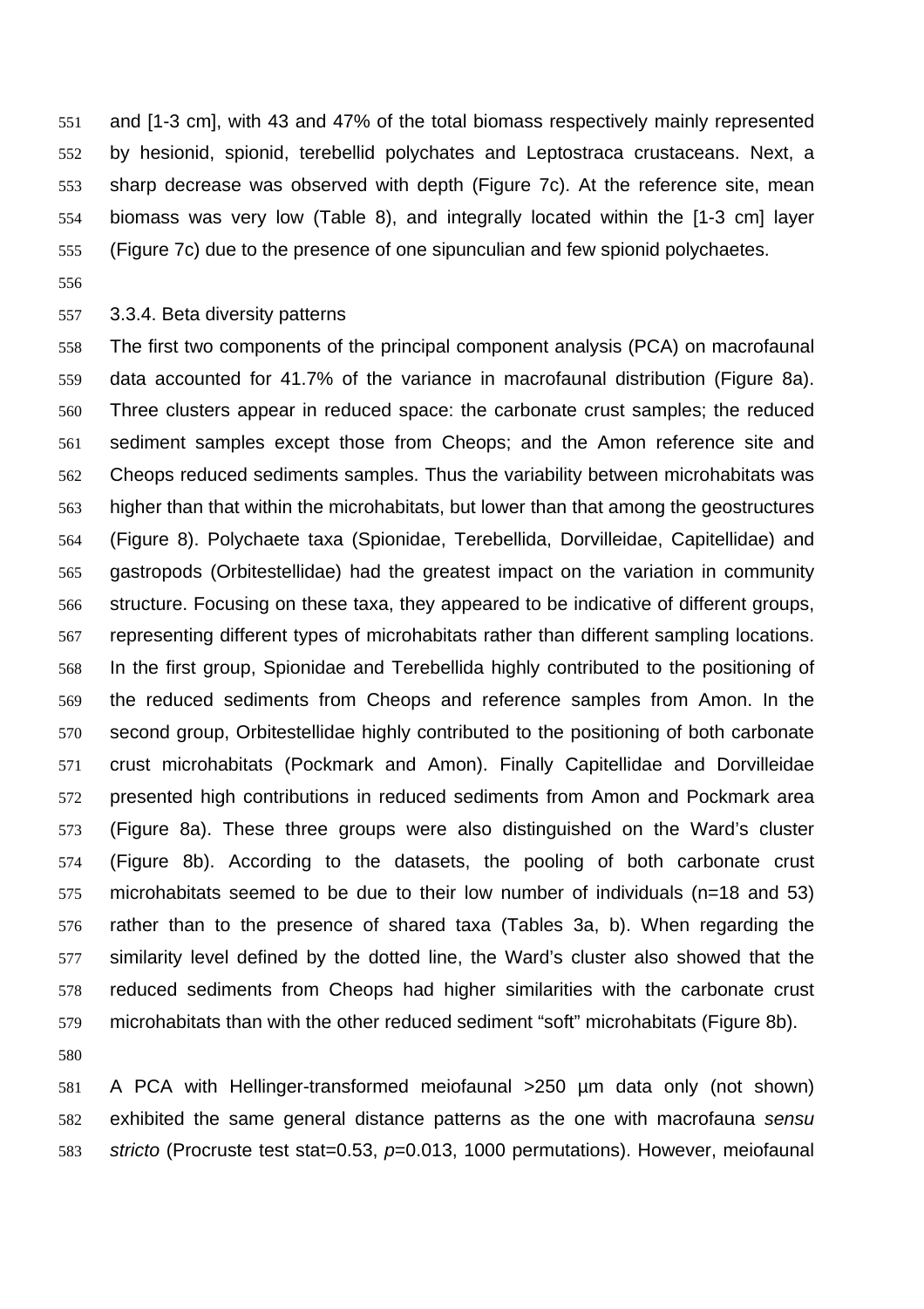and [1-3 cm], with 43 and 47% of the total biomass respectively mainly represented by hesionid, spionid, terebellid polychates and Leptostraca crustaceans. Next, a sharp decrease was observed with depth (Figure 7c). At the reference site, mean biomass was very low (Table 8), and integrally located within the [1-3 cm] layer (Figure 7c) due to the presence of one sipunculian and few spionid polychaetes.

### 3.3.4. Beta diversity patterns

The first two components of the principal component analysis (PCA) on macrofaunal data accounted for 41.7% of the variance in macrofaunal distribution (Figure 8a). Three clusters appear in reduced space: the carbonate crust samples; the reduced sediment samples except those from Cheops; and the Amon reference site and Cheops reduced sediments samples. Thus the variability between microhabitats was higher than that within the microhabitats, but lower than that among the geostructures (Figure 8). Polychaete taxa (Spionidae, Terebellida, Dorvilleidae, Capitellidae) and gastropods (Orbitestellidae) had the greatest impact on the variation in community structure. Focusing on these taxa, they appeared to be indicative of different groups, representing different types of microhabitats rather than different sampling locations. In the first group, Spionidae and Terebellida highly contributed to the positioning of the reduced sediments from Cheops and reference samples from Amon. In the second group, Orbitestellidae highly contributed to the positioning of both carbonate crust microhabitats (Pockmark and Amon). Finally Capitellidae and Dorvilleidae presented high contributions in reduced sediments from Amon and Pockmark area (Figure 8a). These three groups were also distinguished on the Ward's cluster (Figure 8b). According to the datasets, the pooling of both carbonate crust microhabitats seemed to be due to their low number of individuals (n=18 and 53) rather than to the presence of shared taxa (Tables 3a, b). When regarding the similarity level defined by the dotted line, the Ward's cluster also showed that the reduced sediments from Cheops had higher similarities with the carbonate crust microhabitats than with the other reduced sediment "soft" microhabitats (Figure 8b).

A PCA with Hellinger-transformed meiofaunal >250 µm data only (not shown) exhibited the same general distance patterns as the one with macrofauna *sensu stricto* (Procruste test stat=0.53, $p$=0.013, 1000 permutations). However, meiofaunal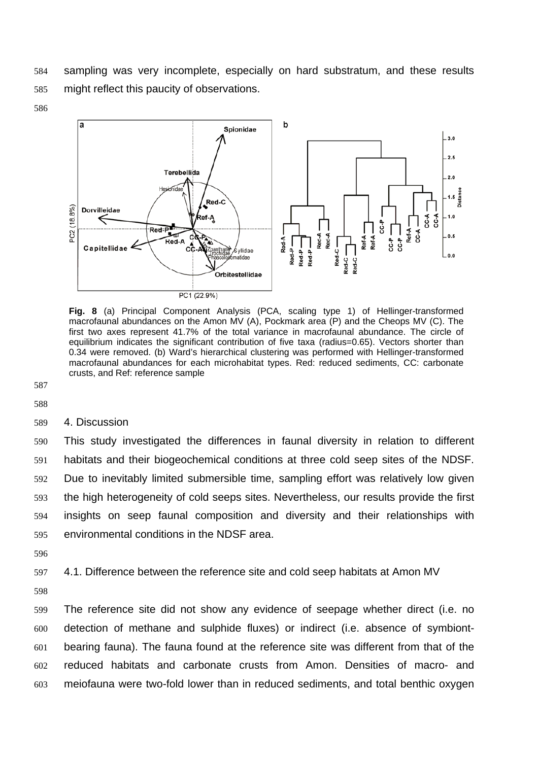sampling was very incomplete, especially on hard substratum, and these results might reflect this paucity of observations.

**Fig. 8** (a) Principal Component Analysis (PCA, scaling type 1) of Hellinger-transformed macrofaunal abundances on the Amon MV (A), Pockmark area (P) and the Cheops MV (C). The first two axes represent 41.7% of the total variance in macrofaunal abundance. The circle of equilibrium indicates the significant contribution of five taxa (radius=0.65). Vectors shorter than 0.34 were removed. (b) Ward's hierarchical clustering was performed with Hellinger-transformed macrofaunal abundances for each microhabitat types. Red: reduced sediments, CC: carbonate crusts, and Ref: reference sample

## 4. Discussion

This study investigated the differences in faunal diversity in relation to different habitats and their biogeochemical conditions at three cold seep sites of the NDSF. Due to inevitably limited submersible time, sampling effort was relatively low given the high heterogeneity of cold seeps sites. Nevertheless, our results provide the first insights on seep faunal composition and diversity and their relationships with environmental conditions in the NDSF area.

### 4.1. Difference between the reference site and cold seep habitats at Amon MV

The reference site did not show any evidence of seepage whether direct (i.e. no detection of methane and sulphide fluxes) or indirect (i.e. absence of symbiont-bearing fauna). The fauna found at the reference site was different from that of the reduced habitats and carbonate crusts from Amon. Densities of macro- and meiofauna were two-fold lower than in reduced sediments, and total benthic oxygen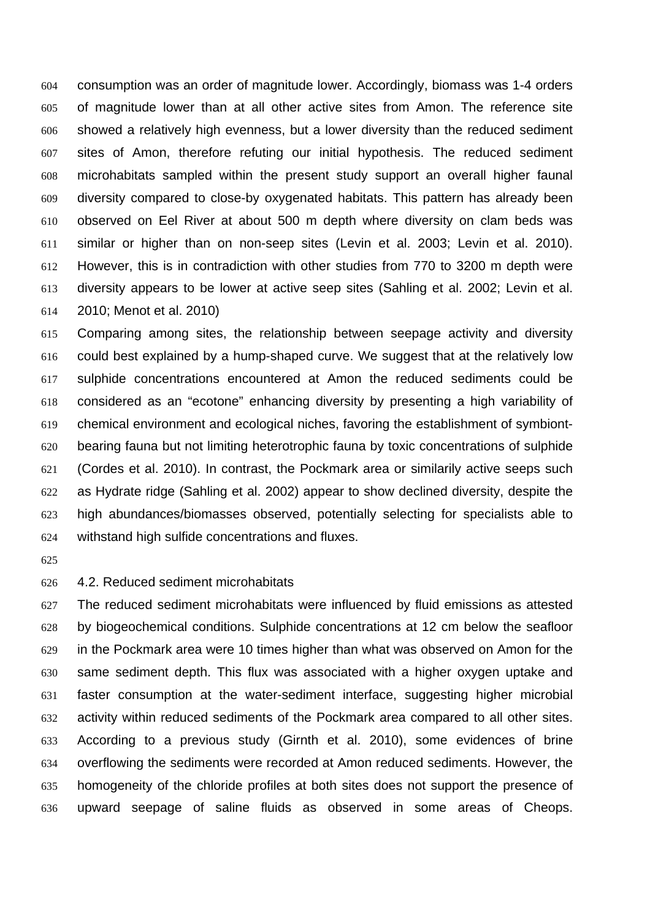consumption was an order of magnitude lower. Accordingly, biomass was 1-4 orders of magnitude lower than at all other active sites from Amon. The reference site showed a relatively high evenness, but a lower diversity than the reduced sediment sites of Amon, therefore refuting our initial hypothesis. The reduced sediment microhabitats sampled within the present study support an overall higher faunal diversity compared to close-by oxygenated habitats. This pattern has already been observed on Eel River at about 500 m depth where diversity on clam beds was similar or higher than on non-seep sites (Levin et al. 2003; Levin et al. 2010). However, this is in contradiction with other studies from 770 to 3200 m depth were diversity appears to be lower at active seep sites (Sahling et al. 2002; Levin et al. 2010; Menot et al. 2010)

Comparing among sites, the relationship between seepage activity and diversity could best explained by a hump-shaped curve. We suggest that at the relatively low sulphide concentrations encountered at Amon the reduced sediments could be considered as an "ecotone" enhancing diversity by presenting a high variability of chemical environment and ecological niches, favoring the establishment of symbiont-bearing fauna but not limiting heterotrophic fauna by toxic concentrations of sulphide (Cordes et al. 2010). In contrast, the Pockmark area or similarily active seeps such as Hydrate ridge (Sahling et al. 2002) appear to show declined diversity, despite the high abundances/biomasses observed, potentially selecting for specialists able to withstand high sulfide concentrations and fluxes.

## 4.2. Reduced sediment microhabitats

The reduced sediment microhabitats were influenced by fluid emissions as attested by biogeochemical conditions. Sulphide concentrations at 12 cm below the seafloor in the Pockmark area were 10 times higher than what was observed on Amon for the same sediment depth. This flux was associated with a higher oxygen uptake and faster consumption at the water-sediment interface, suggesting higher microbial activity within reduced sediments of the Pockmark area compared to all other sites. According to a previous study (Girnth et al. 2010), some evidences of brine overflowing the sediments were recorded at Amon reduced sediments. However, the homogeneity of the chloride profiles at both sites does not support the presence of upward seepage of saline fluids as observed in some areas of Cheops.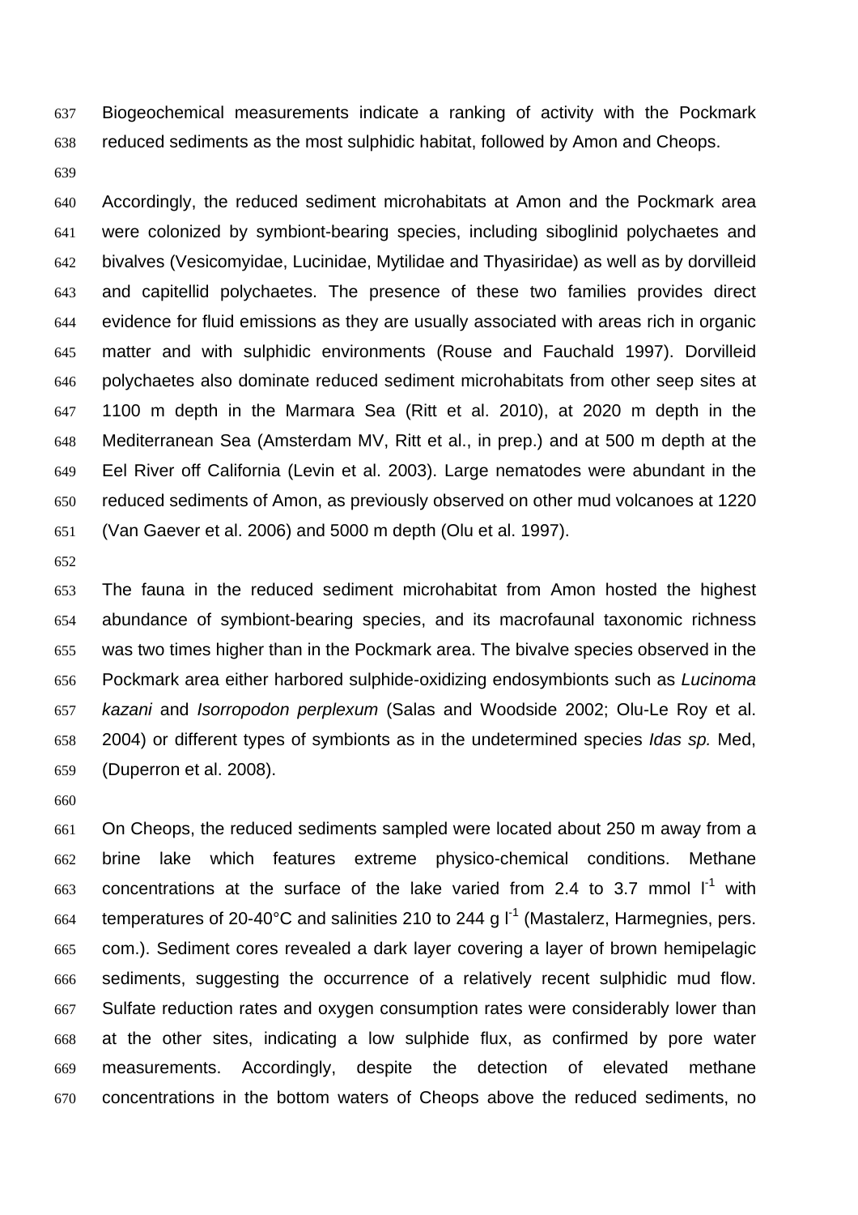Biogeochemical measurements indicate a ranking of activity with the Pockmark reduced sediments as the most sulphidic habitat, followed by Amon and Cheops.

Accordingly, the reduced sediment microhabitats at Amon and the Pockmark area were colonized by symbiont-bearing species, including siboglinid polychaetes and bivalves (Vesicomyidae, Lucinidae, Mytilidae and Thyasiridae) as well as by dorvilleid and capitellid polychaetes. The presence of these two families provides direct evidence for fluid emissions as they are usually associated with areas rich in organic matter and with sulphidic environments (Rouse and Fauchald 1997). Dorvilleid polychaetes also dominate reduced sediment microhabitats from other seep sites at 1100 m depth in the Marmara Sea (Ritt et al. 2010), at 2020 m depth in the Mediterranean Sea (Amsterdam MV, Ritt et al., in prep.) and at 500 m depth at the Eel River off California (Levin et al. 2003). Large nematodes were abundant in the reduced sediments of Amon, as previously observed on other mud volcanoes at 1220 (Van Gaever et al. 2006) and 5000 m depth (Olu et al. 1997).

The fauna in the reduced sediment microhabitat from Amon hosted the highest abundance of symbiont-bearing species, and its macrofaunal taxonomic richness was two times higher than in the Pockmark area. The bivalve species observed in the Pockmark area either harbored sulphide-oxidizing endosymbionts such as *Lucinoma kazani* and *Isorropodon perplexum* (Salas and Woodside 2002; Olu-Le Roy et al. 2004) or different types of symbionts as in the undetermined species *Idas sp.* Med, (Duperron et al. 2008).

On Cheops, the reduced sediments sampled were located about 250 m away from a brine lake which features extreme physico-chemical conditions. Methane concentrations at the surface of the lake varied from 2.4 to 3.7 mmol $l^{-1}$ with temperatures of 20-40°C and salinities 210 to 244 g $l^{-1}$ (Mastalerz, Harmegnies, pers. com.). Sediment cores revealed a dark layer covering a layer of brown hemipelagic sediments, suggesting the occurrence of a relatively recent sulphidic mud flow. Sulfate reduction rates and oxygen consumption rates were considerably lower than at the other sites, indicating a low sulphide flux, as confirmed by pore water measurements. Accordingly, despite the detection of elevated methane concentrations in the bottom waters of Cheops above the reduced sediments, no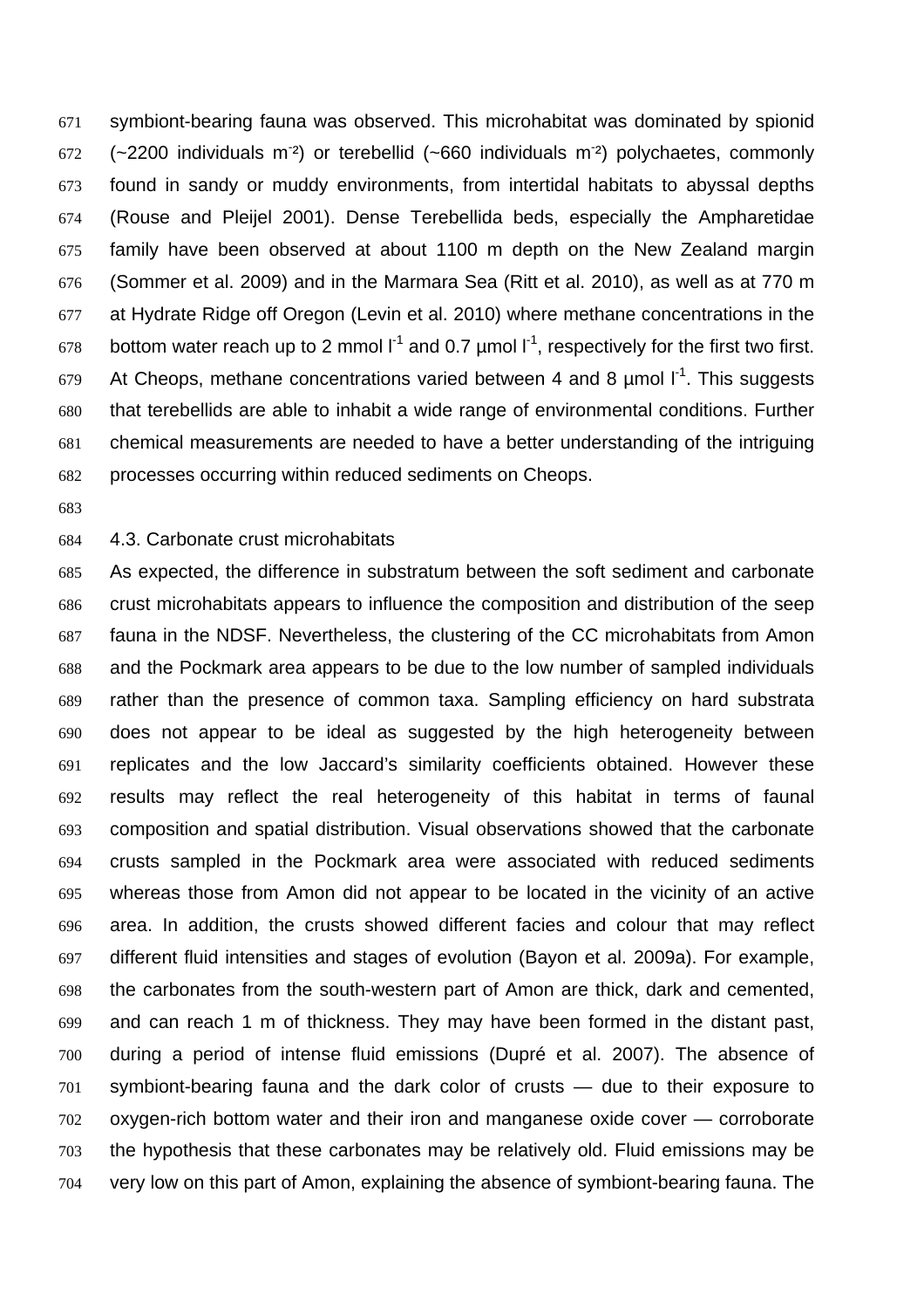symbiont-bearing fauna was observed. This microhabitat was dominated by spionid (~2200 individuals m$^{-2}$) or terebellid (~660 individuals m$^{-2}$) polychaetes, commonly found in sandy or muddy environments, from intertidal habitats to abyssal depths (Rouse and Pleijel 2001). Dense Terebellida beds, especially the Ampharetidae family have been observed at about 1100 m depth on the New Zealand margin (Sommer et al. 2009) and in the Marmara Sea (Ritt et al. 2010), as well as at 770 m at Hydrate Ridge off Oregon (Levin et al. 2010) where methane concentrations in the bottom water reach up to 2 mmol l$^{-1}$ and 0.7 µmol l$^{-1}$, respectively for the first two first. At Cheops, methane concentrations varied between 4 and 8 µmol l$^{-1}$. This suggests that terebellids are able to inhabit a wide range of environmental conditions. Further chemical measurements are needed to have a better understanding of the intriguing processes occurring within reduced sediments on Cheops.

### 4.3. Carbonate crust microhabitats

As expected, the difference in substratum between the soft sediment and carbonate crust microhabitats appears to influence the composition and distribution of the seep fauna in the NDSF. Nevertheless, the clustering of the CC microhabitats from Amon and the Pockmark area appears to be due to the low number of sampled individuals rather than the presence of common taxa. Sampling efficiency on hard substrata does not appear to be ideal as suggested by the high heterogeneity between replicates and the low Jaccard's similarity coefficients obtained. However these results may reflect the real heterogeneity of this habitat in terms of faunal composition and spatial distribution. Visual observations showed that the carbonate crusts sampled in the Pockmark area were associated with reduced sediments whereas those from Amon did not appear to be located in the vicinity of an active area. In addition, the crusts showed different facies and colour that may reflect different fluid intensities and stages of evolution (Bayon et al. 2009a). For example, the carbonates from the south-western part of Amon are thick, dark and cemented, and can reach 1 m of thickness. They may have been formed in the distant past, during a period of intense fluid emissions (Dupré et al. 2007). The absence of symbiont-bearing fauna and the dark color of crusts — due to their exposure to oxygen-rich bottom water and their iron and manganese oxide cover — corroborate the hypothesis that these carbonates may be relatively old. Fluid emissions may be very low on this part of Amon, explaining the absence of symbiont-bearing fauna. The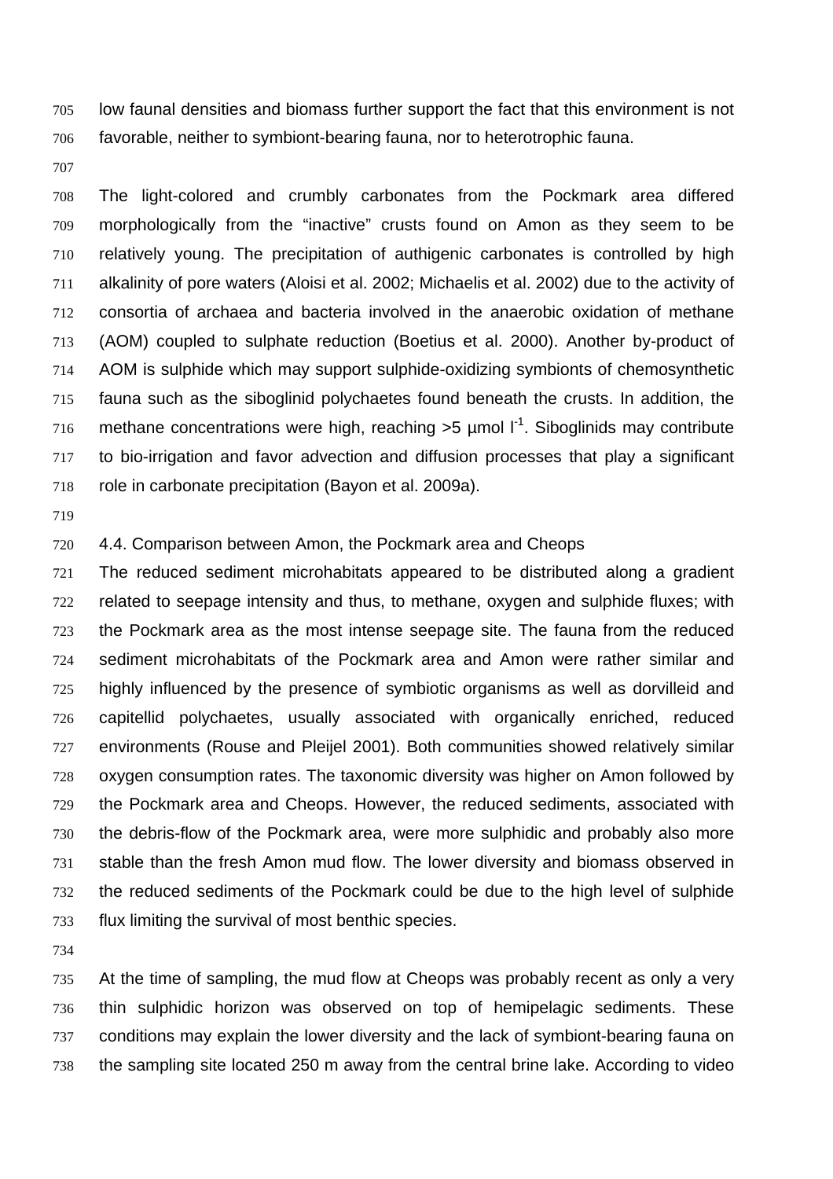low faunal densities and biomass further support the fact that this environment is not favorable, neither to symbiont-bearing fauna, nor to heterotrophic fauna.

The light-colored and crumbly carbonates from the Pockmark area differed morphologically from the "inactive" crusts found on Amon as they seem to be relatively young. The precipitation of authigenic carbonates is controlled by high alkalinity of pore waters (Aloisi et al. 2002; Michaelis et al. 2002) due to the activity of consortia of archaea and bacteria involved in the anaerobic oxidation of methane (AOM) coupled to sulphate reduction (Boetius et al. 2000). Another by-product of AOM is sulphide which may support sulphide-oxidizing symbionts of chemosynthetic fauna such as the siboglinid polychaetes found beneath the crusts. In addition, the methane concentrations were high, reaching >5 µmol $l^{-1}$. Siboglinids may contribute to bio-irrigation and favor advection and diffusion processes that play a significant role in carbonate precipitation (Bayon et al. 2009a).

### 4.4. Comparison between Amon, the Pockmark area and Cheops

The reduced sediment microhabitats appeared to be distributed along a gradient related to seepage intensity and thus, to methane, oxygen and sulphide fluxes; with the Pockmark area as the most intense seepage site. The fauna from the reduced sediment microhabitats of the Pockmark area and Amon were rather similar and highly influenced by the presence of symbiotic organisms as well as dorvilleid and capitellid polychaetes, usually associated with organically enriched, reduced environments (Rouse and Pleijel 2001). Both communities showed relatively similar oxygen consumption rates. The taxonomic diversity was higher on Amon followed by the Pockmark area and Cheops. However, the reduced sediments, associated with the debris-flow of the Pockmark area, were more sulphidic and probably also more stable than the fresh Amon mud flow. The lower diversity and biomass observed in the reduced sediments of the Pockmark could be due to the high level of sulphide flux limiting the survival of most benthic species.

At the time of sampling, the mud flow at Cheops was probably recent as only a very thin sulphidic horizon was observed on top of hemipelagic sediments. These conditions may explain the lower diversity and the lack of symbiont-bearing fauna on the sampling site located 250 m away from the central brine lake. According to video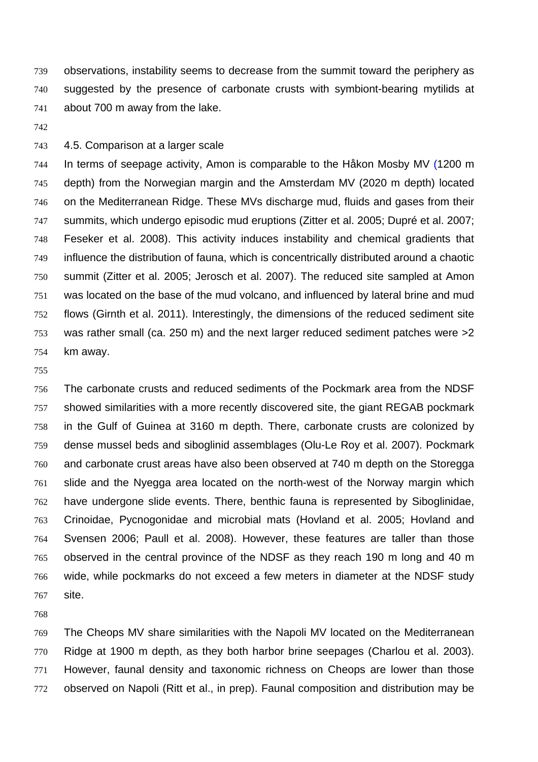observations, instability seems to decrease from the summit toward the periphery as suggested by the presence of carbonate crusts with symbiont-bearing mytilids at about 700 m away from the lake.

### 4.5. Comparison at a larger scale

In terms of seepage activity, Amon is comparable to the Håkon Mosby MV (1200 m depth) from the Norwegian margin and the Amsterdam MV (2020 m depth) located on the Mediterranean Ridge. These MVs discharge mud, fluids and gases from their summits, which undergo episodic mud eruptions (Zitter et al. 2005; Dupré et al. 2007; Feseker et al. 2008). This activity induces instability and chemical gradients that influence the distribution of fauna, which is concentrically distributed around a chaotic summit (Zitter et al. 2005; Jerosch et al. 2007). The reduced site sampled at Amon was located on the base of the mud volcano, and influenced by lateral brine and mud flows (Girnth et al. 2011). Interestingly, the dimensions of the reduced sediment site was rather small (ca. 250 m) and the next larger reduced sediment patches were >2 km away.

The carbonate crusts and reduced sediments of the Pockmark area from the NDSF showed similarities with a more recently discovered site, the giant REGAB pockmark in the Gulf of Guinea at 3160 m depth. There, carbonate crusts are colonized by dense mussel beds and siboglinid assemblages (Olu-Le Roy et al. 2007). Pockmark and carbonate crust areas have also been observed at 740 m depth on the Storegga slide and the Nyegga area located on the north-west of the Norway margin which have undergone slide events. There, benthic fauna is represented by Siboglinidae, Crinoidae, Pycnogonidae and microbial mats (Hovland et al. 2005; Hovland and Svensen 2006; Paull et al. 2008). However, these features are taller than those observed in the central province of the NDSF as they reach 190 m long and 40 m wide, while pockmarks do not exceed a few meters in diameter at the NDSF study site.

The Cheops MV share similarities with the Napoli MV located on the Mediterranean Ridge at 1900 m depth, as they both harbor brine seepages (Charlou et al. 2003). However, faunal density and taxonomic richness on Cheops are lower than those observed on Napoli (Ritt et al., in prep). Faunal composition and distribution may be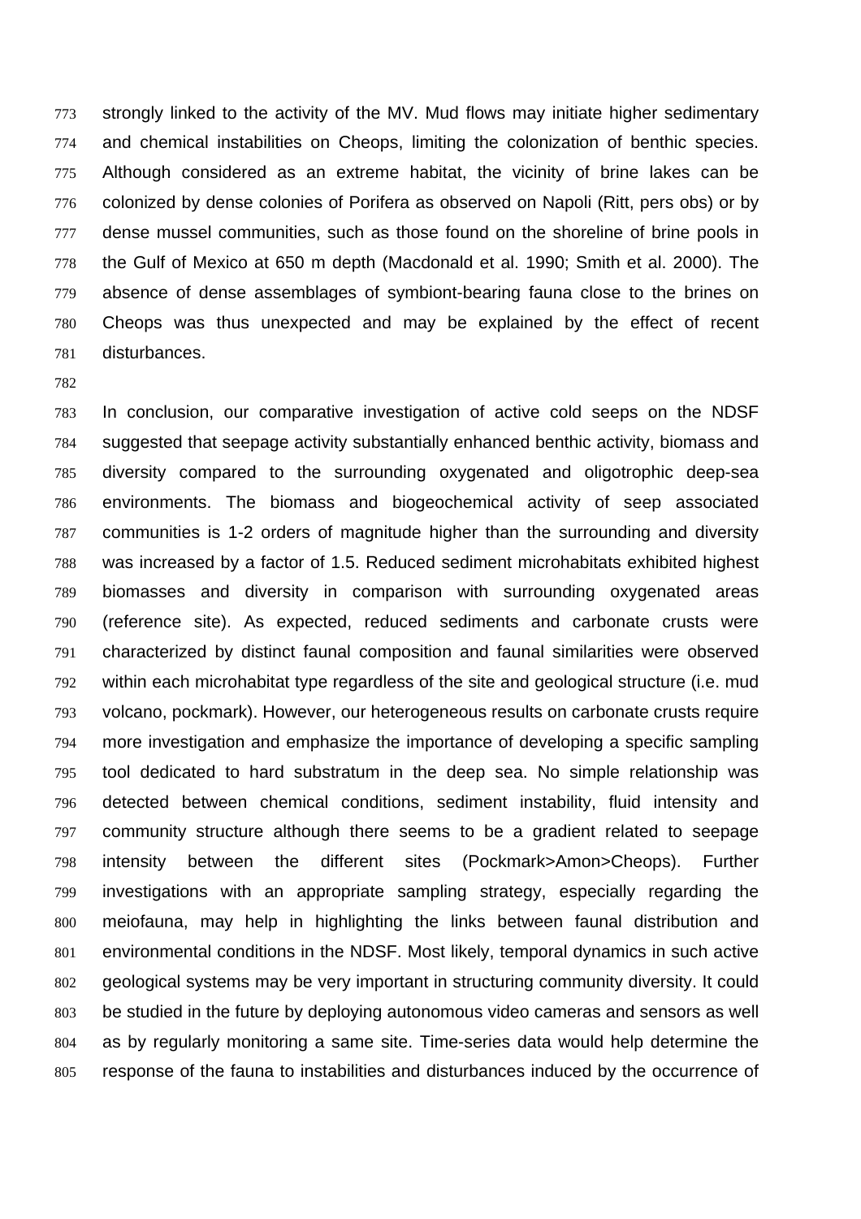strongly linked to the activity of the MV. Mud flows may initiate higher sedimentary and chemical instabilities on Cheops, limiting the colonization of benthic species. Although considered as an extreme habitat, the vicinity of brine lakes can be colonized by dense colonies of Porifera as observed on Napoli (Ritt, pers obs) or by dense mussel communities, such as those found on the shoreline of brine pools in the Gulf of Mexico at 650 m depth (Macdonald et al. 1990; Smith et al. 2000). The absence of dense assemblages of symbiont-bearing fauna close to the brines on Cheops was thus unexpected and may be explained by the effect of recent disturbances.

In conclusion, our comparative investigation of active cold seeps on the NDSF suggested that seepage activity substantially enhanced benthic activity, biomass and diversity compared to the surrounding oxygenated and oligotrophic deep-sea environments. The biomass and biogeochemical activity of seep associated communities is 1-2 orders of magnitude higher than the surrounding and diversity was increased by a factor of 1.5. Reduced sediment microhabitats exhibited highest biomasses and diversity in comparison with surrounding oxygenated areas (reference site). As expected, reduced sediments and carbonate crusts were characterized by distinct faunal composition and faunal similarities were observed within each microhabitat type regardless of the site and geological structure (i.e. mud volcano, pockmark). However, our heterogeneous results on carbonate crusts require more investigation and emphasize the importance of developing a specific sampling tool dedicated to hard substratum in the deep sea. No simple relationship was detected between chemical conditions, sediment instability, fluid intensity and community structure although there seems to be a gradient related to seepage intensity between the different sites (Pockmark>Amon>Cheops). Further investigations with an appropriate sampling strategy, especially regarding the meiofauna, may help in highlighting the links between faunal distribution and environmental conditions in the NDSF. Most likely, temporal dynamics in such active geological systems may be very important in structuring community diversity. It could be studied in the future by deploying autonomous video cameras and sensors as well as by regularly monitoring a same site. Time-series data would help determine the response of the fauna to instabilities and disturbances induced by the occurrence of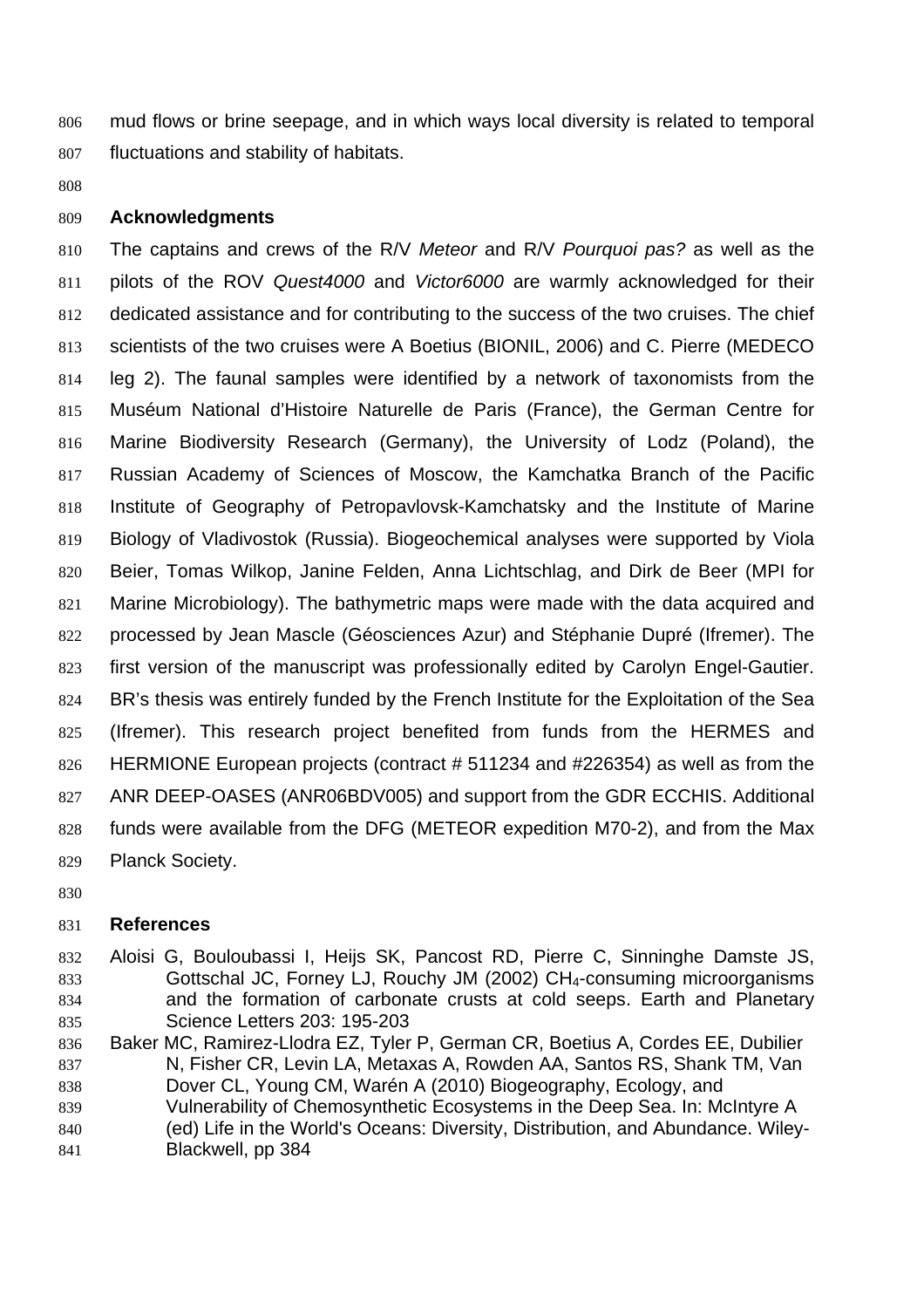mud flows or brine seepage, and in which ways local diversity is related to temporal fluctuations and stability of habitats.

## Acknowledgments

The captains and crews of the R/V *Meteor* and R/V *Pourquoi pas?* as well as the pilots of the ROV *Quest4000* and *Victor6000* are warmly acknowledged for their dedicated assistance and for contributing to the success of the two cruises. The chief scientists of the two cruises were A Boetius (BIONIL, 2006) and C. Pierre (MEDECO leg 2). The faunal samples were identified by a network of taxonomists from the Muséum National d'Histoire Naturelle de Paris (France), the German Centre for Marine Biodiversity Research (Germany), the University of Lodz (Poland), the Russian Academy of Sciences of Moscow, the Kamchatka Branch of the Pacific Institute of Geography of Petropavlovsk-Kamchatsky and the Institute of Marine Biology of Vladivostok (Russia). Biogeochemical analyses were supported by Viola Beier, Tomas Wilkop, Janine Felden, Anna Lichtschlag, and Dirk de Beer (MPI for Marine Microbiology). The bathymetric maps were made with the data acquired and processed by Jean Mascle (Géosciences Azur) and Stéphanie Dupré (Ifremer). The first version of the manuscript was professionally edited by Carolyn Engel-Gautier. BR's thesis was entirely funded by the French Institute for the Exploitation of the Sea (Ifremer). This research project benefited from funds from the HERMES and HERMIONE European projects (contract # 511234 and #226354) as well as from the ANR DEEP-OASES (ANR06BDV005) and support from the GDR ECCHIS. Additional funds were available from the DFG (METEOR expedition M70-2), and from the Max Planck Society.

## References

Aloisi G, Bouloubassi I, Heijs SK, Pancost RD, Pierre C, Sinninghe Damste JS, Gottschal JC, Forney LJ, Rouchy JM (2002) $CH_4$-consuming microorganisms and the formation of carbonate crusts at cold seeps. Earth and Planetary Science Letters 203: 195-203

Baker MC, Ramirez-Llodra EZ, Tyler P, German CR, Boetius A, Cordes EE, Dubilier N, Fisher CR, Levin LA, Metaxas A, Rowden AA, Santos RS, Shank TM, Van Dover CL, Young CM, Warén A (2010) Biogeography, Ecology, and Vulnerability of Chemosynthetic Ecosystems in the Deep Sea. In: McIntyre A (ed) Life in the World's Oceans: Diversity, Distribution, and Abundance. Wiley-Blackwell, pp 384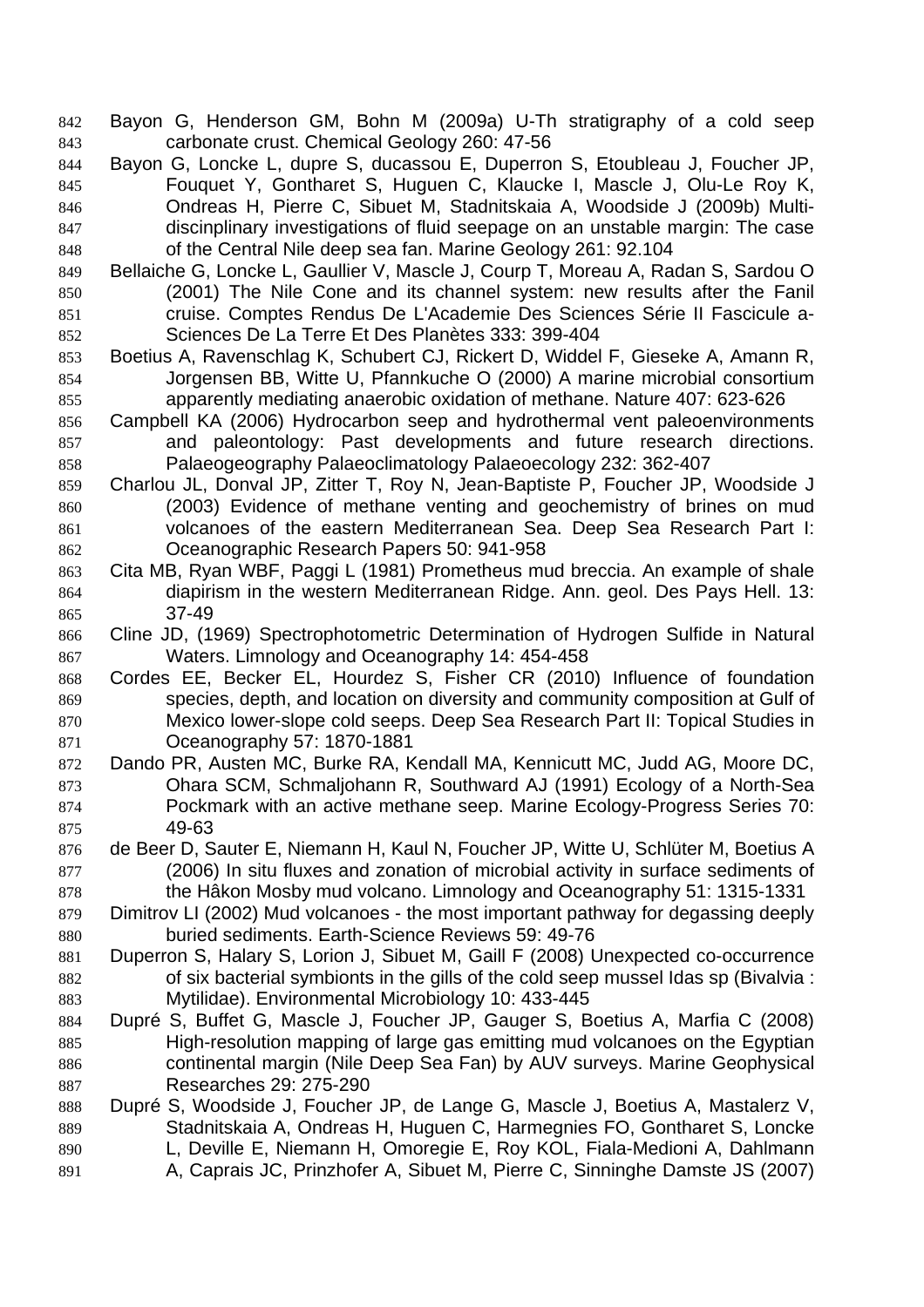Bayon G, Henderson GM, Bohn M (2009a) U-Th stratigraphy of a cold seep carbonate crust. Chemical Geology 260: 47-56

Bayon G, Loncke L, dupre S, ducassou E, Duperron S, Etoubleau J, Foucher JP, Fouquet Y, Gontharet S, Huguen C, Klaucke I, Mascle J, Olu-Le Roy K, Ondreas H, Pierre C, Sibuet M, Stadnitskaia A, Woodside J (2009b) Multi-discinplinary investigations of fluid seepage on an unstable margin: The case of the Central Nile deep sea fan. Marine Geology 261: 92.104

Bellaiche G, Loncke L, Gaullier V, Mascle J, Courp T, Moreau A, Radan S, Sardou O (2001) The Nile Cone and its channel system: new results after the Fanil cruise. Comptes Rendus De L'Academie Des Sciences Série II Fascicule a-Sciences De La Terre Et Des Planètes 333: 399-404

Boetius A, Ravenschlag K, Schubert CJ, Rickert D, Widdel F, Gieseke A, Amann R, Jorgensen BB, Witte U, Pfannkuche O (2000) A marine microbial consortium apparently mediating anaerobic oxidation of methane. Nature 407: 623-626

Campbell KA (2006) Hydrocarbon seep and hydrothermal vent paleoenvironments and paleontology: Past developments and future research directions. Palaeogeography Palaeoclimatology Palaeoecology 232: 362-407

Charlou JL, Donval JP, Zitter T, Roy N, Jean-Baptiste P, Foucher JP, Woodside J (2003) Evidence of methane venting and geochemistry of brines on mud volcanoes of the eastern Mediterranean Sea. Deep Sea Research Part I: Oceanographic Research Papers 50: 941-958

Cita MB, Ryan WBF, Paggi L (1981) Prometheus mud breccia. An example of shale diapirism in the western Mediterranean Ridge. Ann. geol. Des Pays Hell. 13: 37-49

Cline JD, (1969) Spectrophotometric Determination of Hydrogen Sulfide in Natural Waters. Limnology and Oceanography 14: 454-458

Cordes EE, Becker EL, Hourdez S, Fisher CR (2010) Influence of foundation species, depth, and location on diversity and community composition at Gulf of Mexico lower-slope cold seeps. Deep Sea Research Part II: Topical Studies in Oceanography 57: 1870-1881

Dando PR, Austen MC, Burke RA, Kendall MA, Kennicutt MC, Judd AG, Moore DC, Ohara SCM, Schmaljohann R, Southward AJ (1991) Ecology of a North-Sea Pockmark with an active methane seep. Marine Ecology-Progress Series 70: 49-63

de Beer D, Sauter E, Niemann H, Kaul N, Foucher JP, Witte U, Schlüter M, Boetius A (2006) In situ fluxes and zonation of microbial activity in surface sediments of the Hâkon Mosby mud volcano. Limnology and Oceanography 51: 1315-1331

Dimitrov LI (2002) Mud volcanoes - the most important pathway for degassing deeply buried sediments. Earth-Science Reviews 59: 49-76

Duperron S, Halary S, Lorion J, Sibuet M, Gaill F (2008) Unexpected co-occurrence of six bacterial symbionts in the gills of the cold seep mussel Idas sp (Bivalvia : Mytilidae). Environmental Microbiology 10: 433-445

Dupré S, Buffet G, Mascle J, Foucher JP, Gauger S, Boetius A, Marfia C (2008) High-resolution mapping of large gas emitting mud volcanoes on the Egyptian continental margin (Nile Deep Sea Fan) by AUV surveys. Marine Geophysical Researches 29: 275-290

Dupré S, Woodside J, Foucher JP, de Lange G, Mascle J, Boetius A, Mastalerz V, Stadnitskaia A, Ondreas H, Huguen C, Harmegnies FO, Gontharet S, Loncke L, Deville E, Niemann H, Omoregie E, Roy KOL, Fiala-Medioni A, Dahlmann A, Caprais JC, Prinzhofer A, Sibuet M, Pierre C, Sinninghe Damste JS (2007)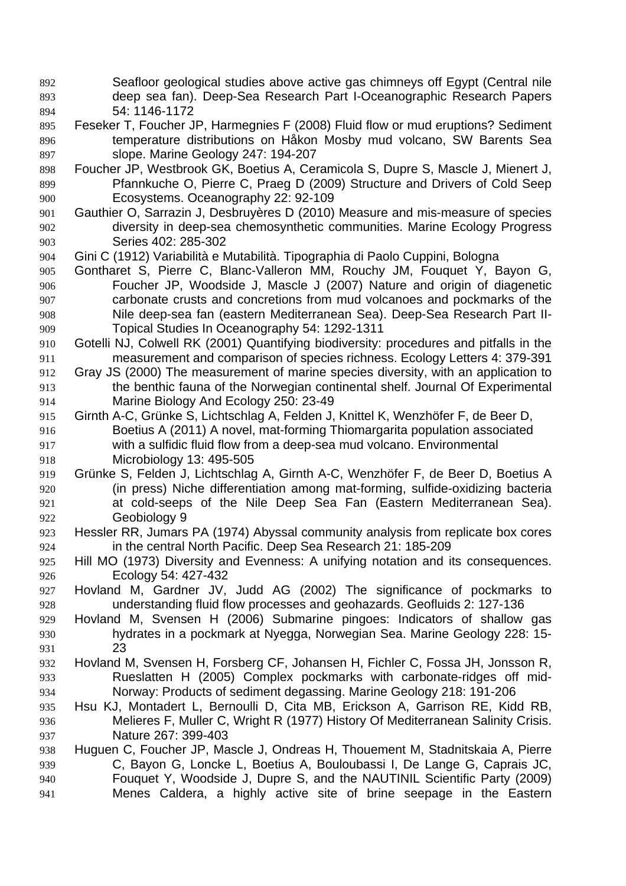Seafloor geological studies above active gas chimneys off Egypt (Central nile deep sea fan). Deep-Sea Research Part I-Oceanographic Research Papers 54: 1146-1172

Feseker T, Foucher JP, Harmegnies F (2008) Fluid flow or mud eruptions? Sediment temperature distributions on Håkon Mosby mud volcano, SW Barents Sea slope. Marine Geology 247: 194-207

Foucher JP, Westbrook GK, Boetius A, Ceramicola S, Dupre S, Mascle J, Mienert J, Pfannkuche O, Pierre C, Praeg D (2009) Structure and Drivers of Cold Seep Ecosystems. Oceanography 22: 92-109

Gauthier O, Sarrazin J, Desbruyères D (2010) Measure and mis-measure of species diversity in deep-sea chemosynthetic communities. Marine Ecology Progress Series 402: 285-302

Gini C (1912) Variabilità e Mutabilità. Tipographia di Paolo Cuppini, Bologna

Gontharet S, Pierre C, Blanc-Valleron MM, Rouchy JM, Fouquet Y, Bayon G, Foucher JP, Woodside J, Mascle J (2007) Nature and origin of diagenetic carbonate crusts and concretions from mud volcanoes and pockmarks of the Nile deep-sea fan (eastern Mediterranean Sea). Deep-Sea Research Part II-Topical Studies In Oceanography 54: 1292-1311

Gotelli NJ, Colwell RK (2001) Quantifying biodiversity: procedures and pitfalls in the measurement and comparison of species richness. Ecology Letters 4: 379-391

Gray JS (2000) The measurement of marine species diversity, with an application to the benthic fauna of the Norwegian continental shelf. Journal Of Experimental Marine Biology And Ecology 250: 23-49

Girnth A-C, Grünke S, Lichtschlag A, Felden J, Knittel K, Wenzhöfer F, de Beer D, Boetius A (2011) A novel, mat-forming Thiomargarita population associated with a sulfidic fluid flow from a deep-sea mud volcano. Environmental Microbiology 13: 495-505

Grünke S, Felden J, Lichtschlag A, Girnth A-C, Wenzhöfer F, de Beer D, Boetius A (in press) Niche differentiation among mat-forming, sulfide-oxidizing bacteria at cold-seeps of the Nile Deep Sea Fan (Eastern Mediterranean Sea). Geobiology 9

Hessler RR, Jumars PA (1974) Abyssal community analysis from replicate box cores in the central North Pacific. Deep Sea Research 21: 185-209

Hill MO (1973) Diversity and Evenness: A unifying notation and its consequences. Ecology 54: 427-432

Hovland M, Gardner JV, Judd AG (2002) The significance of pockmarks to understanding fluid flow processes and geohazards. Geofluids 2: 127-136

Hovland M, Svensen H (2006) Submarine pingoes: Indicators of shallow gas hydrates in a pockmark at Nyegga, Norwegian Sea. Marine Geology 228: 15-23

Hovland M, Svensen H, Forsberg CF, Johansen H, Fichler C, Fossa JH, Jonsson R, Rueslatten H (2005) Complex pockmarks with carbonate-ridges off mid-Norway: Products of sediment degassing. Marine Geology 218: 191-206

Hsu KJ, Montadert L, Bernoulli D, Cita MB, Erickson A, Garrison RE, Kidd RB, Melieres F, Muller C, Wright R (1977) History Of Mediterranean Salinity Crisis. Nature 267: 399-403

Huguen C, Foucher JP, Mascle J, Ondreas H, Thouement M, Stadnitskaia A, Pierre C, Bayon G, Loncke L, Boetius A, Bouloubassi I, De Lange G, Caprais JC, Fouquet Y, Woodside J, Dupre S, and the NAUTINIL Scientific Party (2009) Menes Caldera, a highly active site of brine seepage in the Eastern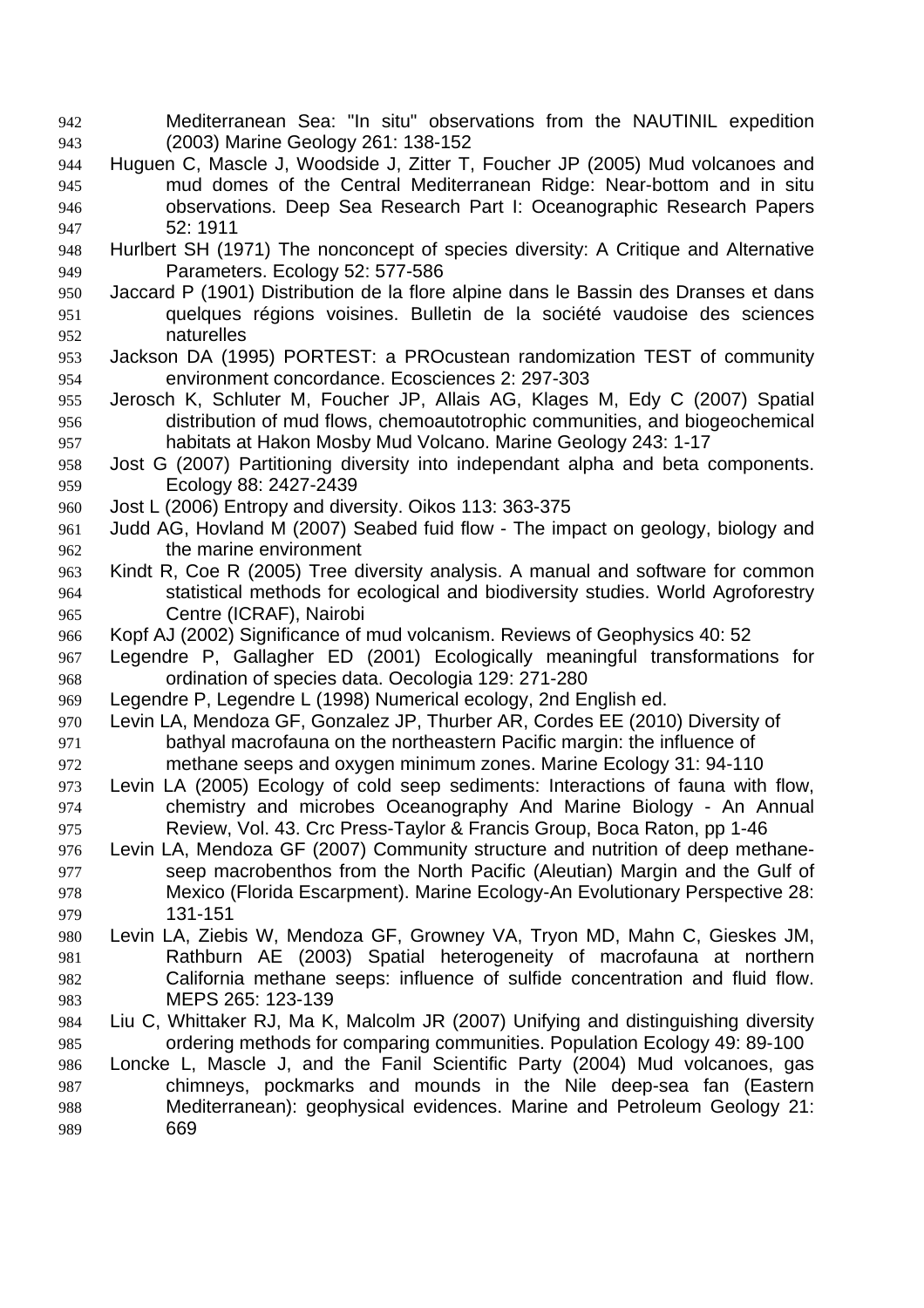Mediterranean Sea: "In situ" observations from the NAUTINIL expedition (2003) Marine Geology 261: 138-152

Huguen C, Mascle J, Woodside J, Zitter T, Foucher JP (2005) Mud volcanoes and mud domes of the Central Mediterranean Ridge: Near-bottom and in situ observations. Deep Sea Research Part I: Oceanographic Research Papers 52: 1911

Hurlbert SH (1971) The nonconcept of species diversity: A Critique and Alternative Parameters. Ecology 52: 577-586

Jaccard P (1901) Distribution de la flore alpine dans le Bassin des Dranses et dans quelques régions voisines. Bulletin de la société vaudoise des sciences naturelles

Jackson DA (1995) PORTEST: a PROcustean randomization TEST of community environment concordance. Ecosciences 2: 297-303

Jerosch K, Schluter M, Foucher JP, Allais AG, Klages M, Edy C (2007) Spatial distribution of mud flows, chemoautotrophic communities, and biogeochemical habitats at Hakon Mosby Mud Volcano. Marine Geology 243: 1-17

Jost G (2007) Partitioning diversity into independant alpha and beta components. Ecology 88: 2427-2439

Jost L (2006) Entropy and diversity. Oikos 113: 363-375

Judd AG, Hovland M (2007) Seabed fuid flow - The impact on geology, biology and the marine environment

Kindt R, Coe R (2005) Tree diversity analysis. A manual and software for common statistical methods for ecological and biodiversity studies. World Agroforestry Centre (ICRAF), Nairobi

Kopf AJ (2002) Significance of mud volcanism. Reviews of Geophysics 40: 52

Legendre P, Gallagher ED (2001) Ecologically meaningful transformations for ordination of species data. Oecologia 129: 271-280

Legendre P, Legendre L (1998) Numerical ecology, 2nd English ed.

Levin LA, Mendoza GF, Gonzalez JP, Thurber AR, Cordes EE (2010) Diversity of bathyal macrofauna on the northeastern Pacific margin: the influence of methane seeps and oxygen minimum zones. Marine Ecology 31: 94-110

Levin LA (2005) Ecology of cold seep sediments: Interactions of fauna with flow, chemistry and microbes Oceanography And Marine Biology - An Annual Review, Vol. 43. Crc Press-Taylor & Francis Group, Boca Raton, pp 1-46

Levin LA, Mendoza GF (2007) Community structure and nutrition of deep methane-seep macrobenthos from the North Pacific (Aleutian) Margin and the Gulf of Mexico (Florida Escarpment). Marine Ecology-An Evolutionary Perspective 28: 131-151

Levin LA, Ziebis W, Mendoza GF, Growney VA, Tryon MD, Mahn C, Gieskes JM, Rathburn AE (2003) Spatial heterogeneity of macrofauna at northern California methane seeps: influence of sulfide concentration and fluid flow. MEPS 265: 123-139

Liu C, Whittaker RJ, Ma K, Malcolm JR (2007) Unifying and distinguishing diversity ordering methods for comparing communities. Population Ecology 49: 89-100

Loncke L, Mascle J, and the Fanil Scientific Party (2004) Mud volcanoes, gas chimneys, pockmarks and mounds in the Nile deep-sea fan (Eastern Mediterranean): geophysical evidences. Marine and Petroleum Geology 21: 669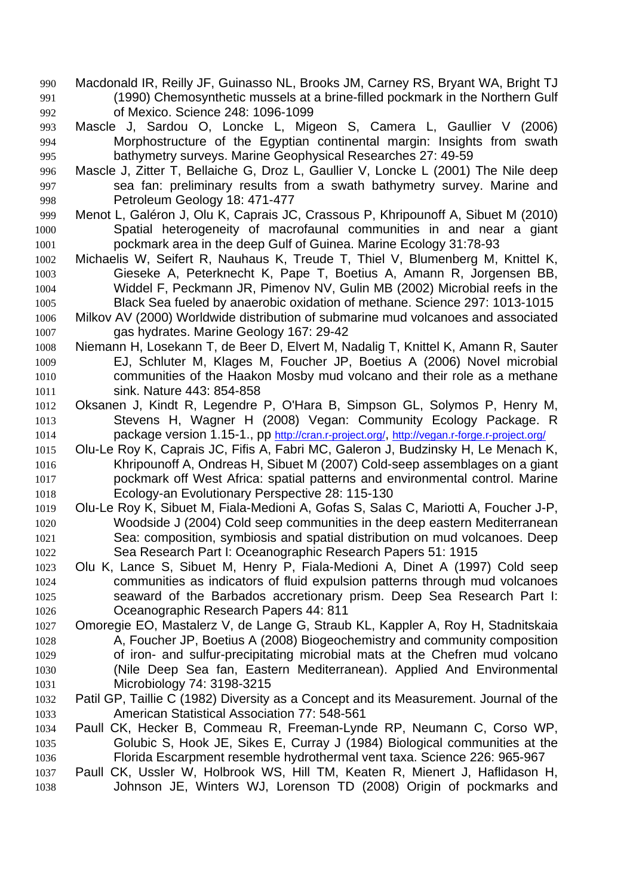Macdonald IR, Reilly JF, Guinasso NL, Brooks JM, Carney RS, Bryant WA, Bright TJ (1990) Chemosynthetic mussels at a brine-filled pockmark in the Northern Gulf of Mexico. Science 248: 1096-1099

Mascle J, Sardou O, Loncke L, Migeon S, Camera L, Gaullier V (2006) Morphostructure of the Egyptian continental margin: Insights from swath bathymetry surveys. Marine Geophysical Researches 27: 49-59

Mascle J, Zitter T, Bellaiche G, Droz L, Gaullier V, Loncke L (2001) The Nile deep sea fan: preliminary results from a swath bathymetry survey. Marine and Petroleum Geology 18: 471-477

Menot L, Galéron J, Olu K, Caprais JC, Crassous P, Khripounoff A, Sibuet M (2010) Spatial heterogeneity of macrofaunal communities in and near a giant pockmark area in the deep Gulf of Guinea. Marine Ecology 31:78-93

Michaelis W, Seifert R, Nauhaus K, Treude T, Thiel V, Blumenberg M, Knittel K, Gieseke A, Peterknecht K, Pape T, Boetius A, Amann R, Jorgensen BB, Widdel F, Peckmann JR, Pimenov NV, Gulin MB (2002) Microbial reefs in the Black Sea fueled by anaerobic oxidation of methane. Science 297: 1013-1015

Milkov AV (2000) Worldwide distribution of submarine mud volcanoes and associated gas hydrates. Marine Geology 167: 29-42

Niemann H, Losekann T, de Beer D, Elvert M, Nadalig T, Knittel K, Amann R, Sauter EJ, Schluter M, Klages M, Foucher JP, Boetius A (2006) Novel microbial communities of the Haakon Mosby mud volcano and their role as a methane sink. Nature 443: 854-858

Oksanen J, Kindt R, Legendre P, O'Hara B, Simpson GL, Solymos P, Henry M, Stevens H, Wagner H (2008) Vegan: Community Ecology Package. R package version 1.15-1., pp http://cran.r-project.org/, http://vegan.r-forge.r-project.org/

Olu-Le Roy K, Caprais JC, Fifis A, Fabri MC, Galeron J, Budzinsky H, Le Menach K, Khripounoff A, Ondreas H, Sibuet M (2007) Cold-seep assemblages on a giant pockmark off West Africa: spatial patterns and environmental control. Marine Ecology-an Evolutionary Perspective 28: 115-130

Olu-Le Roy K, Sibuet M, Fiala-Medioni A, Gofas S, Salas C, Mariotti A, Foucher J-P, Woodside J (2004) Cold seep communities in the deep eastern Mediterranean Sea: composition, symbiosis and spatial distribution on mud volcanoes. Deep Sea Research Part I: Oceanographic Research Papers 51: 1915

Olu K, Lance S, Sibuet M, Henry P, Fiala-Medioni A, Dinet A (1997) Cold seep communities as indicators of fluid expulsion patterns through mud volcanoes seaward of the Barbados accretionary prism. Deep Sea Research Part I: Oceanographic Research Papers 44: 811

Omoregie EO, Mastalerz V, de Lange G, Straub KL, Kappler A, Roy H, Stadnitskaia A, Foucher JP, Boetius A (2008) Biogeochemistry and community composition of iron- and sulfur-precipitating microbial mats at the Chefren mud volcano (Nile Deep Sea fan, Eastern Mediterranean). Applied And Environmental Microbiology 74: 3198-3215

Patil GP, Taillie C (1982) Diversity as a Concept and its Measurement. Journal of the American Statistical Association 77: 548-561

Paull CK, Hecker B, Commeau R, Freeman-Lynde RP, Neumann C, Corso WP, Golubic S, Hook JE, Sikes E, Curray J (1984) Biological communities at the Florida Escarpment resemble hydrothermal vent taxa. Science 226: 965-967

Paull CK, Ussler W, Holbrook WS, Hill TM, Keaten R, Mienert J, Haflidason H, Johnson JE, Winters WJ, Lorenson TD (2008) Origin of pockmarks and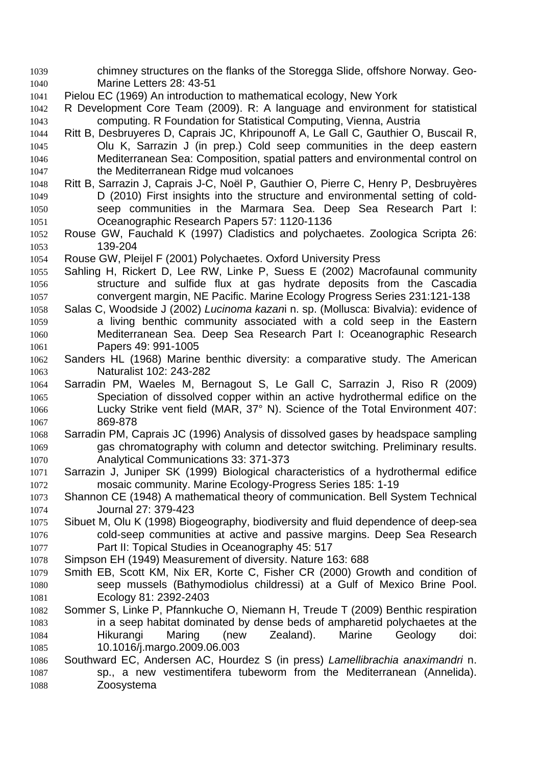chimney structures on the flanks of the Storegga Slide, offshore Norway. Geo-Marine Letters 28: 43-51

Pielou EC (1969) An introduction to mathematical ecology, New York

R Development Core Team (2009). R: A language and environment for statistical computing. R Foundation for Statistical Computing, Vienna, Austria

Ritt B, Desbruyeres D, Caprais JC, Khripounoff A, Le Gall C, Gauthier O, Buscail R, Olu K, Sarrazin J (in prep.) Cold seep communities in the deep eastern Mediterranean Sea: Composition, spatial patters and environmental control on the Mediterranean Ridge mud volcanoes

Ritt B, Sarrazin J, Caprais J-C, Noël P, Gauthier O, Pierre C, Henry P, Desbruyères D (2010) First insights into the structure and environmental setting of cold-seep communities in the Marmara Sea. Deep Sea Research Part I: Oceanographic Research Papers 57: 1120-1136

Rouse GW, Fauchald K (1997) Cladistics and polychaetes. Zoologica Scripta 26: 139-204

Rouse GW, Pleijel F (2001) Polychaetes. Oxford University Press

Sahling H, Rickert D, Lee RW, Linke P, Suess E (2002) Macrofaunal community structure and sulfide flux at gas hydrate deposits from the Cascadia convergent margin, NE Pacific. Marine Ecology Progress Series 231:121-138

Salas C, Woodside J (2002) *Lucinoma kazan*i n. sp. (Mollusca: Bivalvia): evidence of a living benthic community associated with a cold seep in the Eastern Mediterranean Sea. Deep Sea Research Part I: Oceanographic Research Papers 49: 991-1005

Sanders HL (1968) Marine benthic diversity: a comparative study. The American Naturalist 102: 243-282

Sarradin PM, Waeles M, Bernagout S, Le Gall C, Sarrazin J, Riso R (2009) Speciation of dissolved copper within an active hydrothermal edifice on the Lucky Strike vent field (MAR, 37° N). Science of the Total Environment 407: 869-878

Sarradin PM, Caprais JC (1996) Analysis of dissolved gases by headspace sampling gas chromatography with column and detector switching. Preliminary results. Analytical Communications 33: 371-373

Sarrazin J, Juniper SK (1999) Biological characteristics of a hydrothermal edifice mosaic community. Marine Ecology-Progress Series 185: 1-19

Shannon CE (1948) A mathematical theory of communication. Bell System Technical Journal 27: 379-423

Sibuet M, Olu K (1998) Biogeography, biodiversity and fluid dependence of deep-sea cold-seep communities at active and passive margins. Deep Sea Research Part II: Topical Studies in Oceanography 45: 517

Simpson EH (1949) Measurement of diversity. Nature 163: 688

Smith EB, Scott KM, Nix ER, Korte C, Fisher CR (2000) Growth and condition of seep mussels (Bathymodiolus childressi) at a Gulf of Mexico Brine Pool. Ecology 81: 2392-2403

Sommer S, Linke P, Pfannkuche O, Niemann H, Treude T (2009) Benthic respiration in a seep habitat dominated by dense beds of ampharetid polychaetes at the Hikurangi Maring (new Zealand). Marine Geology doi: 10.1016/j.margo.2009.06.003

Southward EC, Andersen AC, Hourdez S (in press) *Lamellibrachia anaximandri* n. sp., a new vestimentifera tubeworm from the Mediterranean (Annelida). Zoosystema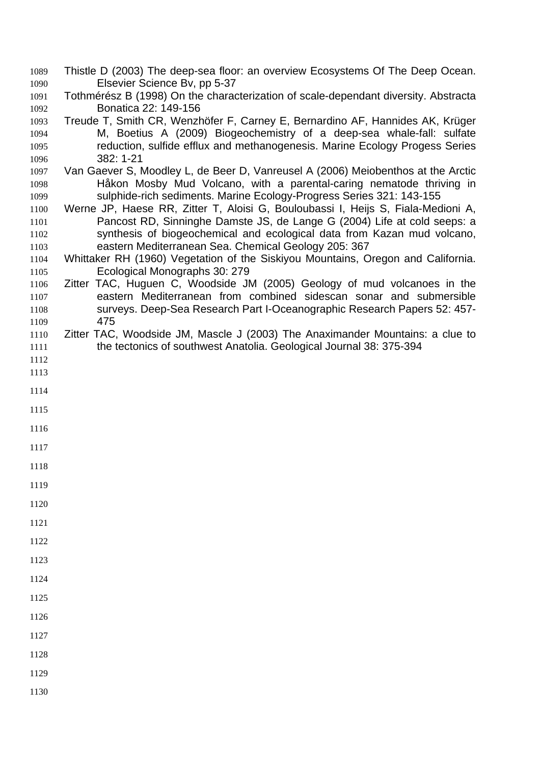Thistle D (2003) The deep-sea floor: an overview Ecosystems Of The Deep Ocean. Elsevier Science Bv, pp 5-37

Tothmérész B (1998) On the characterization of scale-dependant diversity. Abstracta Bonatica 22: 149-156

Treude T, Smith CR, Wenzhöfer F, Carney E, Bernardino AF, Hannides AK, Krüger M, Boetius A (2009) Biogeochemistry of a deep-sea whale-fall: sulfate reduction, sulfide efflux and methanogenesis. Marine Ecology Progess Series 382: 1-21

Van Gaever S, Moodley L, de Beer D, Vanreusel A (2006) Meiobenthos at the Arctic Håkon Mosby Mud Volcano, with a parental-caring nematode thriving in sulphide-rich sediments. Marine Ecology-Progress Series 321: 143-155

Werne JP, Haese RR, Zitter T, Aloisi G, Bouloubassi I, Heijs S, Fiala-Medioni A, Pancost RD, Sinninghe Damste JS, de Lange G (2004) Life at cold seeps: a synthesis of biogeochemical and ecological data from Kazan mud volcano, eastern Mediterranean Sea. Chemical Geology 205: 367

Whittaker RH (1960) Vegetation of the Siskiyou Mountains, Oregon and California. Ecological Monographs 30: 279

Zitter TAC, Huguen C, Woodside JM (2005) Geology of mud volcanoes in the eastern Mediterranean from combined sidescan sonar and submersible surveys. Deep-Sea Research Part I-Oceanographic Research Papers 52: 457-475

Zitter TAC, Woodside JM, Mascle J (2003) The Anaximander Mountains: a clue to the tectonics of southwest Anatolia. Geological Journal 38: 375-394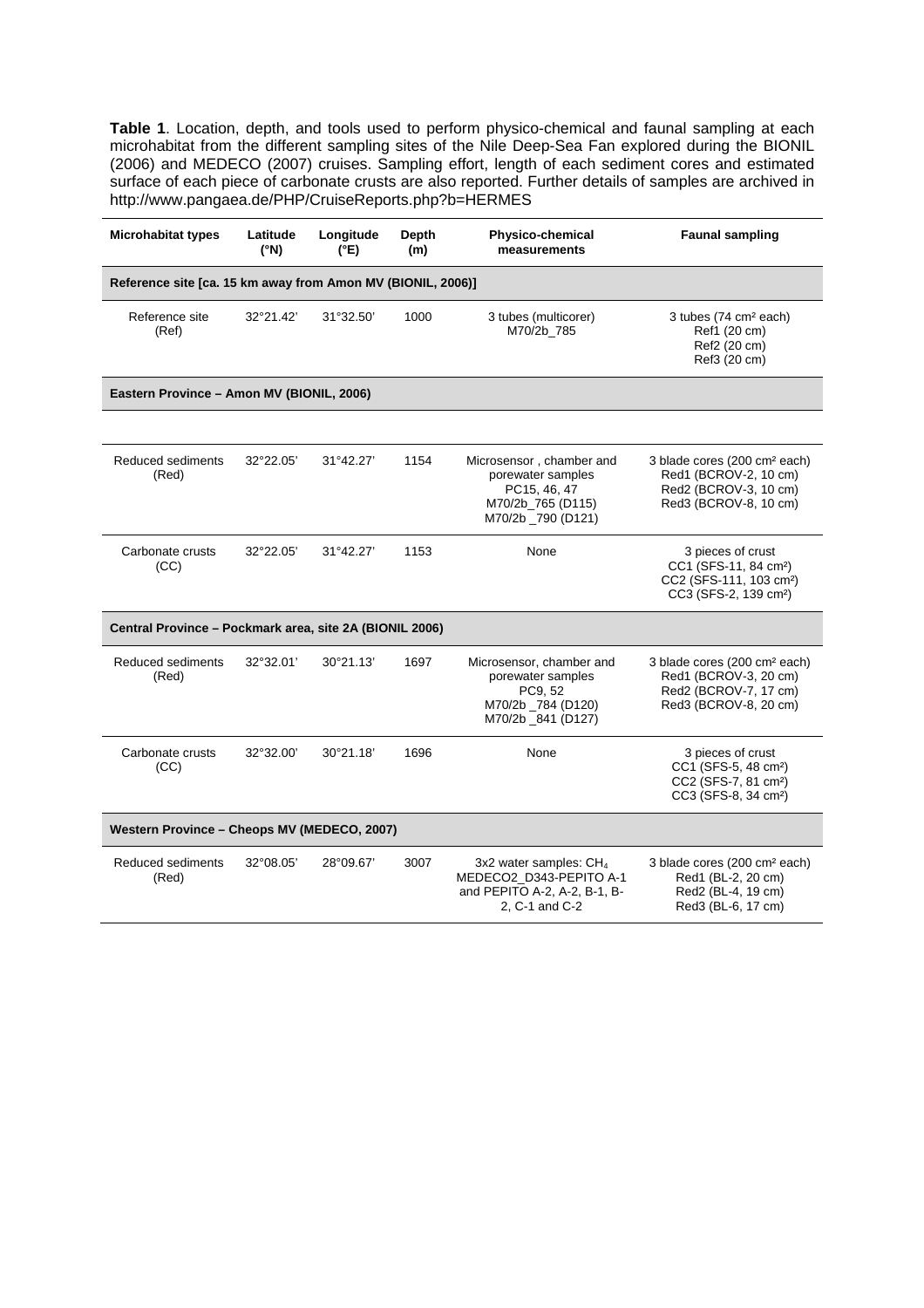**Table 1**. Location, depth, and tools used to perform physico-chemical and faunal sampling at each microhabitat from the different sampling sites of the Nile Deep-Sea Fan explored during the BIONIL (2006) and MEDECO (2007) cruises. Sampling effort, length of each sediment cores and estimated surface of each piece of carbonate crusts are also reported. Further details of samples are archived in http://www.pangaea.de/PHP/CruiseReports.php?b=HERMES

| Microhabitat types | Latitude (°N) | Longitude (°E) | Depth (m) | Physico-chemical measurements | Faunal sampling |
|---|---|---|---|---|---|
| **Reference site [ca. 15 km away from Amon MV (BIONIL, 2006)]** | | | | | |
| Reference site (Ref) | 32°21.42' | 31°32.50' | 1000 | 3 tubes (multicorer) M70/2b_785 | 3 tubes (74 cm² each) Ref1 (20 cm) Ref2 (20 cm) Ref3 (20 cm) |
| **Eastern Province – Amon MV (BIONIL, 2006)** | | | | | |
| Reduced sediments (Red) | 32°22.05' | 31°42.27' | 1154 | Microsensor , chamber and porewater samples PC15, 46, 47 M70/2b_765 (D115) M70/2b _790 (D121) | 3 blade cores (200 cm² each) Red1 (BCROV-2, 10 cm) Red2 (BCROV-3, 10 cm) Red3 (BCROV-8, 10 cm) |
| Carbonate crusts (CC) | 32°22.05' | 31°42.27' | 1153 | None | 3 pieces of crust CC1 (SFS-11, 84 cm²) CC2 (SFS-111, 103 cm²) CC3 (SFS-2, 139 cm²) |
| **Central Province – Pockmark area, site 2A (BIONIL 2006)** | | | | | |
| Reduced sediments (Red) | 32°32.01' | 30°21.13' | 1697 | Microsensor, chamber and porewater samples PC9, 52 M70/2b _784 (D120) M70/2b _841 (D127) | 3 blade cores (200 cm² each) Red1 (BCROV-3, 20 cm) Red2 (BCROV-7, 17 cm) Red3 (BCROV-8, 20 cm) |
| Carbonate crusts (CC) | 32°32.00' | 30°21.18' | 1696 | None | 3 pieces of crust CC1 (SFS-5, 48 cm²) CC2 (SFS-7, 81 cm²) CC3 (SFS-8, 34 cm²) |
| **Western Province – Cheops MV (MEDECO, 2007)** | | | | | |
| Reduced sediments (Red) | 32°08.05' | 28°09.67' | 3007 | 3x2 water samples: $CH_4$ MEDECO2_D343-PEPITO A-1 and PEPITO A-2, A-2, B-1, B-2, C-1 and C-2 | 3 blade cores (200 cm² each) Red1 (BL-2, 20 cm) Red2 (BL-4, 19 cm) Red3 (BL-6, 17 cm) |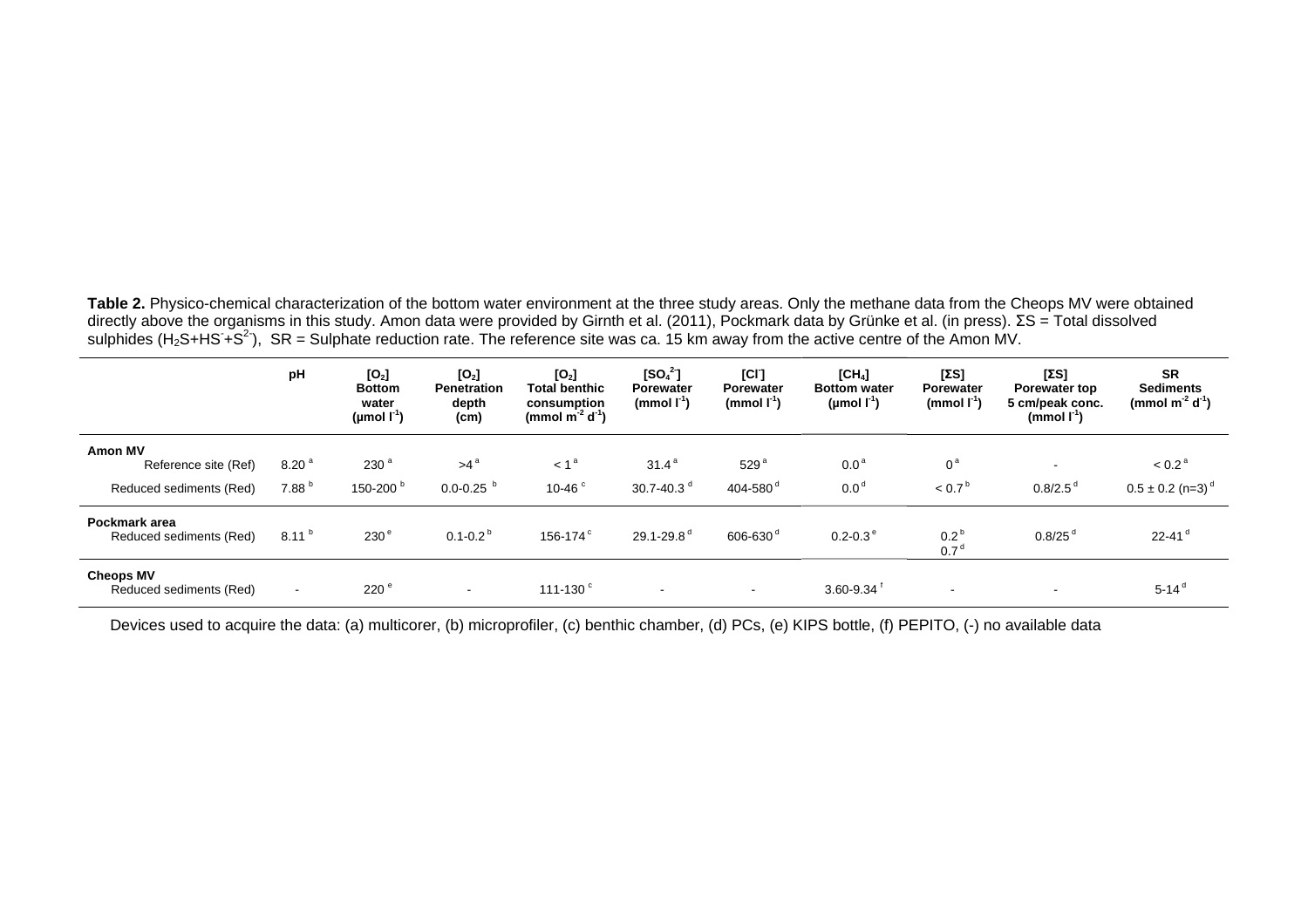**Table 2.** Physico-chemical characterization of the bottom water environment at the three study areas. Only the methane data from the Cheops MV were obtained directly above the organisms in this study. Amon data were provided by Girnth et al. (2011), Pockmark data by Grünke et al. (in press). ΣS = Total dissolved sulphides ($H_2S$+$HS^-$+$S^{2-}$), SR = Sulphate reduction rate. The reference site was ca. 15 km away from the active centre of the Amon MV.

| | pH | $[O_2]$ Bottom water ($\mu mol\ l^{-1}$) | $[O_2]$ Penetration depth (cm) | $[O_2]$ Total benthic consumption ($mmol\ m^{-2}\ d^{-1}$) | $[SO_4^{2-}]$ Porewater ($mmol\ l^{-1}$) | $[Cl^-]$ Porewater ($mmol\ l^{-1}$) | $[CH_4]$ Bottom water ($\mu mol\ l^{-1}$) | [ΣS] Porewater ($mmol\ l^{-1}$) | [ΣS] Porewater top 5 cm/peak conc. ($mmol\ l^{-1}$) | SR Sediments ($mmol\ m^{-2}\ d^{-1}$) |
|---|---|---|---|---|---|---|---|---|---|---|
| **Amon MV** | | | | | | | | | | |
| Reference site (Ref) | 8.20 [a] | 230 [a] | >4 [a] | < 1 [a] | 31.4 [a] | 529 [a] | 0.0 [a] | 0 [a] | - | < 0.2 [a] |
| Reduced sediments (Red) | 7.88 [b] | 150-200 [b] | 0.0-0.25 [b] | 10-46 [c] | 30.7-40.3 [d] | 404-580 [d] | 0.0 [d] | < 0.7 [b] | 0.8/2.5 [d] | 0.5 ± 0.2 (n=3) [d] |
| **Pockmark area** | | | | | | | | | | |
| Reduced sediments (Red) | 8.11 [b] | 230 [e] | 0.1-0.2 [b] | 156-174 [c] | 29.1-29.8 [d] | 606-630 [d] | 0.2-0.3 [e] | 0.2 [b] 0.7 [d] | 0.8/25 [d] | 22-41 [d] |
| **Cheops MV** | | | | | | | | | | |
| Reduced sediments (Red) | - | 220 [e] | - | 111-130 [c] | - | - | 3.60-9.34 [f] | - | - | 5-14 [d] |

Devices used to acquire the data: (a) multicorer, (b) microprofiler, (c) benthic chamber, (d) PCs, (e) KIPS bottle, (f) PEPITO, (-) no available data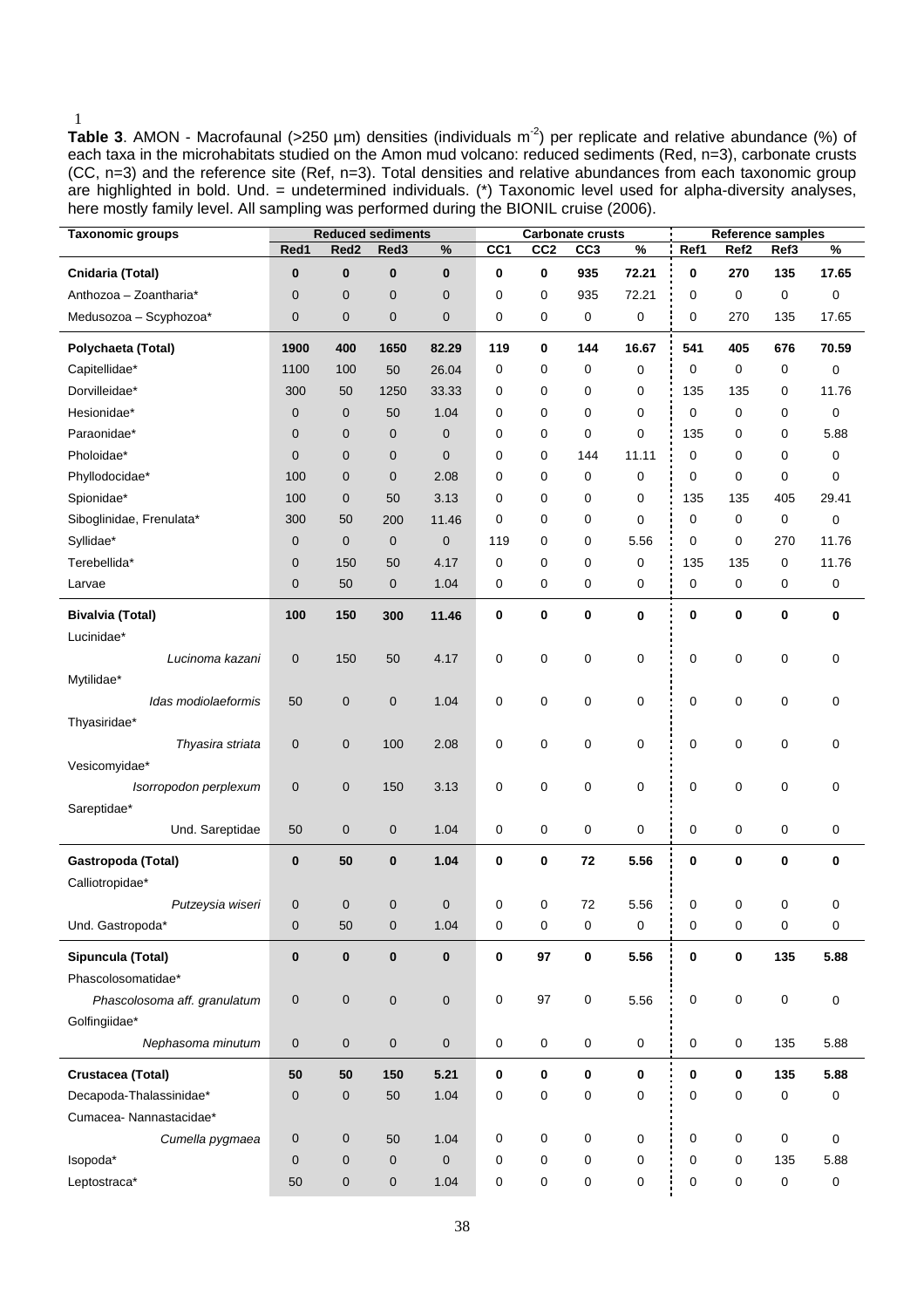**Table 3**. AMON - Macrofaunal (>250 µm) densities (individuals $m^{-2}$) per replicate and relative abundance (%) of each taxa in the microhabitats studied on the Amon mud volcano: reduced sediments (Red, n=3), carbonate crusts (CC, n=3) and the reference site (Ref, n=3). Total densities and relative abundances from each taxonomic group are highlighted in bold. Und. = undetermined individuals. (*) Taxonomic level used for alpha-diversity analyses, here mostly family level. All sampling was performed during the BIONIL cruise (2006).

| Taxonomic groups | Reduced sediments | | | | Carbonate crusts | | | | Reference samples | | | |
|---|---|---|---|---|---|---|---|---|---|---|---|---|
| | Red1 | Red2 | Red3 | % | CC1 | CC2 | CC3 | % | Ref1 | Ref2 | Ref3 | % |
| **Cnidaria (Total)** | **0** | **0** | **0** | **0** | **0** | **0** | **935** | **72.21** | **0** | **270** | **135** | **17.65** |
| Anthozoa – Zoantharia* | 0 | 0 | 0 | 0 | 0 | 0 | 935 | 72.21 | 0 | 0 | 0 | 0 |
| Medusozoa – Scyphozoa* | 0 | 0 | 0 | 0 | 0 | 0 | 0 | 0 | 0 | 270 | 135 | 17.65 |
| **Polychaeta (Total)** | **1900** | **400** | **1650** | **82.29** | **119** | **0** | **144** | **16.67** | **541** | **405** | **676** | **70.59** |
| Capitellidae* | 1100 | 100 | 50 | 26.04 | 0 | 0 | 0 | 0 | 0 | 0 | 0 | 0 |
| Dorvilleidae* | 300 | 50 | 1250 | 33.33 | 0 | 0 | 0 | 0 | 135 | 135 | 0 | 11.76 |
| Hesionidae* | 0 | 0 | 50 | 1.04 | 0 | 0 | 0 | 0 | 0 | 0 | 0 | 0 |
| Paraonidae* | 0 | 0 | 0 | 0 | 0 | 0 | 0 | 0 | 135 | 0 | 0 | 5.88 |
| Pholoidae* | 0 | 0 | 0 | 0 | 0 | 0 | 144 | 11.11 | 0 | 0 | 0 | 0 |
| Phyllodocidae* | 100 | 0 | 0 | 2.08 | 0 | 0 | 0 | 0 | 0 | 0 | 0 | 0 |
| Spionidae* | 100 | 0 | 50 | 3.13 | 0 | 0 | 0 | 0 | 135 | 135 | 405 | 29.41 |
| Siboglinidae, Frenulata* | 300 | 50 | 200 | 11.46 | 0 | 0 | 0 | 0 | 0 | 0 | 0 | 0 |
| Syllidae* | 0 | 0 | 0 | 0 | 119 | 0 | 0 | 5.56 | 0 | 0 | 270 | 11.76 |
| Terebellida* | 0 | 150 | 50 | 4.17 | 0 | 0 | 0 | 0 | 135 | 135 | 0 | 11.76 |
| Larvae | 0 | 50 | 0 | 1.04 | 0 | 0 | 0 | 0 | 0 | 0 | 0 | 0 |
| **Bivalvia (Total)** | **100** | **150** | **300** | **11.46** | **0** | **0** | **0** | **0** | **0** | **0** | **0** | **0** |
| Lucinidae* | | | | | | | | | | | | |
| *Lucinoma kazani* | 0 | 150 | 50 | 4.17 | 0 | 0 | 0 | 0 | 0 | 0 | 0 | 0 |
| Mytilidae* | | | | | | | | | | | | |
| *Idas modiolaeformis* | 50 | 0 | 0 | 1.04 | 0 | 0 | 0 | 0 | 0 | 0 | 0 | 0 |
| Thyasiridae* | | | | | | | | | | | | |
| *Thyasira striata* | 0 | 0 | 100 | 2.08 | 0 | 0 | 0 | 0 | 0 | 0 | 0 | 0 |
| Vesicomyidae* | | | | | | | | | | | | |
| *Isorropodon perplexum* | 0 | 0 | 150 | 3.13 | 0 | 0 | 0 | 0 | 0 | 0 | 0 | 0 |
| Sareptidae* | | | | | | | | | | | | |
| Und. Sareptidae | 50 | 0 | 0 | 1.04 | 0 | 0 | 0 | 0 | 0 | 0 | 0 | 0 |
| **Gastropoda (Total)** | **0** | **50** | **0** | **1.04** | **0** | **0** | **72** | **5.56** | **0** | **0** | **0** | **0** |
| Calliotropidae* | | | | | | | | | | | | |
| *Putzeysia wiseri* | 0 | 0 | 0 | 0 | 0 | 0 | 72 | 5.56 | 0 | 0 | 0 | 0 |
| Und. Gastropoda* | 0 | 50 | 0 | 1.04 | 0 | 0 | 0 | 0 | 0 | 0 | 0 | 0 |
| **Sipuncula (Total)** | **0** | **0** | **0** | **0** | **0** | **97** | **0** | **5.56** | **0** | **0** | **135** | **5.88** |
| Phascolosomatidae* | | | | | | | | | | | | |
| *Phascolosoma aff. granulatum* | 0 | 0 | 0 | 0 | 0 | 97 | 0 | 5.56 | 0 | 0 | 0 | 0 |
| Golfingiidae* | | | | | | | | | | | | |
| *Nephasoma minutum* | 0 | 0 | 0 | 0 | 0 | 0 | 0 | 0 | 0 | 0 | 135 | 5.88 |
| **Crustacea (Total)** | **50** | **50** | **150** | **5.21** | **0** | **0** | **0** | **0** | **0** | **0** | **135** | **5.88** |
| Decapoda-Thalassinidae* | 0 | 0 | 50 | 1.04 | 0 | 0 | 0 | 0 | 0 | 0 | 0 | 0 |
| Cumacea- Nannastacidae* | | | | | | | | | | | | |
| *Cumella pygmaea* | 0 | 0 | 50 | 1.04 | 0 | 0 | 0 | 0 | 0 | 0 | 0 | 0 |
| Isopoda* | 0 | 0 | 0 | 0 | 0 | 0 | 0 | 0 | 0 | 0 | 135 | 5.88 |
| Leptostraca* | 50 | 0 | 0 | 1.04 | 0 | 0 | 0 | 0 | 0 | 0 | 0 | 0 |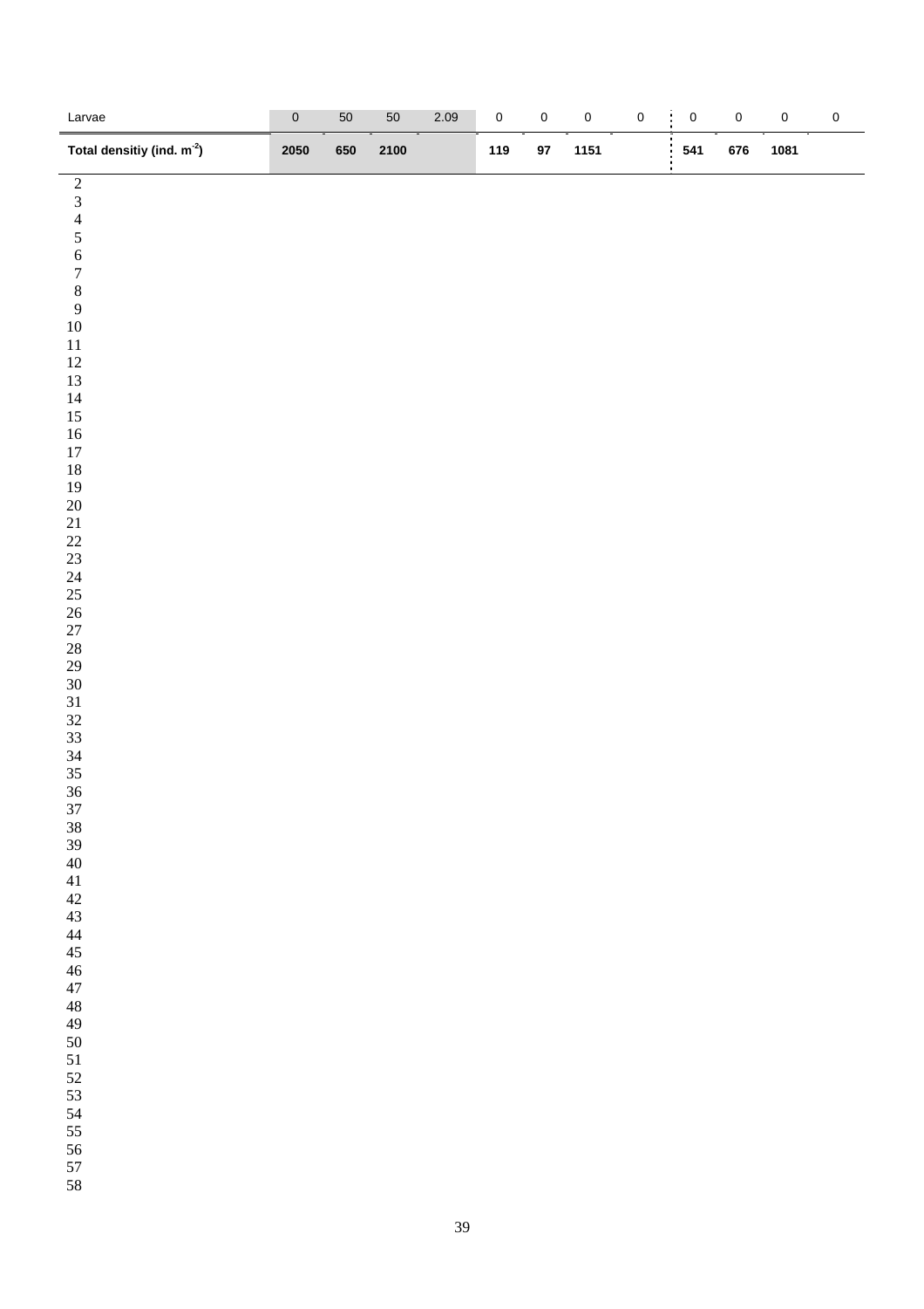| | | | | | | | | | | | | |
|---|---|---|---|---|---|---|---|---|---|---|---|---|
| Larvae | 0 | 50 | 50 | 2.09 | 0 | 0 | 0 | 0 | 0 | 0 | 0 | 0 |
| **Total densitiy (ind. $m^{-2}$)** | **2050** | **650** | **2100** | | **119** | **97** | **1151** | | **541** | **676** | **1081** | |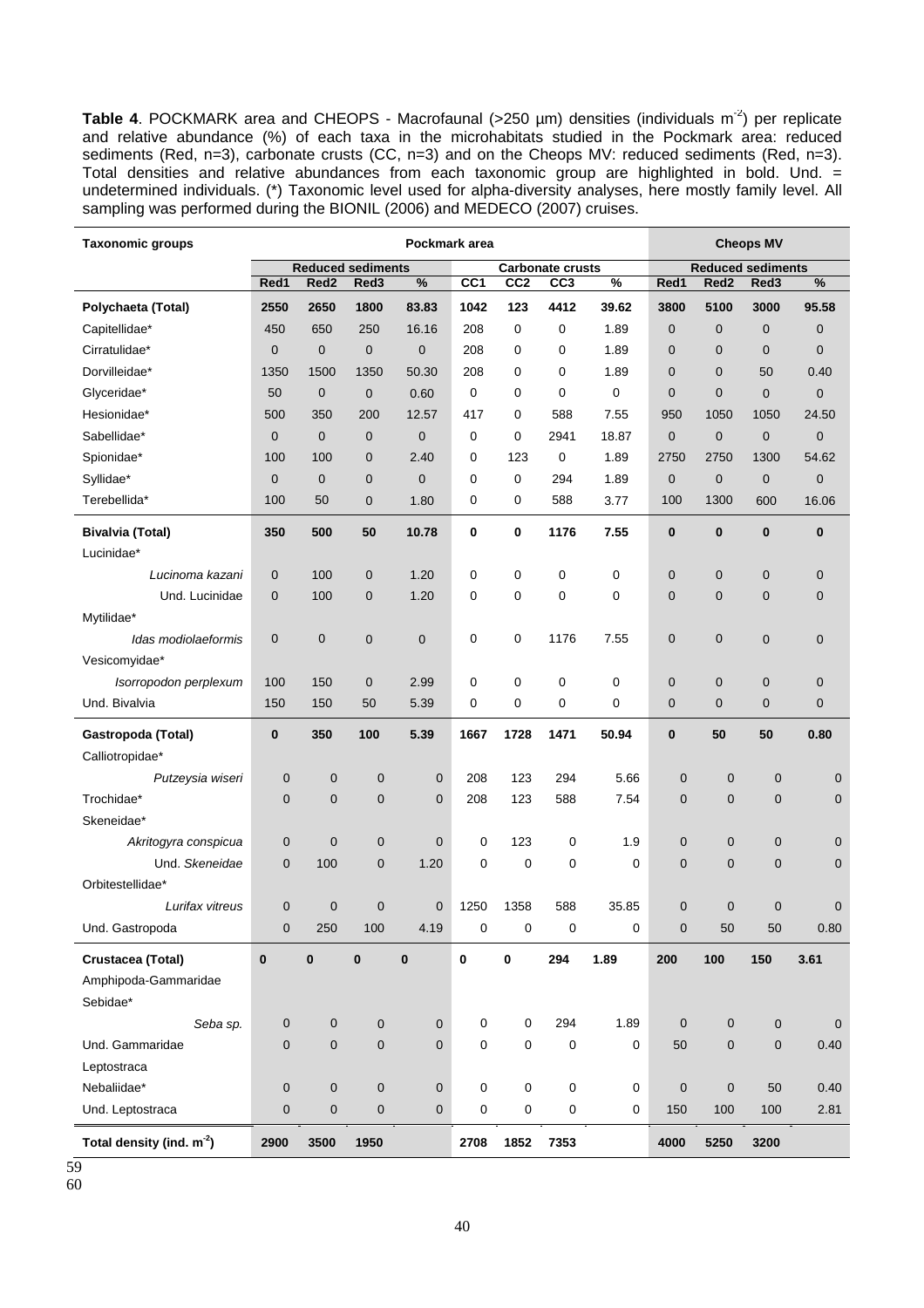**Table 4**. POCKMARK area and CHEOPS - Macrofaunal (>250 µm) densities (individuals $m^{-2}$) per replicate and relative abundance (%) of each taxa in the microhabitats studied in the Pockmark area: reduced sediments (Red, n=3), carbonate crusts (CC, n=3) and on the Cheops MV: reduced sediments (Red, n=3). Total densities and relative abundances from each taxonomic group are highlighted in bold. Und. = undetermined individuals. (*) Taxonomic level used for alpha-diversity analyses, here mostly family level. All sampling was performed during the BIONIL (2006) and MEDECO (2007) cruises.

| Taxonomic groups | Pockmark area | | | | | | | | Cheops MV | | | |
|---|---|---|---|---|---|---|---|---|---|---|---|---|
| | Reduced sediments | | | | Carbonate crusts | | | | Reduced sediments | | | |
| | Red1 | Red2 | Red3 | % | CC1 | CC2 | CC3 | % | Red1 | Red2 | Red3 | % |
| **Polychaeta (Total)** | **2550** | **2650** | **1800** | **83.83** | **1042** | **123** | **4412** | **39.62** | **3800** | **5100** | **3000** | **95.58** |
| Capitellidae* | 450 | 650 | 250 | 16.16 | 208 | 0 | 0 | 1.89 | 0 | 0 | 0 | 0 |
| Cirratulidae* | 0 | 0 | 0 | 0 | 208 | 0 | 0 | 1.89 | 0 | 0 | 0 | 0 |
| Dorvilleidae* | 1350 | 1500 | 1350 | 50.30 | 208 | 0 | 0 | 1.89 | 0 | 0 | 50 | 0.40 |
| Glyceridae* | 50 | 0 | 0 | 0.60 | 0 | 0 | 0 | 0 | 0 | 0 | 0 | 0 |
| Hesionidae* | 500 | 350 | 200 | 12.57 | 417 | 0 | 588 | 7.55 | 950 | 1050 | 1050 | 24.50 |
| Sabellidae* | 0 | 0 | 0 | 0 | 0 | 0 | 2941 | 18.87 | 0 | 0 | 0 | 0 |
| Spionidae* | 100 | 100 | 0 | 2.40 | 0 | 123 | 0 | 1.89 | 2750 | 2750 | 1300 | 54.62 |
| Syllidae* | 0 | 0 | 0 | 0 | 0 | 0 | 294 | 1.89 | 0 | 0 | 0 | 0 |
| Terebellida* | 100 | 50 | 0 | 1.80 | 0 | 0 | 588 | 3.77 | 100 | 1300 | 600 | 16.06 |
| **Bivalvia (Total)** | **350** | **500** | **50** | **10.78** | **0** | **0** | **1176** | **7.55** | **0** | **0** | **0** | **0** |
| Lucinidae* | | | | | | | | | | | | |
| *Lucinoma kazani* | 0 | 100 | 0 | 1.20 | 0 | 0 | 0 | 0 | 0 | 0 | 0 | 0 |
| Und. Lucinidae | 0 | 100 | 0 | 1.20 | 0 | 0 | 0 | 0 | 0 | 0 | 0 | 0 |
| Mytilidae* | | | | | | | | | | | | |
| *Idas modiolaeformis* | 0 | 0 | 0 | 0 | 0 | 0 | 1176 | 7.55 | 0 | 0 | 0 | 0 |
| Vesicomyidae* | | | | | | | | | | | | |
| *Isorropodon perplexum* | 100 | 150 | 0 | 2.99 | 0 | 0 | 0 | 0 | 0 | 0 | 0 | 0 |
| Und. Bivalvia | 150 | 150 | 50 | 5.39 | 0 | 0 | 0 | 0 | 0 | 0 | 0 | 0 |
| **Gastropoda (Total)** | **0** | **350** | **100** | **5.39** | **1667** | **1728** | **1471** | **50.94** | **0** | **50** | **50** | **0.80** |
| Calliotropidae* | | | | | | | | | | | | |
| *Putzeysia wiseri* | 0 | 0 | 0 | 0 | 208 | 123 | 294 | 5.66 | 0 | 0 | 0 | 0 |
| Trochidae* | 0 | 0 | 0 | 0 | 208 | 123 | 588 | 7.54 | 0 | 0 | 0 | 0 |
| Skeneidae* | | | | | | | | | | | | |
| *Akritogyra conspicua* | 0 | 0 | 0 | 0 | 0 | 123 | 0 | 1.9 | 0 | 0 | 0 | 0 |
| Und. *Skeneidae* | 0 | 100 | 0 | 1.20 | 0 | 0 | 0 | 0 | 0 | 0 | 0 | 0 |
| Orbitestellidae* | | | | | | | | | | | | |
| *Lurifax vitreus* | 0 | 0 | 0 | 0 | 1250 | 1358 | 588 | 35.85 | 0 | 0 | 0 | 0 |
| Und. Gastropoda | 0 | 250 | 100 | 4.19 | 0 | 0 | 0 | 0 | 0 | 50 | 50 | 0.80 |
| **Crustacea (Total)** | **0** | **0** | **0** | **0** | **0** | **0** | **294** | **1.89** | **200** | **100** | **150** | **3.61** |
| Amphipoda-Gammaridae | | | | | | | | | | | | |
| Sebidae* | | | | | | | | | | | | |
| *Seba sp.* | 0 | 0 | 0 | 0 | 0 | 0 | 294 | 1.89 | 0 | 0 | 0 | 0 |
| Und. Gammaridae | 0 | 0 | 0 | 0 | 0 | 0 | 0 | 0 | 50 | 0 | 0 | 0.40 |
| Leptostraca | | | | | | | | | | | | |
| Nebaliidae* | 0 | 0 | 0 | 0 | 0 | 0 | 0 | 0 | 0 | 0 | 50 | 0.40 |
| Und. Leptostraca | 0 | 0 | 0 | 0 | 0 | 0 | 0 | 0 | 150 | 100 | 100 | 2.81 |
| **Total density (ind. $m^{-2}$)** | **2900** | **3500** | **1950** | | **2708** | **1852** | **7353** | | **4000** | **5250** | **3200** | |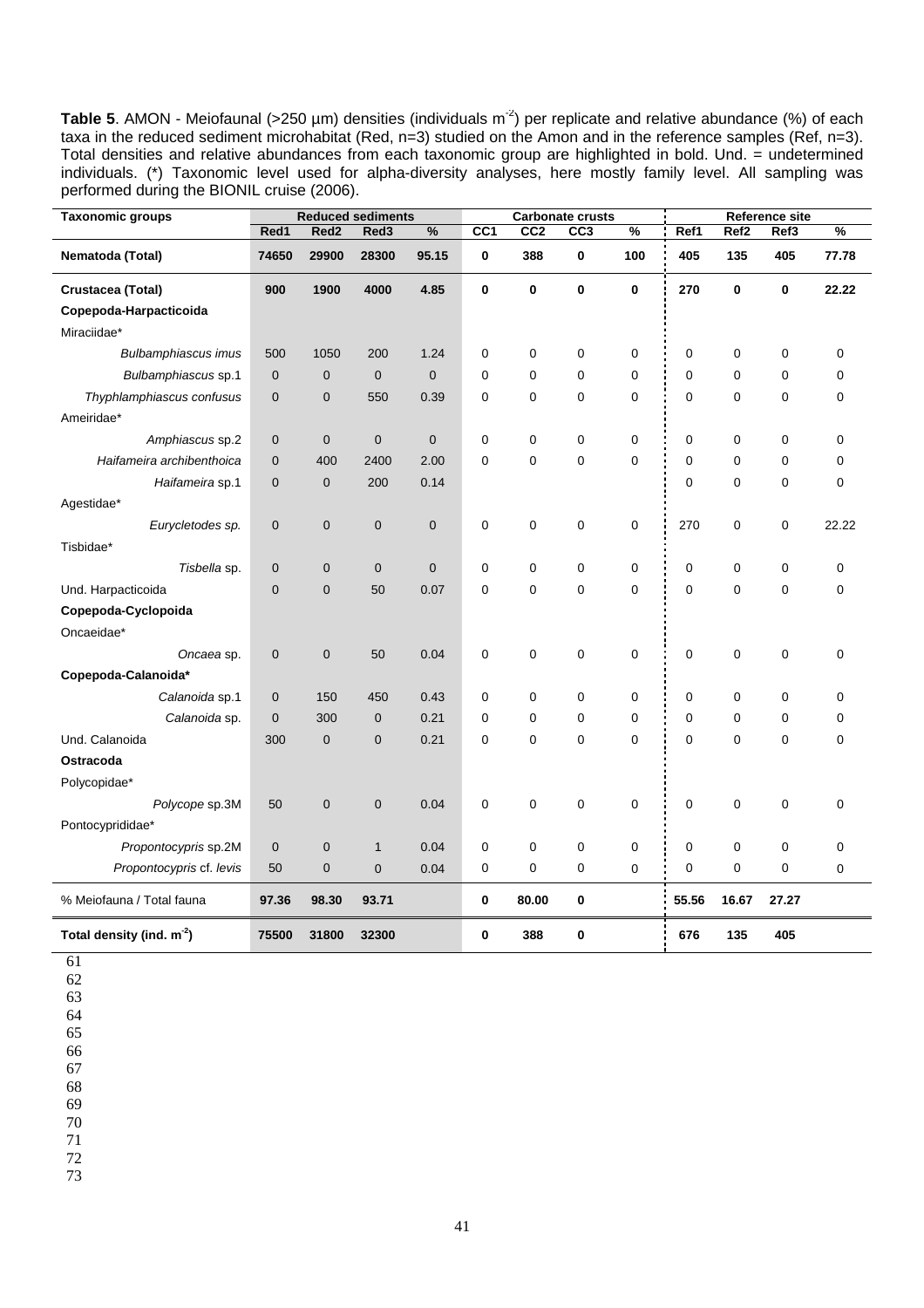**Table 5**. AMON - Meiofaunal (>250 µm) densities (individuals m$^{-2}$) per replicate and relative abundance (%) of each taxa in the reduced sediment microhabitat (Red, n=3) studied on the Amon and in the reference samples (Ref, n=3). Total densities and relative abundances from each taxonomic group are highlighted in bold. Und. = undetermined individuals. (*) Taxonomic level used for alpha-diversity analyses, here mostly family level. All sampling was performed during the BIONIL cruise (2006).

| Taxonomic groups | Reduced sediments | | | | Carbonate crusts | | | | Reference site | | | |
|---|---|---|---|---|---|---|---|---|---|---|---|---|
| | Red1 | Red2 | Red3 | % | CC1 | CC2 | CC3 | % | Ref1 | Ref2 | Ref3 | % |
| **Nematoda (Total)** | **74650** | **29900** | **28300** | **95.15** | **0** | **388** | **0** | **100** | **405** | **135** | **405** | **77.78** |
| **Crustacea (Total)** | **900** | **1900** | **4000** | **4.85** | **0** | **0** | **0** | **0** | **270** | **0** | **0** | **22.22** |
| **Copepoda-Harpacticoida** | | | | | | | | | | | | |
| Miraciidae* | | | | | | | | | | | | |
| *Bulbamphiascus imus* | 500 | 1050 | 200 | 1.24 | 0 | 0 | 0 | 0 | 0 | 0 | 0 | 0 |
| *Bulbamphiascus* sp.1 | 0 | 0 | 0 | 0 | 0 | 0 | 0 | 0 | 0 | 0 | 0 | 0 |
| *Thyphlamphiascus confusus* | 0 | 0 | 550 | 0.39 | 0 | 0 | 0 | 0 | 0 | 0 | 0 | 0 |
| Ameiridae* | | | | | | | | | | | | |
| *Amphiascus* sp.2 | 0 | 0 | 0 | 0 | 0 | 0 | 0 | 0 | 0 | 0 | 0 | 0 |
| *Haifameira archibenthoica* | 0 | 400 | 2400 | 2.00 | 0 | 0 | 0 | 0 | 0 | 0 | 0 | 0 |
| *Haifameira* sp.1 | 0 | 0 | 200 | 0.14 | | | | | 0 | 0 | 0 | 0 |
| Agestidae* | | | | | | | | | | | | |
| *Eurycletodes sp.* | 0 | 0 | 0 | 0 | 0 | 0 | 0 | 0 | 270 | 0 | 0 | 22.22 |
| Tisbidae* | | | | | | | | | | | | |
| *Tisbella* sp. | 0 | 0 | 0 | 0 | 0 | 0 | 0 | 0 | 0 | 0 | 0 | 0 |
| Und. Harpacticoida | 0 | 0 | 50 | 0.07 | 0 | 0 | 0 | 0 | 0 | 0 | 0 | 0 |
| **Copepoda-Cyclopoida** | | | | | | | | | | | | |
| Oncaeidae* | | | | | | | | | | | | |
| *Oncaea* sp. | 0 | 0 | 50 | 0.04 | 0 | 0 | 0 | 0 | 0 | 0 | 0 | 0 |
| **Copepoda-Calanoida*** | | | | | | | | | | | | |
| *Calanoida* sp.1 | 0 | 150 | 450 | 0.43 | 0 | 0 | 0 | 0 | 0 | 0 | 0 | 0 |
| *Calanoida* sp. | 0 | 300 | 0 | 0.21 | 0 | 0 | 0 | 0 | 0 | 0 | 0 | 0 |
| Und. Calanoida | 300 | 0 | 0 | 0.21 | 0 | 0 | 0 | 0 | 0 | 0 | 0 | 0 |
| **Ostracoda** | | | | | | | | | | | | |
| Polycopidae* | | | | | | | | | | | | |
| *Polycope* sp.3M | 50 | 0 | 0 | 0.04 | 0 | 0 | 0 | 0 | 0 | 0 | 0 | 0 |
| Pontocyprididae* | | | | | | | | | | | | |
| *Propontocypris* sp.2M | 0 | 0 | 1 | 0.04 | 0 | 0 | 0 | 0 | 0 | 0 | 0 | 0 |
| *Propontocypris* cf. *levis* | 50 | 0 | 0 | 0.04 | 0 | 0 | 0 | 0 | 0 | 0 | 0 | 0 |
| % Meiofauna / Total fauna | **97.36** | **98.30** | **93.71** | | **0** | **80.00** | **0** | | **55.56** | **16.67** | **27.27** | |
| **Total density (ind. m$^{-2}$)** | **75500** | **31800** | **32300** | | **0** | **388** | **0** | | **676** | **135** | **405** | |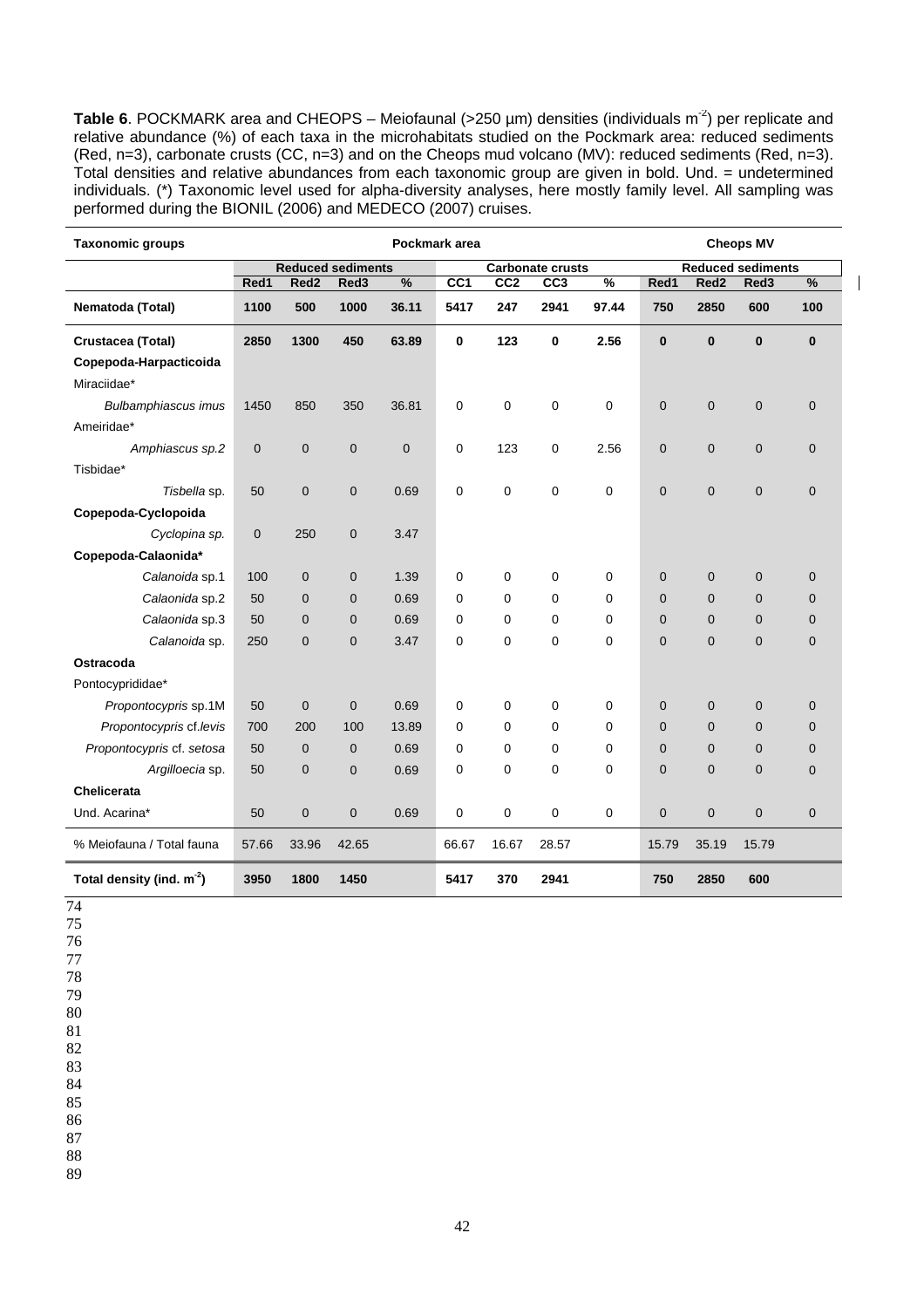**Table 6**. POCKMARK area and CHEOPS – Meiofaunal (>250 µm) densities (individuals m$^{-2}$) per replicate and relative abundance (%) of each taxa in the microhabitats studied on the Pockmark area: reduced sediments (Red, n=3), carbonate crusts (CC, n=3) and on the Cheops mud volcano (MV): reduced sediments (Red, n=3). Total densities and relative abundances from each taxonomic group are given in bold. Und. = undetermined individuals. (*) Taxonomic level used for alpha-diversity analyses, here mostly family level. All sampling was performed during the BIONIL (2006) and MEDECO (2007) cruises.

| Taxonomic groups | Pockmark area | | | | | | | | Cheops MV | | | |
|---|---|---|---|---|---|---|---|---|---|---|---|---|
| | Reduced sediments | | | | Carbonate crusts | | | | Reduced sediments | | | |
| | Red1 | Red2 | Red3 | % | CC1 | CC2 | CC3 | % | Red1 | Red2 | Red3 | % |
| **Nematoda (Total)** | **1100** | **500** | **1000** | **36.11** | **5417** | **247** | **2941** | **97.44** | **750** | **2850** | **600** | **100** |
| **Crustacea (Total)** | **2850** | **1300** | **450** | **63.89** | **0** | **123** | **0** | **2.56** | **0** | **0** | **0** | **0** |
| **Copepoda-Harpacticoida** | | | | | | | | | | | | |
| Miraciidae* | | | | | | | | | | | | |
| *Bulbamphiascus imus* | 1450 | 850 | 350 | 36.81 | 0 | 0 | 0 | 0 | 0 | 0 | 0 | 0 |
| Ameiridae* | | | | | | | | | | | | |
| *Amphiascus sp.2* | 0 | 0 | 0 | 0 | 0 | 123 | 0 | 2.56 | 0 | 0 | 0 | 0 |
| Tisbidae* | | | | | | | | | | | | |
| *Tisbella* sp. | 50 | 0 | 0 | 0.69 | 0 | 0 | 0 | 0 | 0 | 0 | 0 | 0 |
| **Copepoda-Cyclopoida** | | | | | | | | | | | | |
| *Cyclopina sp.* | 0 | 250 | 0 | 3.47 | | | | | | | | |
| **Copepoda-Calaonida*** | | | | | | | | | | | | |
| *Calanoida* sp.1 | 100 | 0 | 0 | 1.39 | 0 | 0 | 0 | 0 | 0 | 0 | 0 | 0 |
| *Calaonida* sp.2 | 50 | 0 | 0 | 0.69 | 0 | 0 | 0 | 0 | 0 | 0 | 0 | 0 |
| *Calaonida* sp.3 | 50 | 0 | 0 | 0.69 | 0 | 0 | 0 | 0 | 0 | 0 | 0 | 0 |
| *Calanoida* sp. | 250 | 0 | 0 | 3.47 | 0 | 0 | 0 | 0 | 0 | 0 | 0 | 0 |
| **Ostracoda** | | | | | | | | | | | | |
| Pontocyprididae* | | | | | | | | | | | | |
| *Propontocypris* sp.1M | 50 | 0 | 0 | 0.69 | 0 | 0 | 0 | 0 | 0 | 0 | 0 | 0 |
| *Propontocypris* cf.*levis* | 700 | 200 | 100 | 13.89 | 0 | 0 | 0 | 0 | 0 | 0 | 0 | 0 |
| *Propontocypris* cf. *setosa* | 50 | 0 | 0 | 0.69 | 0 | 0 | 0 | 0 | 0 | 0 | 0 | 0 |
| *Argilloecia* sp. | 50 | 0 | 0 | 0.69 | 0 | 0 | 0 | 0 | 0 | 0 | 0 | 0 |
| **Chelicerata** | | | | | | | | | | | | |
| Und. Acarina* | 50 | 0 | 0 | 0.69 | 0 | 0 | 0 | 0 | 0 | 0 | 0 | 0 |
| % Meiofauna / Total fauna | 57.66 | 33.96 | 42.65 | | 66.67 | 16.67 | 28.57 | | 15.79 | 35.19 | 15.79 | |
| **Total density (ind. m$^{-2}$)** | **3950** | **1800** | **1450** | | **5417** | **370** | **2941** | | **750** | **2850** | **600** | |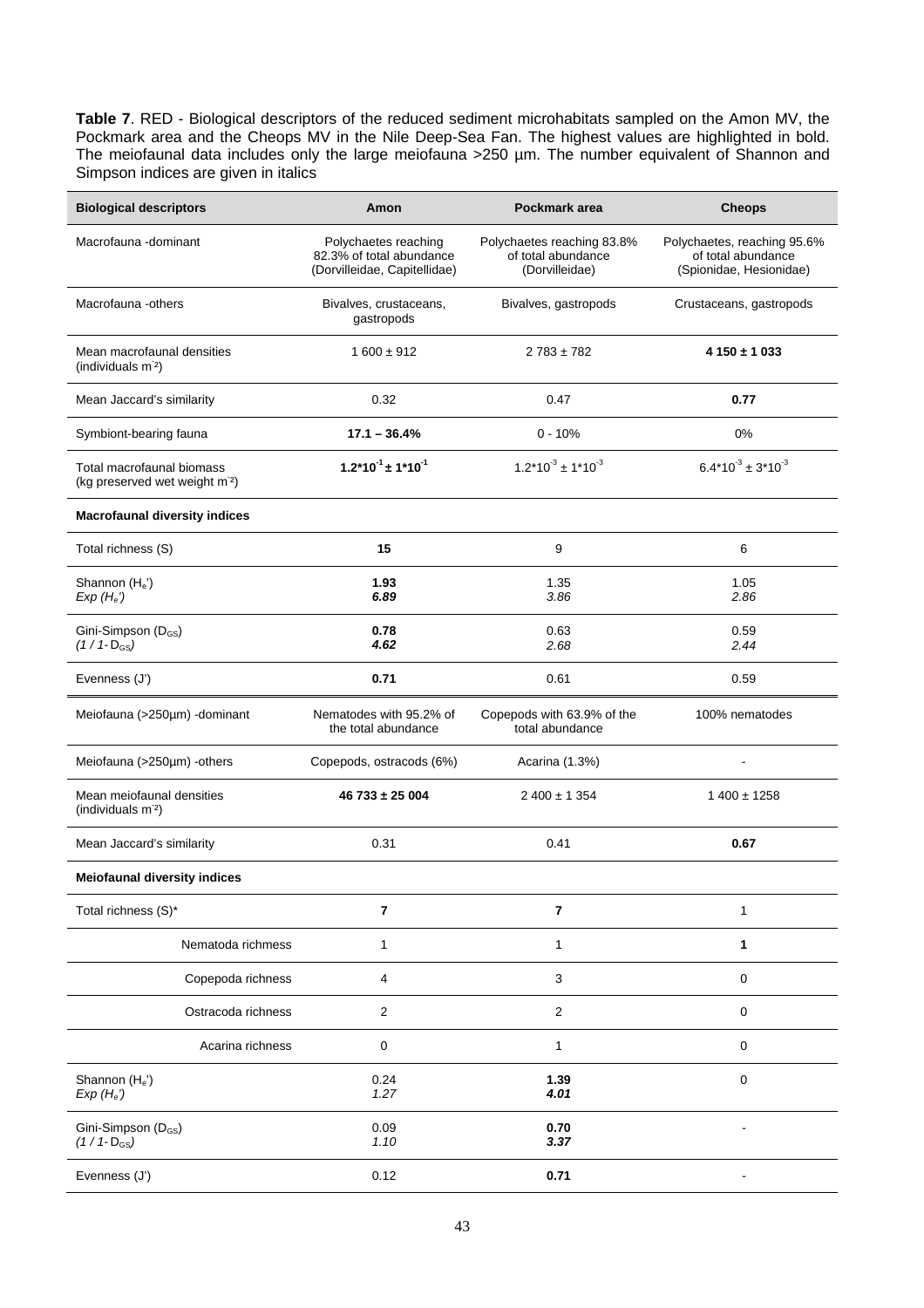**Table 7**. RED - Biological descriptors of the reduced sediment microhabitats sampled on the Amon MV, the Pockmark area and the Cheops MV in the Nile Deep-Sea Fan. The highest values are highlighted in bold. The meiofaunal data includes only the large meiofauna >250 µm. The number equivalent of Shannon and Simpson indices are given in italics

| Biological descriptors | Amon | Pockmark area | Cheops |
|---|---|---|---|
| Macrofauna -dominant | Polychaetes reaching 82.3% of total abundance (Dorvilleidae, Capitellidae) | Polychaetes reaching 83.8% of total abundance (Dorvilleidae) | Polychaetes, reaching 95.6% of total abundance (Spionidae, Hesionidae) |
| Macrofauna -others | Bivalves, crustaceans, gastropods | Bivalves, gastropods | Crustaceans, gastropods |
| Mean macrofaunal densities (individuals $m^{-2}$) | 1 600 ± 912 | 2 783 ± 782 | **4 150 ± 1 033** |
| Mean Jaccard's similarity | 0.32 | 0.47 | **0.77** |
| Symbiont-bearing fauna | **17.1 – 36.4%** | 0 - 10% | 0% |
| Total macrofaunal biomass (kg preserved wet weight $m^{-2}$) | $\mathbf{1.2{*}10^{-1} \pm 1{*}10^{-1}}$ | $1.2{*}10^{-3} \pm 1{*}10^{-3}$ | $6.4{*}10^{-3} \pm 3{*}10^{-3}$ |
| **Macrofaunal diversity indices** | | | |
| Total richness (S) | **15** | 9 | 6 |
| Shannon ($H_e'$) <br> *Exp* ($H_e'$) | **1.93** <br> ***6.89*** | 1.35 <br> *3.86* | 1.05 <br> *2.86* |
| Gini-Simpson ($D_{GS}$) <br> ($1 / 1\text{-}D_{GS}$) | **0.78** <br> ***4.62*** | 0.63 <br> *2.68* | 0.59 <br> *2.44* |
| Evenness (J') | **0.71** | 0.61 | 0.59 |
| Meiofauna (>250µm) -dominant | Nematodes with 95.2% of the total abundance | Copepods with 63.9% of the total abundance | 100% nematodes |
| Meiofauna (>250µm) -others | Copepods, ostracods (6%) | Acarina (1.3%) | - |
| Mean meiofaunal densities (individuals $m^{-2}$) | **46 733 ± 25 004** | 2 400 ± 1 354 | 1 400 ± 1258 |
| Mean Jaccard's similarity | 0.31 | 0.41 | **0.67** |
| **Meiofaunal diversity indices** | | | |
| Total richness (S)* | **7** | **7** | 1 |
| Nematoda richmess | 1 | 1 | **1** |
| Copepoda richness | 4 | 3 | 0 |
| Ostracoda richness | 2 | 2 | 0 |
| Acarina richness | 0 | 1 | 0 |
| Shannon ($H_e'$) <br> *Exp* ($H_e'$) | 0.24 <br> *1.27* | **1.39** <br> ***4.01*** | 0 |
| Gini-Simpson ($D_{GS}$) <br> ($1 / 1\text{-}D_{GS}$) | 0.09 <br> *1.10* | **0.70** <br> ***3.37*** | - |
| Evenness (J') | 0.12 | **0.71** | - |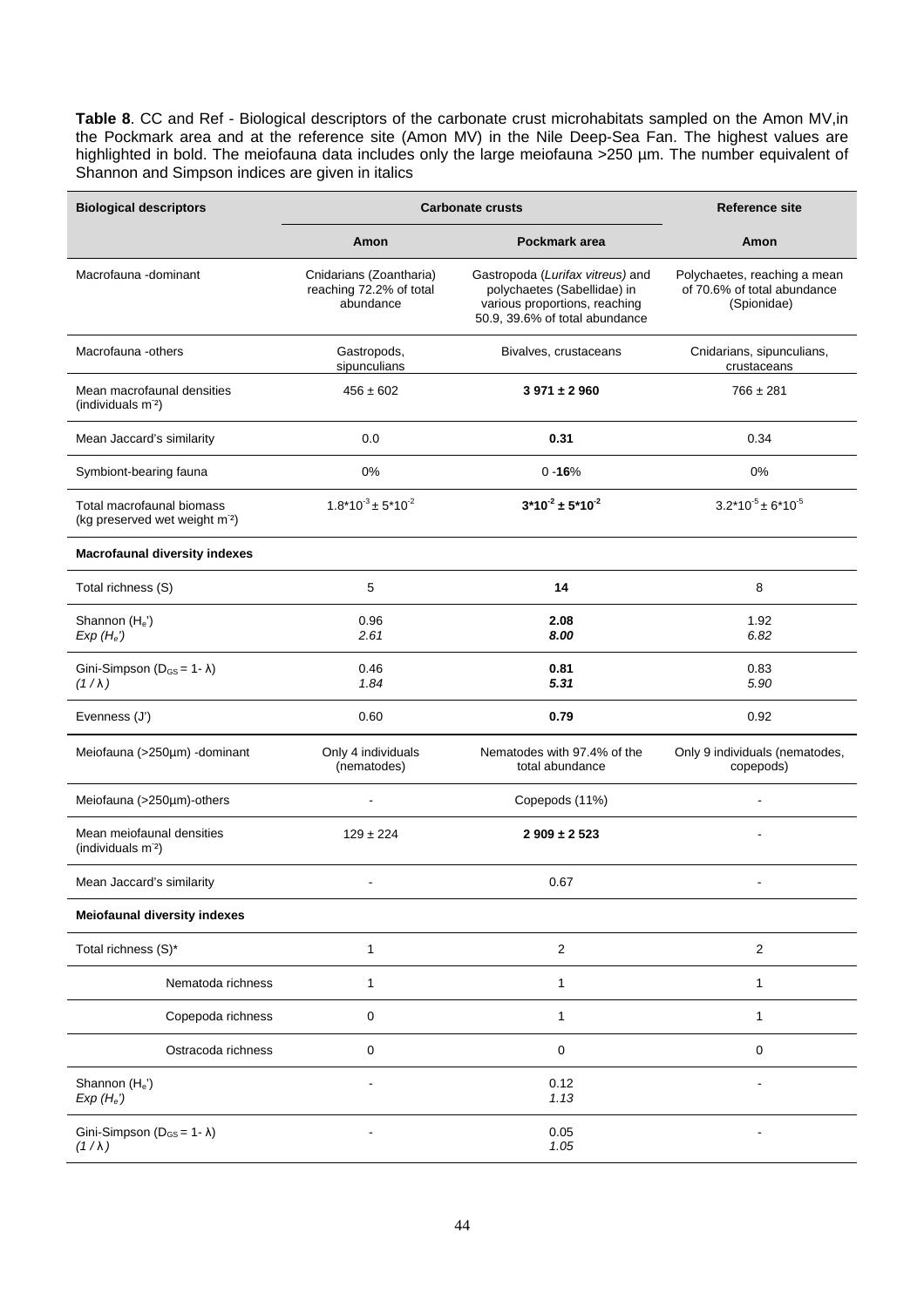**Table 8**. CC and Ref - Biological descriptors of the carbonate crust microhabitats sampled on the Amon MV,in the Pockmark area and at the reference site (Amon MV) in the Nile Deep-Sea Fan. The highest values are highlighted in bold. The meiofauna data includes only the large meiofauna >250 µm. The number equivalent of Shannon and Simpson indices are given in italics

| Biological descriptors | Carbonate crusts | | Reference site |
|---|---|---|---|
| | Amon | Pockmark area | Amon |
| Macrofauna -dominant | Cnidarians (Zoantharia) reaching 72.2% of total abundance | Gastropoda (*Lurifax vitreus)* and polychaetes (Sabellidae) in various proportions, reaching 50.9, 39.6% of total abundance | Polychaetes, reaching a mean of 70.6% of total abundance (Spionidae) |
| Macrofauna -others | Gastropods, sipunculians | Bivalves, crustaceans | Cnidarians, sipunculians, crustaceans |
| Mean macrofaunal densities (individuals $m^{-2}$) | 456 ± 602 | **3 971 ± 2 960** | 766 ± 281 |
| Mean Jaccard's similarity | 0.0 | **0.31** | 0.34 |
| Symbiont-bearing fauna | 0% | 0 -**16**% | 0% |
| Total macrofaunal biomass (kg preserved wet weight $m^{-2}$) | $1.8*10^{-3} \pm 5*10^{-2}$ | $\mathbf{3*10^{-2} \pm 5*10^{-2}}$ | $3.2*10^{-5} \pm 6*10^{-5}$ |
| **Macrofaunal diversity indexes** | | | |
| Total richness (S) | 5 | **14** | 8 |
| Shannon ($H_e$')<br>*Exp ($H_e$')* | 0.96<br>*2.61* | **2.08**<br>***8.00*** | 1.92<br>*6.82* |
| Gini-Simpson ($D_{GS}$ = 1- λ)<br>*(1 / λ)* | 0.46<br>*1.84* | **0.81**<br>***5.31*** | 0.83<br>*5.90* |
| Evenness (J') | 0.60 | **0.79** | 0.92 |
| Meiofauna (>250µm) -dominant | Only 4 individuals (nematodes) | Nematodes with 97.4% of the total abundance | Only 9 individuals (nematodes, copepods) |
| Meiofauna (>250µm)-others | - | Copepods (11%) | - |
| Mean meiofaunal densities (individuals $m^{-2}$) | 129 ± 224 | **2 909 ± 2 523** | - |
| Mean Jaccard's similarity | - | 0.67 | - |
| **Meiofaunal diversity indexes** | | | |
| Total richness (S)* | 1 | 2 | 2 |
| Nematoda richness | 1 | 1 | 1 |
| Copepoda richness | 0 | 1 | 1 |
| Ostracoda richness | 0 | 0 | 0 |
| Shannon ($H_e$')<br>*Exp ($H_e$')* | - | 0.12<br>*1.13* | - |
| Gini-Simpson ($D_{GS}$ = 1- λ)<br>*(1 / λ)* | - | 0.05<br>*1.05* | - |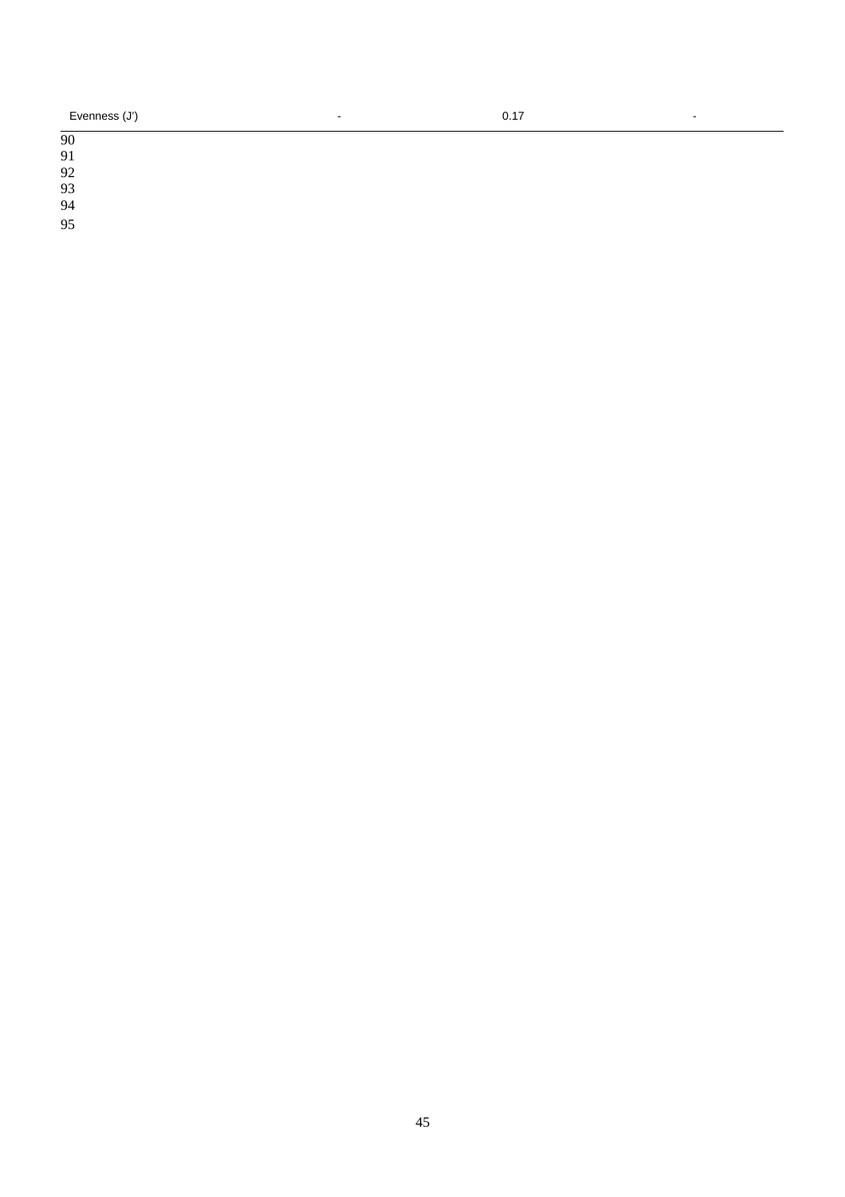| | | | |
|---|---|---|---|
| Evenness (J') | - | 0.17 | - |

90
91
92
93
94
95